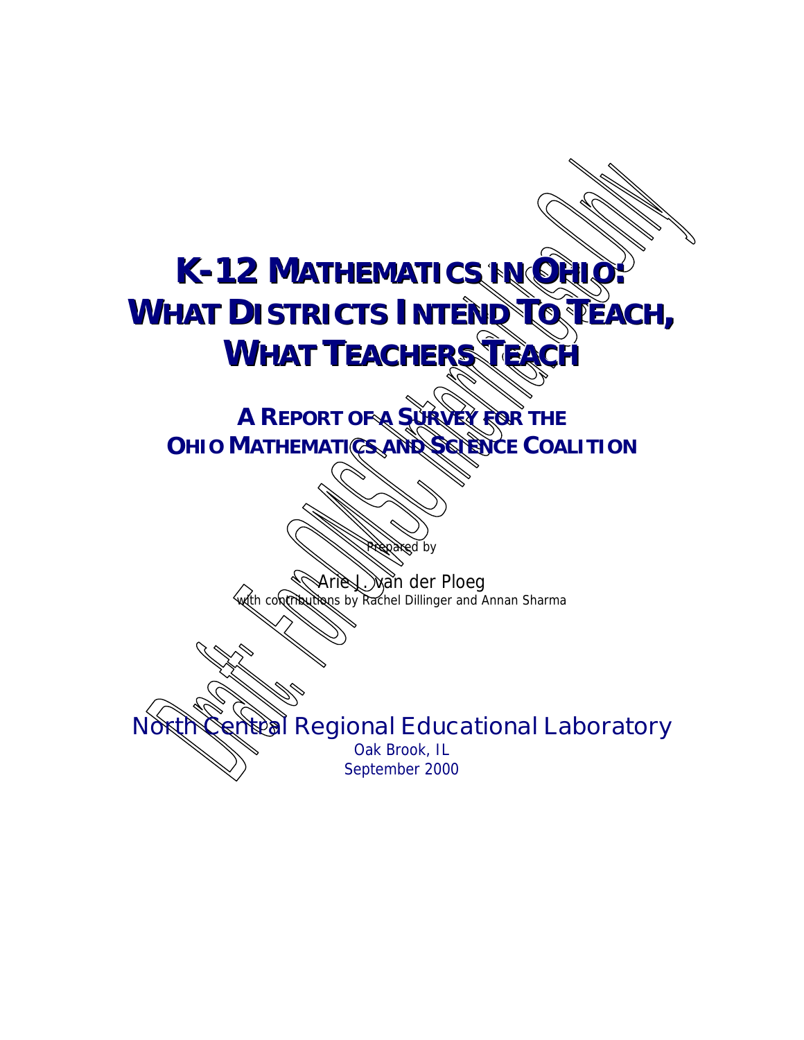# K-12 MATHEMATICS IN OHIO: WHAT DISTRICTS INTEND TO TEACH, WHAT TEACHERS TEACH

## A REPORT OF A SURVEY FOR THE OHIO MATHEMATICS AND SCIENCE COALITION

Draft: For OMSC Internal Use Only

Prepared by

Arie J. van der Ploeg
with contributions by Rachel Dillinger and Annan Sharma

North Central Regional Educational Laboratory
Oak Brook, IL
September 2000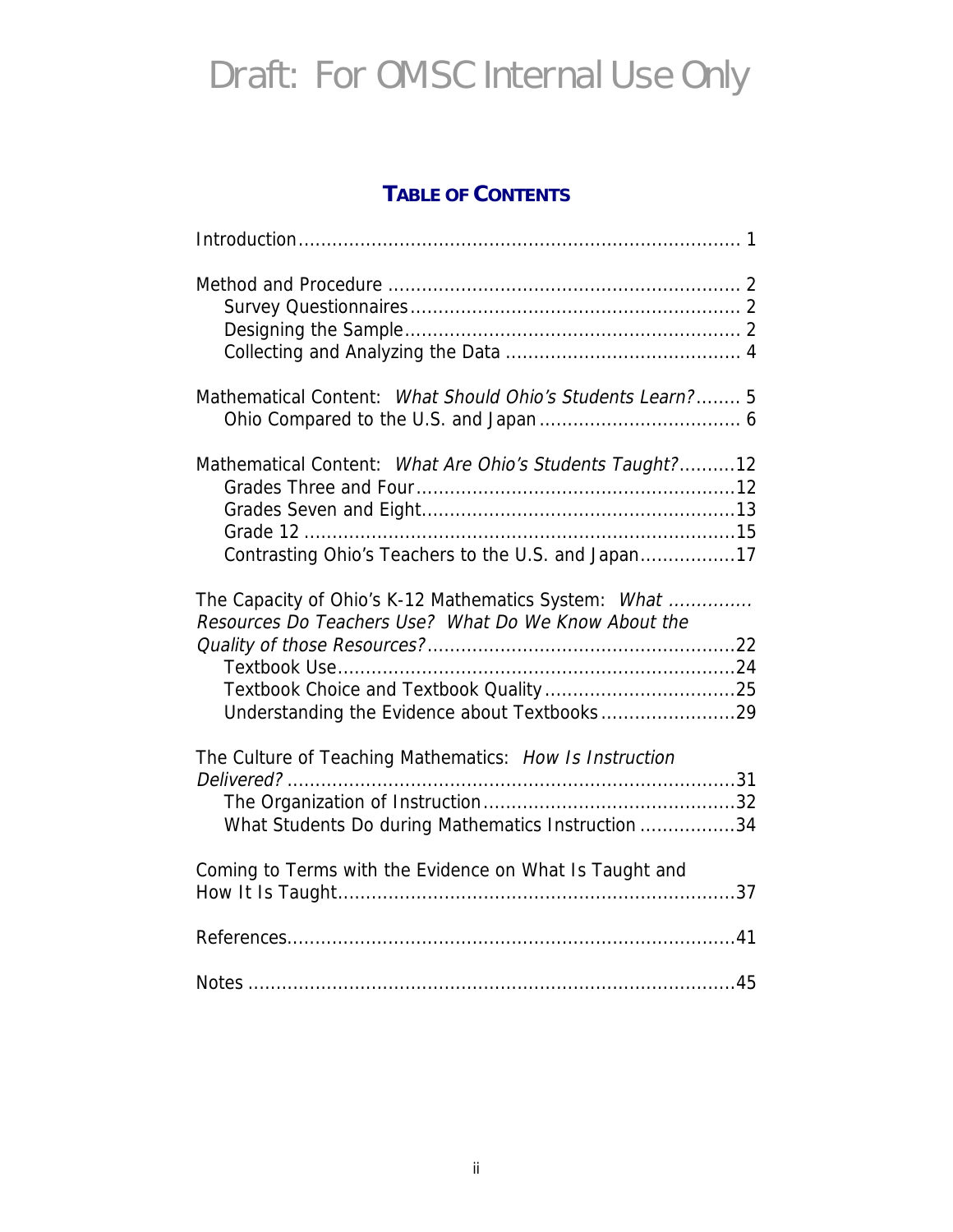Draft: For OMSC Internal Use Only

## TABLE OF CONTENTS

Introduction .................................................................................. 1

Method and Procedure ................................................................ 2
- Survey Questionnaires ............................................................ 2
- Designing the Sample ............................................................. 2
- Collecting and Analyzing the Data .......................................... 4

Mathematical Content: *What Should Ohio's Students Learn?* ........ 5
- Ohio Compared to the U.S. and Japan .................................... 6

Mathematical Content: *What Are Ohio's Students Taught?* ..........12
- Grades Three and Four ..........................................................12
- Grades Seven and Eight .........................................................13
- Grade 12 ................................................................................15
- Contrasting Ohio's Teachers to the U.S. and Japan .................17

The Capacity of Ohio's K-12 Mathematics System: *What Resources Do Teachers Use? What Do We Know About the Quality of those Resources?* ..........22
- Textbook Use .........................................................................24
- Textbook Choice and Textbook Quality ..................................25
- Understanding the Evidence about Textbooks ........................29

The Culture of Teaching Mathematics: *How Is Instruction Delivered?* ..........31
- The Organization of Instruction .............................................32
- What Students Do during Mathematics Instruction .................34

Coming to Terms with the Evidence on What Is Taught and How It Is Taught ..........37

References ...................................................................................41

Notes ...........................................................................................45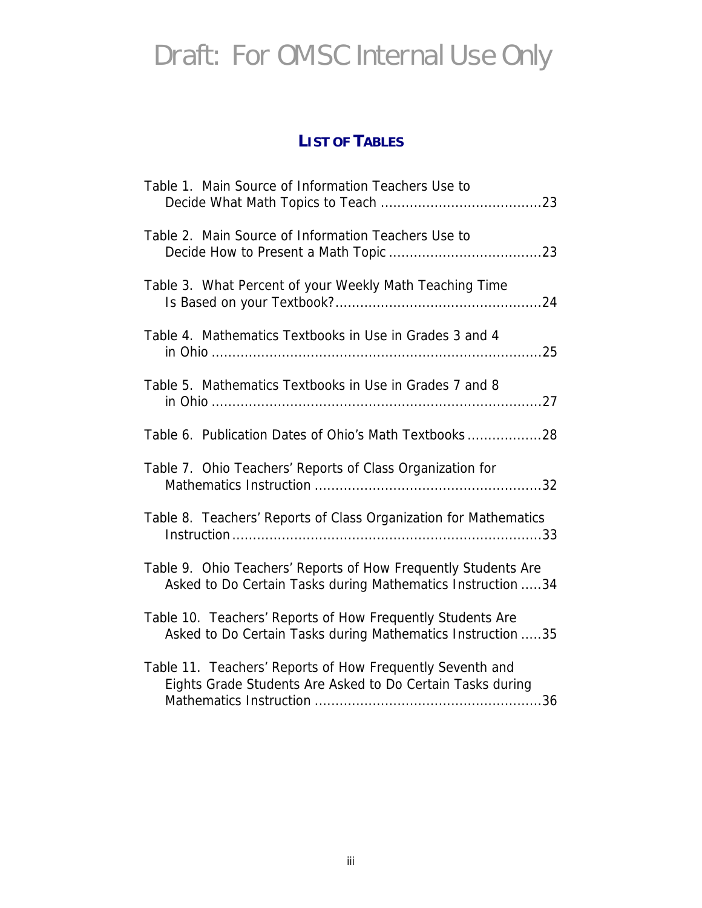Draft: For OMSC Internal Use Only

## LIST OF TABLES

Table 1. Main Source of Information Teachers Use to Decide What Math Topics to Teach ....................................23

Table 2. Main Source of Information Teachers Use to Decide How to Present a Math Topic ....................................23

Table 3. What Percent of your Weekly Math Teaching Time Is Based on your Textbook?................................................24

Table 4. Mathematics Textbooks in Use in Grades 3 and 4 in Ohio ..........................................................................25

Table 5. Mathematics Textbooks in Use in Grades 7 and 8 in Ohio ..........................................................................27

Table 6. Publication Dates of Ohio's Math Textbooks..................28

Table 7. Ohio Teachers' Reports of Class Organization for Mathematics Instruction ....................................................32

Table 8. Teachers' Reports of Class Organization for Mathematics Instruction..........................................................................33

Table 9. Ohio Teachers' Reports of How Frequently Students Are Asked to Do Certain Tasks during Mathematics Instruction .....34

Table 10. Teachers' Reports of How Frequently Students Are Asked to Do Certain Tasks during Mathematics Instruction .....35

Table 11. Teachers' Reports of How Frequently Seventh and Eights Grade Students Are Asked to Do Certain Tasks during Mathematics Instruction ....................................................36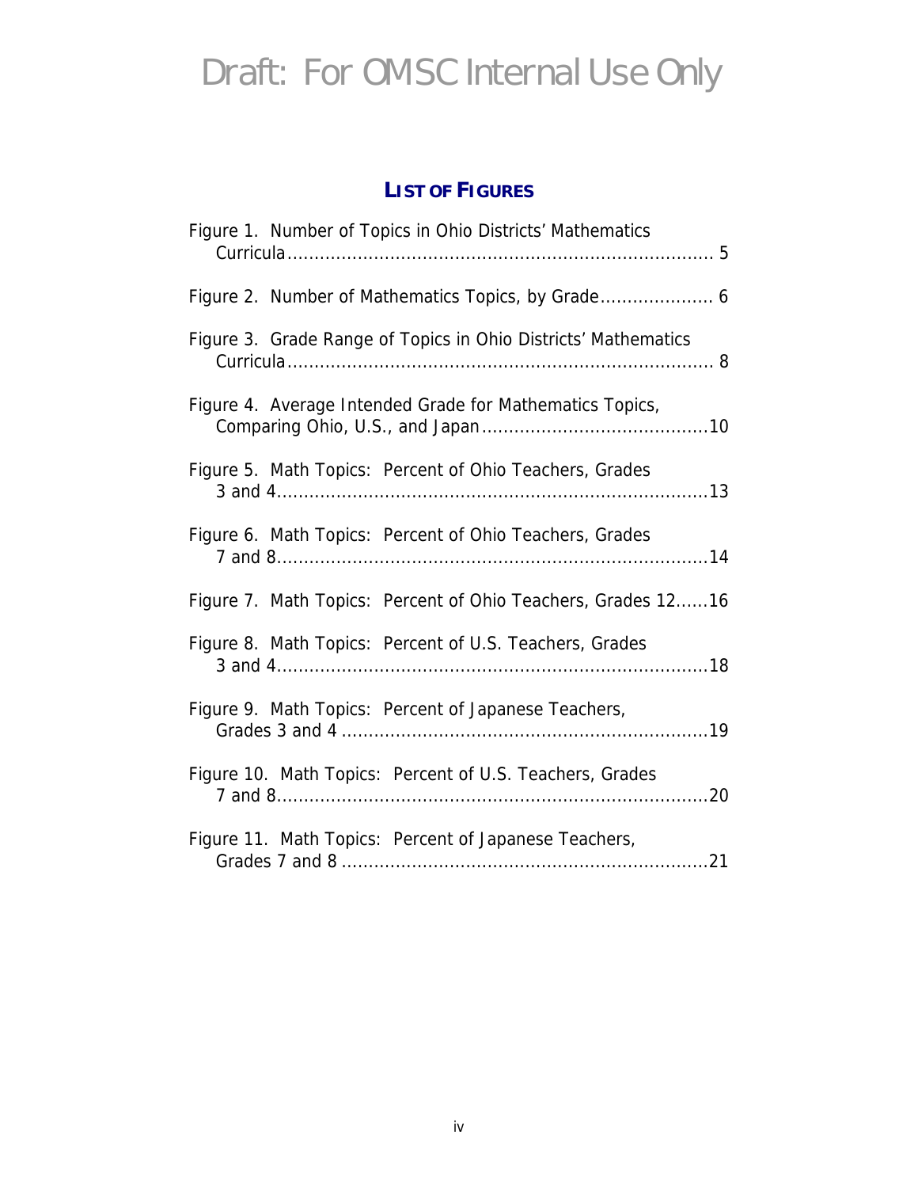# Draft: For OMSC Internal Use Only

## LIST OF FIGURES

Figure 1. Number of Topics in Ohio Districts' Mathematics Curricula ............................................................................. 5

Figure 2. Number of Mathematics Topics, by Grade..................... 6

Figure 3. Grade Range of Topics in Ohio Districts' Mathematics Curricula ............................................................................. 8

Figure 4. Average Intended Grade for Mathematics Topics, Comparing Ohio, U.S., and Japan.........................................10

Figure 5. Math Topics: Percent of Ohio Teachers, Grades 3 and 4...............................................................................13

Figure 6. Math Topics: Percent of Ohio Teachers, Grades 7 and 8...............................................................................14

Figure 7. Math Topics: Percent of Ohio Teachers, Grades 12......16

Figure 8. Math Topics: Percent of U.S. Teachers, Grades 3 and 4...............................................................................18

Figure 9. Math Topics: Percent of Japanese Teachers, Grades 3 and 4 ...................................................................19

Figure 10. Math Topics: Percent of U.S. Teachers, Grades 7 and 8...............................................................................20

Figure 11. Math Topics: Percent of Japanese Teachers, Grades 7 and 8 ...................................................................21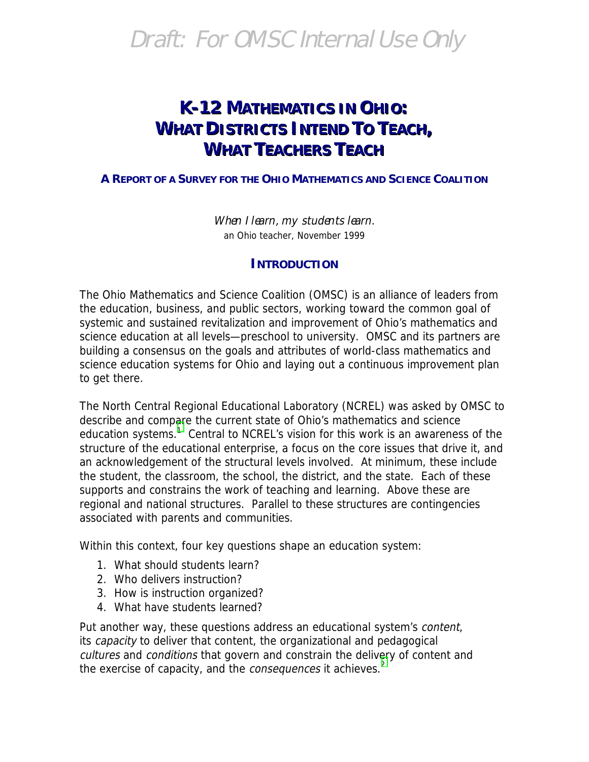Draft: For OMSC Internal Use Only

# K-12 MATHEMATICS IN OHIO: WHAT DISTRICTS INTEND TO TEACH, WHAT TEACHERS TEACH

**A REPORT OF A SURVEY FOR THE OHIO MATHEMATICS AND SCIENCE COALITION**

*When I learn, my students learn.*
an Ohio teacher, November 1999

## INTRODUCTION

The Ohio Mathematics and Science Coalition (OMSC) is an alliance of leaders from the education, business, and public sectors, working toward the common goal of systemic and sustained revitalization and improvement of Ohio's mathematics and science education at all levels—preschool to university. OMSC and its partners are building a consensus on the goals and attributes of world-class mathematics and science education systems for Ohio and laying out a continuous improvement plan to get there.

The North Central Regional Educational Laboratory (NCREL) was asked by OMSC to describe and compare the current state of Ohio's mathematics and science education systems.[1] Central to NCREL's vision for this work is an awareness of the structure of the educational enterprise, a focus on the core issues that drive it, and an acknowledgement of the structural levels involved. At minimum, these include the student, the classroom, the school, the district, and the state. Each of these supports and constrains the work of teaching and learning. Above these are regional and national structures. Parallel to these structures are contingencies associated with parents and communities.

Within this context, four key questions shape an education system:

1. What should students learn?
2. Who delivers instruction?
3. How is instruction organized?
4. What have students learned?

Put another way, these questions address an educational system's *content*, its *capacity* to deliver that content, the organizational and pedagogical *cultures* and *conditions* that govern and constrain the delivery of content and the exercise of capacity, and the *consequences* it achieves.[2]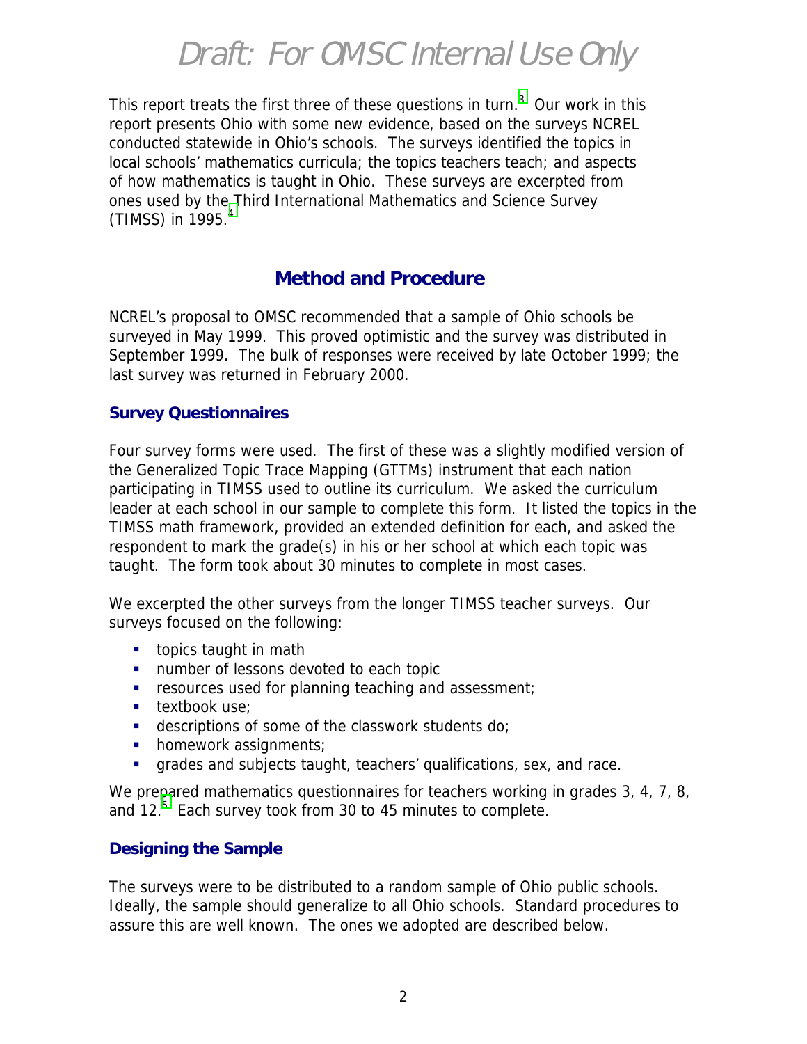This report treats the first three of these questions in turn.[3] Our work in this report presents Ohio with some new evidence, based on the surveys NCREL conducted statewide in Ohio's schools. The surveys identified the topics in local schools' mathematics curricula; the topics teachers teach; and aspects of how mathematics is taught in Ohio. These surveys are excerpted from ones used by the Third International Mathematics and Science Survey (TIMSS) in 1995.[4]

## Method and Procedure

NCREL's proposal to OMSC recommended that a sample of Ohio schools be surveyed in May 1999. This proved optimistic and the survey was distributed in September 1999. The bulk of responses were received by late October 1999; the last survey was returned in February 2000.

### Survey Questionnaires

Four survey forms were used. The first of these was a slightly modified version of the Generalized Topic Trace Mapping (GTTMs) instrument that each nation participating in TIMSS used to outline its curriculum. We asked the curriculum leader at each school in our sample to complete this form. It listed the topics in the TIMSS math framework, provided an extended definition for each, and asked the respondent to mark the grade(s) in his or her school at which each topic was taught. The form took about 30 minutes to complete in most cases.

We excerpted the other surveys from the longer TIMSS teacher surveys. Our surveys focused on the following:

- topics taught in math
- number of lessons devoted to each topic
- resources used for planning teaching and assessment;
- textbook use;
- descriptions of some of the classwork students do;
- homework assignments;
- grades and subjects taught, teachers' qualifications, sex, and race.

We prepared mathematics questionnaires for teachers working in grades 3, 4, 7, 8, and 12.[5] Each survey took from 30 to 45 minutes to complete.

### Designing the Sample

The surveys were to be distributed to a random sample of Ohio public schools. Ideally, the sample should generalize to all Ohio schools. Standard procedures to assure this are well known. The ones we adopted are described below.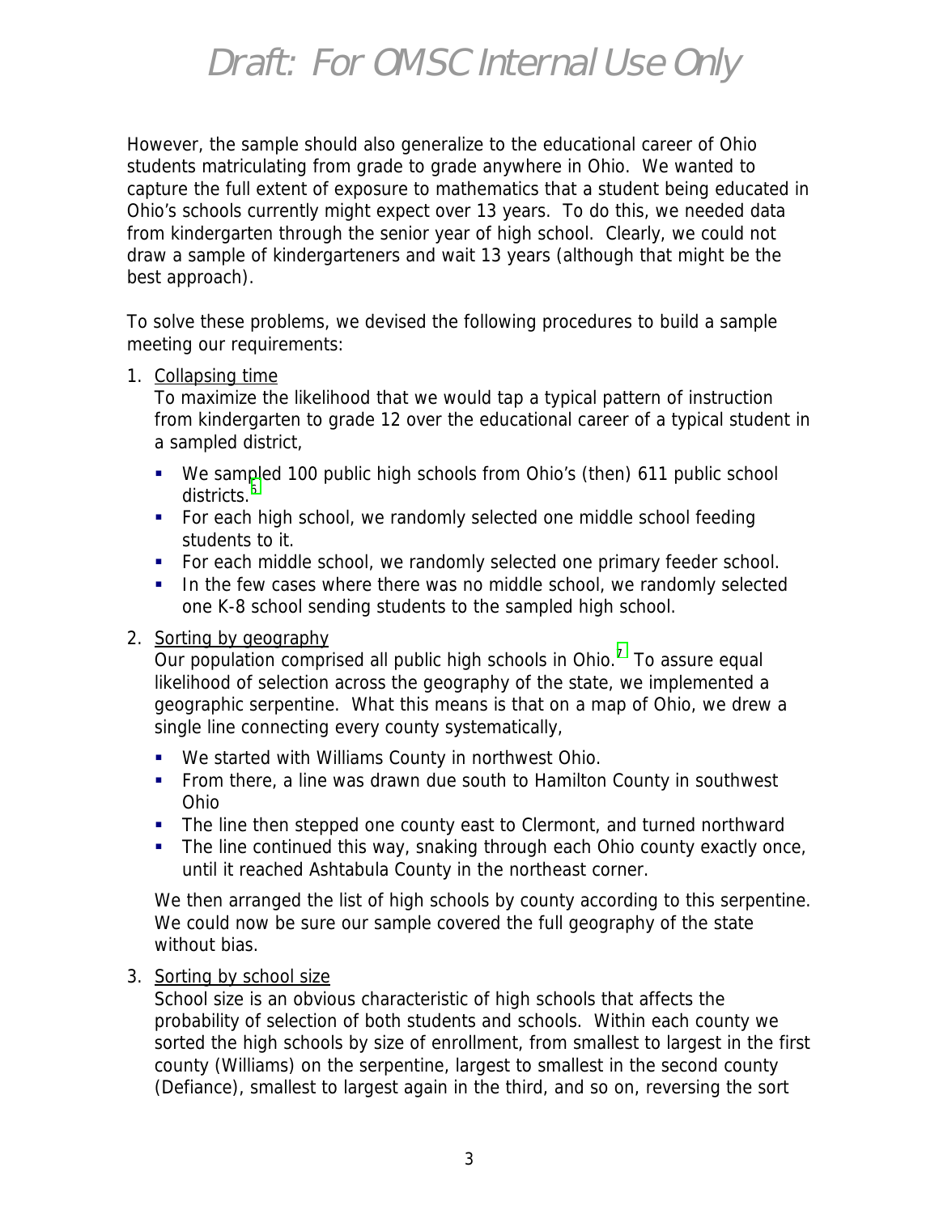However, the sample should also generalize to the educational career of Ohio students matriculating from grade to grade anywhere in Ohio. We wanted to capture the full extent of exposure to mathematics that a student being educated in Ohio's schools currently might expect over 13 years. To do this, we needed data from kindergarten through the senior year of high school. Clearly, we could not draw a sample of kindergarteners and wait 13 years (although that might be the best approach).

To solve these problems, we devised the following procedures to build a sample meeting our requirements:

1. Collapsing time
   To maximize the likelihood that we would tap a typical pattern of instruction from kindergarten to grade 12 over the educational career of a typical student in a sampled district,
   - We sampled 100 public high schools from Ohio's (then) 611 public school districts.[6]
   - For each high school, we randomly selected one middle school feeding students to it.
   - For each middle school, we randomly selected one primary feeder school.
   - In the few cases where there was no middle school, we randomly selected one K-8 school sending students to the sampled high school.

2. Sorting by geography
   Our population comprised all public high schools in Ohio.[7] To assure equal likelihood of selection across the geography of the state, we implemented a geographic serpentine. What this means is that on a map of Ohio, we drew a single line connecting every county systematically,
   - We started with Williams County in northwest Ohio.
   - From there, a line was drawn due south to Hamilton County in southwest Ohio
   - The line then stepped one county east to Clermont, and turned northward
   - The line continued this way, snaking through each Ohio county exactly once, until it reached Ashtabula County in the northeast corner.

   We then arranged the list of high schools by county according to this serpentine. We could now be sure our sample covered the full geography of the state without bias.

3. Sorting by school size
   School size is an obvious characteristic of high schools that affects the probability of selection of both students and schools. Within each county we sorted the high schools by size of enrollment, from smallest to largest in the first county (Williams) on the serpentine, largest to smallest in the second county (Defiance), smallest to largest again in the third, and so on, reversing the sort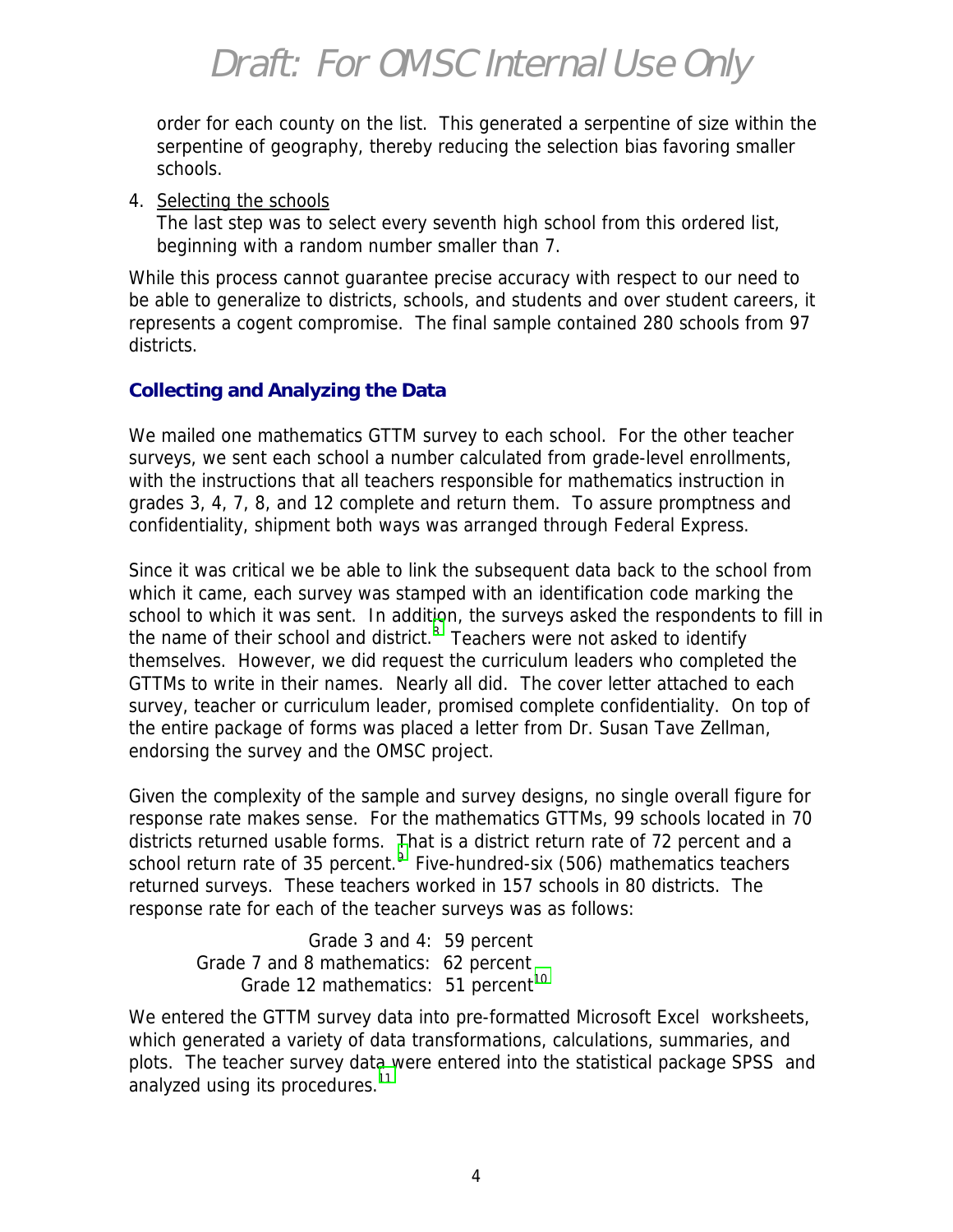order for each county on the list. This generated a serpentine of size within the serpentine of geography, thereby reducing the selection bias favoring smaller schools.

4. Selecting the schools
   The last step was to select every seventh high school from this ordered list, beginning with a random number smaller than 7.

While this process cannot guarantee precise accuracy with respect to our need to be able to generalize to districts, schools, and students and over student careers, it represents a cogent compromise. The final sample contained 280 schools from 97 districts.

### Collecting and Analyzing the Data

We mailed one mathematics GTTM survey to each school. For the other teacher surveys, we sent each school a number calculated from grade-level enrollments, with the instructions that all teachers responsible for mathematics instruction in grades 3, 4, 7, 8, and 12 complete and return them. To assure promptness and confidentiality, shipment both ways was arranged through Federal Express.

Since it was critical we be able to link the subsequent data back to the school from which it came, each survey was stamped with an identification code marking the school to which it was sent. In addition, the surveys asked the respondents to fill in the name of their school and district.[8] Teachers were not asked to identify themselves. However, we did request the curriculum leaders who completed the GTTMs to write in their names. Nearly all did. The cover letter attached to each survey, teacher or curriculum leader, promised complete confidentiality. On top of the entire package of forms was placed a letter from Dr. Susan Tave Zellman, endorsing the survey and the OMSC project.

Given the complexity of the sample and survey designs, no single overall figure for response rate makes sense. For the mathematics GTTMs, 99 schools located in 70 districts returned usable forms. That is a district return rate of 72 percent and a school return rate of 35 percent.[9] Five-hundred-six (506) mathematics teachers returned surveys. These teachers worked in 157 schools in 80 districts. The response rate for each of the teacher surveys was as follows:

Grade 3 and 4: 59 percent
Grade 7 and 8 mathematics: 62 percent
Grade 12 mathematics: 51 percent[10]

We entered the GTTM survey data into pre-formatted Microsoft Excel worksheets, which generated a variety of data transformations, calculations, summaries, and plots. The teacher survey data were entered into the statistical package SPSS and analyzed using its procedures.[11]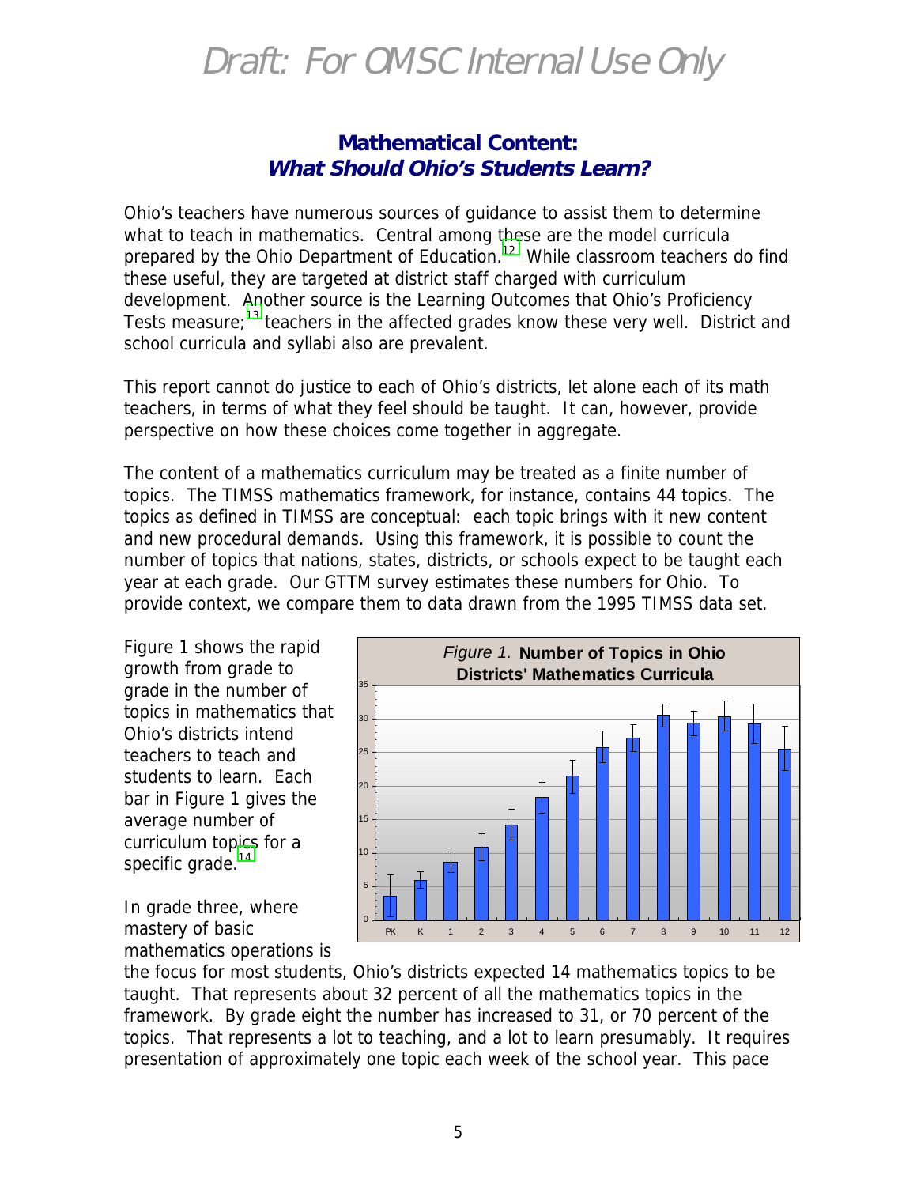# Draft: For OMSC Internal Use Only

## Mathematical Content:
## *What Should Ohio's Students Learn?*

Ohio's teachers have numerous sources of guidance to assist them to determine what to teach in mathematics. Central among these are the model curricula prepared by the Ohio Department of Education.[12] While classroom teachers do find these useful, they are targeted at district staff charged with curriculum development. Another source is the Learning Outcomes that Ohio's Proficiency Tests measure;[13] teachers in the affected grades know these very well. District and school curricula and syllabi also are prevalent.

This report cannot do justice to each of Ohio's districts, let alone each of its math teachers, in terms of what they feel should be taught. It can, however, provide perspective on how these choices come together in aggregate.

The content of a mathematics curriculum may be treated as a finite number of topics. The TIMSS mathematics framework, for instance, contains 44 topics. The topics as defined in TIMSS are conceptual: each topic brings with it new content and new procedural demands. Using this framework, it is possible to count the number of topics that nations, states, districts, or schools expect to be taught each year at each grade. Our GTTM survey estimates these numbers for Ohio. To provide context, we compare them to data drawn from the 1995 TIMSS data set.

Figure 1 shows the rapid growth from grade to grade in the number of topics in mathematics that Ohio's districts intend teachers to teach and students to learn. Each bar in Figure 1 gives the average number of curriculum topics for a specific grade.[14]

*Figure 1.* **Number of Topics in Ohio Districts' Mathematics Curricula**

In grade three, where mastery of basic mathematics operations is the focus for most students, Ohio's districts expected 14 mathematics topics to be taught. That represents about 32 percent of all the mathematics topics in the framework. By grade eight the number has increased to 31, or 70 percent of the topics. That represents a lot to teaching, and a lot to learn presumably. It requires presentation of approximately one topic each week of the school year. This pace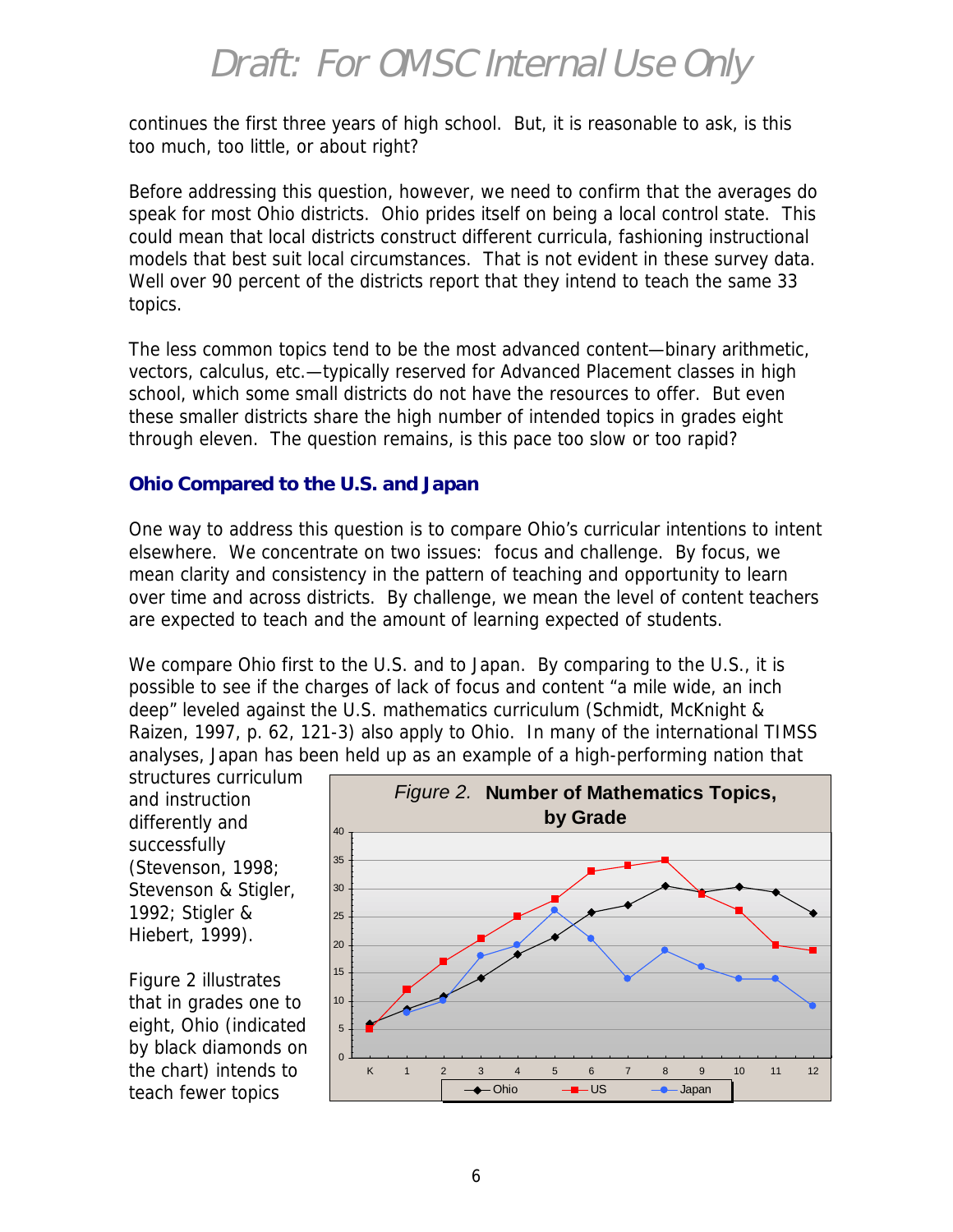continues the first three years of high school. But, it is reasonable to ask, is this too much, too little, or about right?

Before addressing this question, however, we need to confirm that the averages do speak for most Ohio districts. Ohio prides itself on being a local control state. This could mean that local districts construct different curricula, fashioning instructional models that best suit local circumstances. That is not evident in these survey data. Well over 90 percent of the districts report that they intend to teach the same 33 topics.

The less common topics tend to be the most advanced content—binary arithmetic, vectors, calculus, etc.—typically reserved for Advanced Placement classes in high school, which some small districts do not have the resources to offer. But even these smaller districts share the high number of intended topics in grades eight through eleven. The question remains, is this pace too slow or too rapid?

### Ohio Compared to the U.S. and Japan

One way to address this question is to compare Ohio's curricular intentions to intent elsewhere. We concentrate on two issues: focus and challenge. By focus, we mean clarity and consistency in the pattern of teaching and opportunity to learn over time and across districts. By challenge, we mean the level of content teachers are expected to teach and the amount of learning expected of students.

We compare Ohio first to the U.S. and to Japan. By comparing to the U.S., it is possible to see if the charges of lack of focus and content "a mile wide, an inch deep" leveled against the U.S. mathematics curriculum (Schmidt, McKnight & Raizen, 1997, p. 62, 121-3) also apply to Ohio. In many of the international TIMSS analyses, Japan has been held up as an example of a high-performing nation that structures curriculum and instruction differently and successfully (Stevenson, 1998; Stevenson & Stigler, 1992; Stigler & Hiebert, 1999).

*Figure 2.* **Number of Mathematics Topics, by Grade**

| Grade | K | 1 | 2 | 3 | 4 | 5 | 6 | 7 | 8 | 9 | 10 | 11 | 12 |
|---|---|---|---|---|---|---|---|---|---|---|---|---|---|
| Ohio | 6 | 8.5 | 10.7 | 14 | 18.3 | 21.3 | 25.7 | 27 | 30.4 | 29.3 | 30.2 | 29.3 | 25.5 |
| US | 5 | 12 | 17 | 21 | 25 | 28 | 33 | 34 | 35 | 29 | 26 | 20 | 19 |
| Japan | 6 | 8 | 10 | 18 | 20 | 26 | 21 | 14 | 19 | 16 | 14 | 14 | 9 |

Figure 2 illustrates that in grades one to eight, Ohio (indicated by black diamonds on the chart) intends to teach fewer topics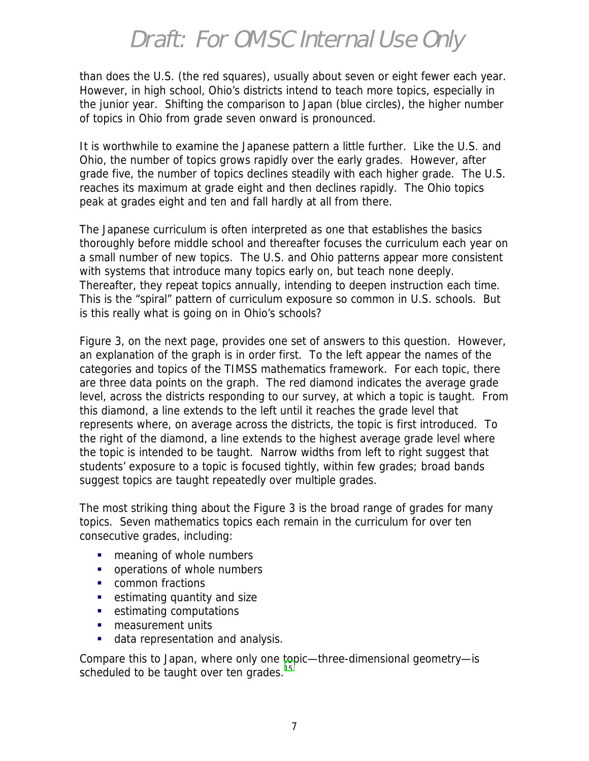than does the U.S. (the red squares), usually about seven or eight fewer each year. However, in high school, Ohio's districts intend to teach more topics, especially in the junior year. Shifting the comparison to Japan (blue circles), the higher number of topics in Ohio from grade seven onward is pronounced.

It is worthwhile to examine the Japanese pattern a little further. Like the U.S. and Ohio, the number of topics grows rapidly over the early grades. However, after grade five, the number of topics declines steadily with each higher grade. The U.S. reaches its maximum at grade eight and then declines rapidly. The Ohio topics peak at grades eight and ten and fall hardly at all from there.

The Japanese curriculum is often interpreted as one that establishes the basics thoroughly before middle school and thereafter focuses the curriculum each year on a small number of new topics. The U.S. and Ohio patterns appear more consistent with systems that introduce many topics early on, but teach none deeply. Thereafter, they repeat topics annually, intending to deepen instruction each time. This is the "spiral" pattern of curriculum exposure so common in U.S. schools. But is this really what is going on in Ohio's schools?

Figure 3, on the next page, provides one set of answers to this question. However, an explanation of the graph is in order first. To the left appear the names of the categories and topics of the TIMSS mathematics framework. For each topic, there are three data points on the graph. The red diamond indicates the average grade level, across the districts responding to our survey, at which a topic is taught. From this diamond, a line extends to the left until it reaches the grade level that represents where, on average across the districts, the topic is first introduced. To the right of the diamond, a line extends to the highest average grade level where the topic is intended to be taught. Narrow widths from left to right suggest that students' exposure to a topic is focused tightly, within few grades; broad bands suggest topics are taught repeatedly over multiple grades.

The most striking thing about the Figure 3 is the broad range of grades for many topics. Seven mathematics topics each remain in the curriculum for over ten consecutive grades, including:

- meaning of whole numbers
- operations of whole numbers
- common fractions
- estimating quantity and size
- estimating computations
- measurement units
- data representation and analysis.

Compare this to Japan, where only one topic—three-dimensional geometry—is scheduled to be taught over ten grades.[15]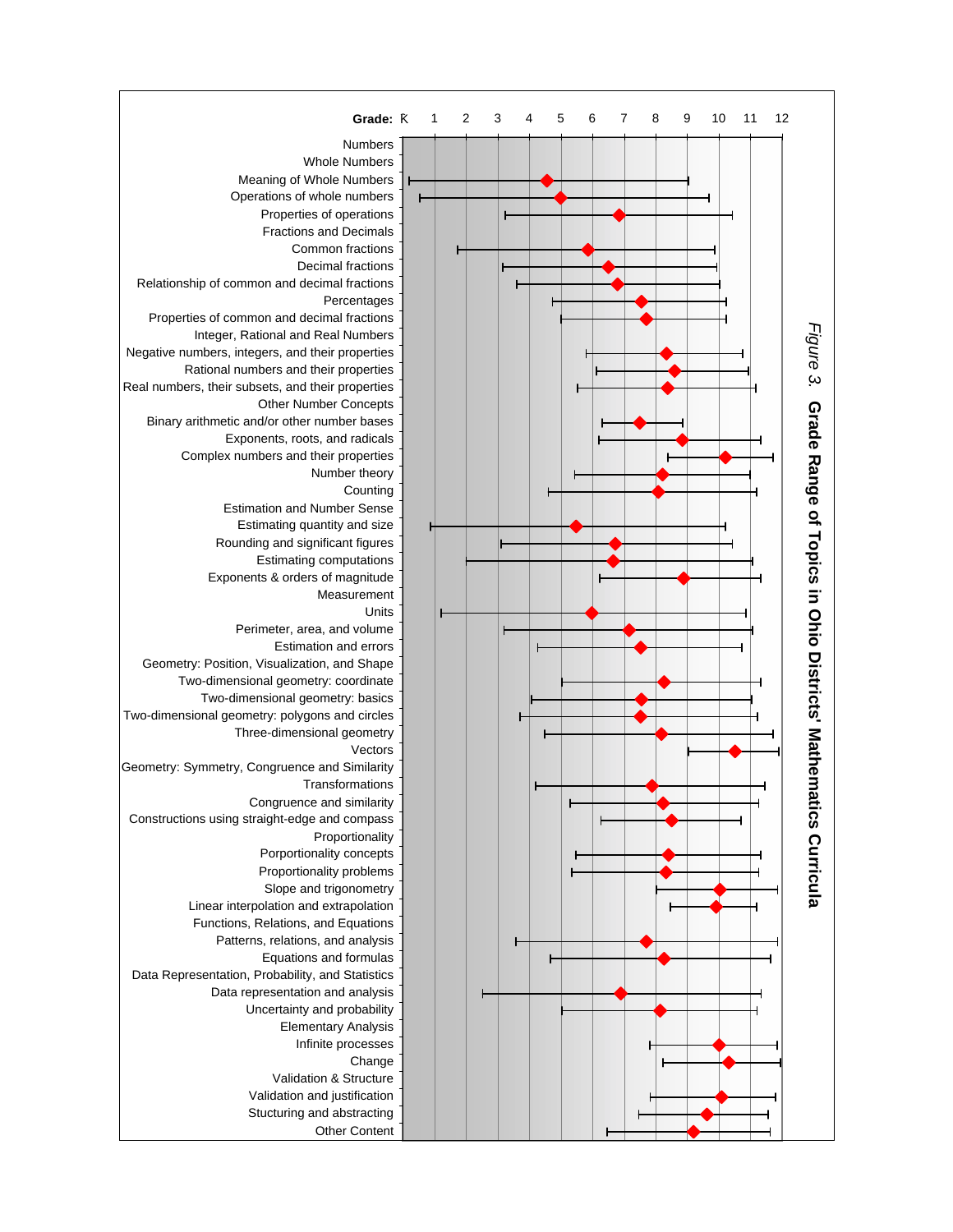Grade: K 1 2 3 4 5 6 7 8 9 10 11 12

Numbers
Whole Numbers
Meaning of Whole Numbers
Operations of whole numbers
Properties of operations
Fractions and Decimals
Common fractions
Decimal fractions
Relationship of common and decimal fractions
Percentages
Properties of common and decimal fractions
Integer, Rational and Real Numbers
Negative numbers, integers, and their properties
Rational numbers and their properties
Real numbers, their subsets, and their properties
Other Number Concepts
Binary arithmetic and/or other number bases
Exponents, roots, and radicals
Complex numbers and their properties
Number theory
Counting
Estimation and Number Sense
Estimating quantity and size
Rounding and significant figures
Estimating computations
Exponents & orders of magnitude
Measurement
Units
Perimeter, area, and volume
Estimation and errors
Geometry: Position, Visualization, and Shape
Two-dimensional geometry: coordinate
Two-dimensional geometry: basics
Two-dimensional geometry: polygons and circles
Three-dimensional geometry
Vectors
Geometry: Symmetry, Congruence and Similarity
Transformations
Congruence and similarity
Constructions using straight-edge and compass
Proportionality
Porportionality concepts
Proportionality problems
Slope and trigonometry
Linear interpolation and extrapolation
Functions, Relations, and Equations
Patterns, relations, and analysis
Equations and formulas
Data Representation, Probability, and Statistics
Data representation and analysis
Uncertainty and probability
Elementary Analysis
Infinite processes
Change
Validation & Structure
Validation and justification
Stucturing and abstracting
Other Content

*Figure 3.* **Grade Range of Topics in Ohio Districts' Mathematics Curricula**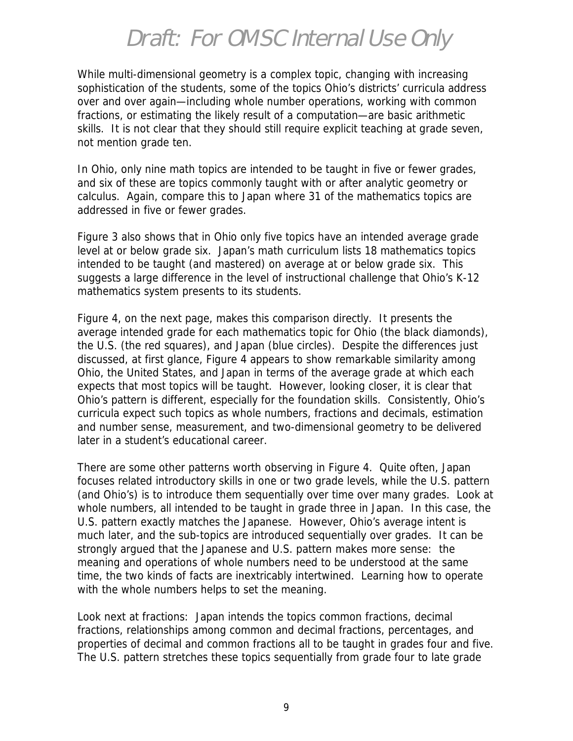While multi-dimensional geometry is a complex topic, changing with increasing sophistication of the students, some of the topics Ohio's districts' curricula address over and over again—including whole number operations, working with common fractions, or estimating the likely result of a computation—are basic arithmetic skills. It is not clear that they should still require explicit teaching at grade seven, not mention grade ten.

In Ohio, only nine math topics are intended to be taught in five or fewer grades, and six of these are topics commonly taught with or after analytic geometry or calculus. Again, compare this to Japan where 31 of the mathematics topics are addressed in five or fewer grades.

Figure 3 also shows that in Ohio only five topics have an intended average grade level at or below grade six. Japan's math curriculum lists 18 mathematics topics intended to be taught (and mastered) on average at or below grade six. This suggests a large difference in the level of instructional challenge that Ohio's K-12 mathematics system presents to its students.

Figure 4, on the next page, makes this comparison directly. It presents the average intended grade for each mathematics topic for Ohio (the black diamonds), the U.S. (the red squares), and Japan (blue circles). Despite the differences just discussed, at first glance, Figure 4 appears to show remarkable similarity among Ohio, the United States, and Japan in terms of the average grade at which each expects that most topics will be taught. However, looking closer, it is clear that Ohio's pattern is different, especially for the foundation skills. Consistently, Ohio's curricula expect such topics as whole numbers, fractions and decimals, estimation and number sense, measurement, and two-dimensional geometry to be delivered later in a student's educational career.

There are some other patterns worth observing in Figure 4. Quite often, Japan focuses related introductory skills in one or two grade levels, while the U.S. pattern (and Ohio's) is to introduce them sequentially over time over many grades. Look at whole numbers, all intended to be taught in grade three in Japan. In this case, the U.S. pattern exactly matches the Japanese. However, Ohio's average intent is much later, and the sub-topics are introduced sequentially over grades. It can be strongly argued that the Japanese and U.S. pattern makes more sense: the meaning and operations of whole numbers need to be understood at the same time, the two kinds of facts are inextricably intertwined. Learning how to operate with the whole numbers helps to set the meaning.

Look next at fractions: Japan intends the topics common fractions, decimal fractions, relationships among common and decimal fractions, percentages, and properties of decimal and common fractions all to be taught in grades four and five. The U.S. pattern stretches these topics sequentially from grade four to late grade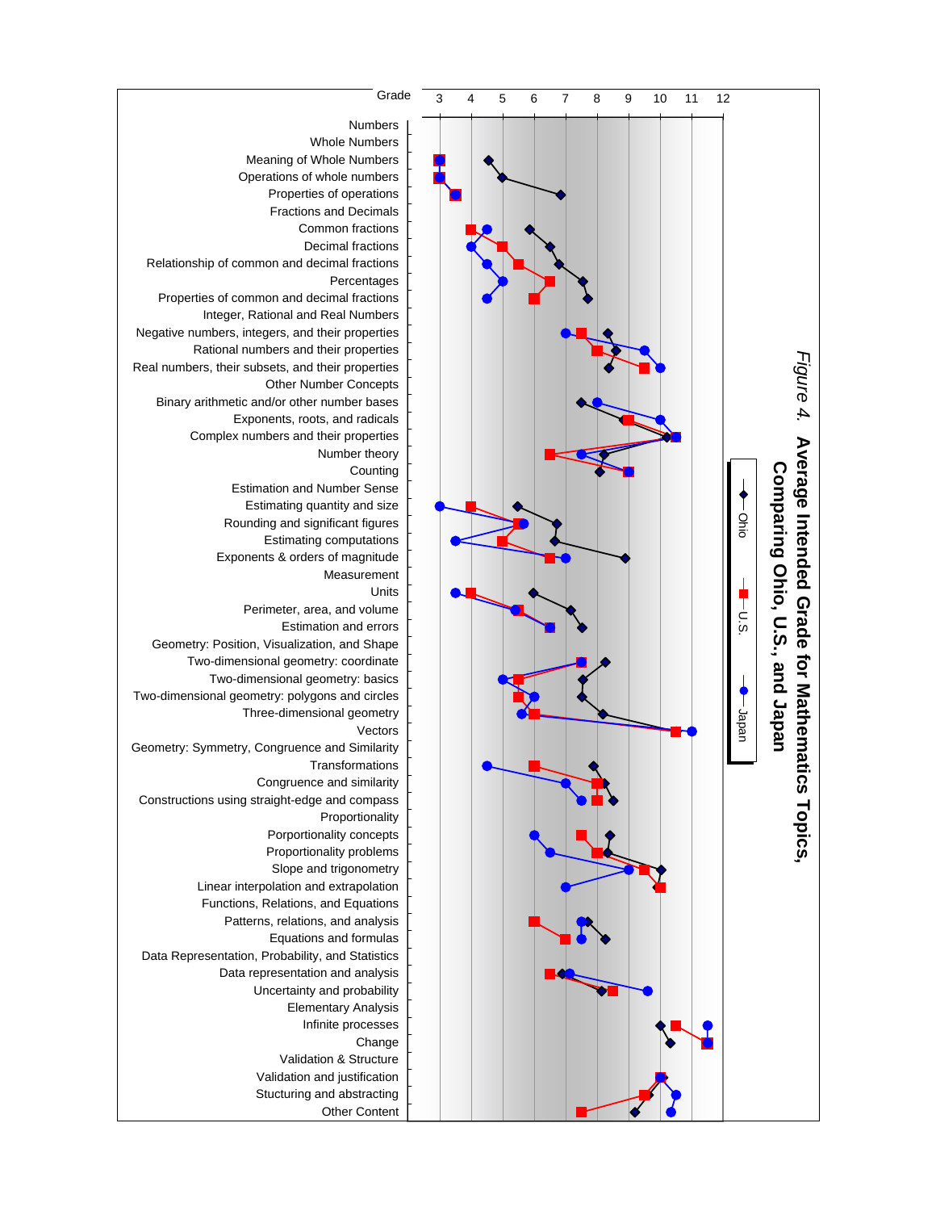*Figure 4.* **Average Intended Grade for Mathematics Topics, Comparing Ohio, U.S., and Japan**

Legend: Ohio, U.S., Japan

Grade: 3 4 5 6 7 8 9 10 11 12

- Numbers
  - Whole Numbers
    - Meaning of Whole Numbers
    - Operations of whole numbers
    - Properties of operations
  - Fractions and Decimals
    - Common fractions
    - Decimal fractions
    - Relationship of common and decimal fractions
    - Percentages
    - Properties of common and decimal fractions
  - Integer, Rational and Real Numbers
    - Negative numbers, integers, and their properties
    - Rational numbers and their properties
    - Real numbers, their subsets, and their properties
  - Other Number Concepts
    - Binary arithmetic and/or other number bases
    - Exponents, roots, and radicals
    - Complex numbers and their properties
    - Number theory
    - Counting
  - Estimation and Number Sense
    - Estimating quantity and size
    - Rounding and significant figures
    - Estimating computations
    - Exponents & orders of magnitude
- Measurement
  - Units
  - Perimeter, area, and volume
  - Estimation and errors
- Geometry: Position, Visualization, and Shape
  - Two-dimensional geometry: coordinate
  - Two-dimensional geometry: basics
  - Two-dimensional geometry: polygons and circles
  - Three-dimensional geometry
  - Vectors
- Geometry: Symmetry, Congruence and Similarity
  - Transformations
  - Congruence and similarity
  - Constructions using straight-edge and compass
- Proportionality
  - Porportionality concepts
  - Proportionality problems
  - Slope and trigonometry
  - Linear interpolation and extrapolation
- Functions, Relations, and Equations
  - Patterns, relations, and analysis
  - Equations and formulas
- Data Representation, Probability, and Statistics
  - Data representation and analysis
  - Uncertainty and probability
- Elementary Analysis
  - Infinite processes
  - Change
- Validation & Structure
  - Validation and justification
  - Stucturing and abstracting
- Other Content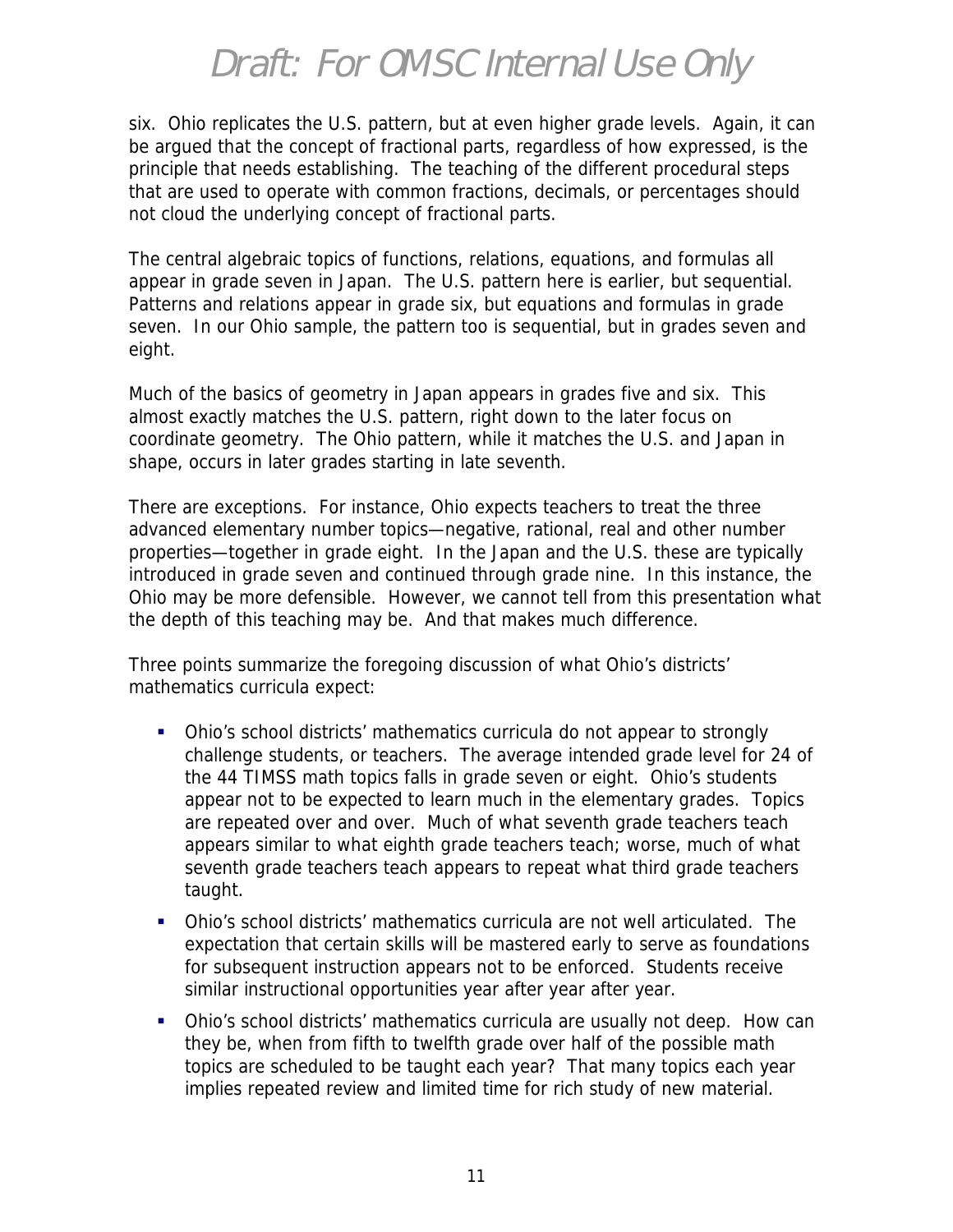six. Ohio replicates the U.S. pattern, but at even higher grade levels. Again, it can be argued that the concept of fractional parts, regardless of how expressed, is the principle that needs establishing. The teaching of the different procedural steps that are used to operate with common fractions, decimals, or percentages should not cloud the underlying concept of fractional parts.

The central algebraic topics of functions, relations, equations, and formulas all appear in grade seven in Japan. The U.S. pattern here is earlier, but sequential. Patterns and relations appear in grade six, but equations and formulas in grade seven. In our Ohio sample, the pattern too is sequential, but in grades seven and eight.

Much of the basics of geometry in Japan appears in grades five and six. This almost exactly matches the U.S. pattern, right down to the later focus on coordinate geometry. The Ohio pattern, while it matches the U.S. and Japan in shape, occurs in later grades starting in late seventh.

There are exceptions. For instance, Ohio expects teachers to treat the three advanced elementary number topics—negative, rational, real and other number properties—together in grade eight. In the Japan and the U.S. these are typically introduced in grade seven and continued through grade nine. In this instance, the Ohio may be more defensible. However, we cannot tell from this presentation what the depth of this teaching may be. And that makes much difference.

Three points summarize the foregoing discussion of what Ohio's districts' mathematics curricula expect:

- Ohio's school districts' mathematics curricula do not appear to strongly challenge students, or teachers. The average intended grade level for 24 of the 44 TIMSS math topics falls in grade seven or eight. Ohio's students appear not to be expected to learn much in the elementary grades. Topics are repeated over and over. Much of what seventh grade teachers teach appears similar to what eighth grade teachers teach; worse, much of what seventh grade teachers teach appears to repeat what third grade teachers taught.
- Ohio's school districts' mathematics curricula are not well articulated. The expectation that certain skills will be mastered early to serve as foundations for subsequent instruction appears not to be enforced. Students receive similar instructional opportunities year after year after year.
- Ohio's school districts' mathematics curricula are usually not deep. How can they be, when from fifth to twelfth grade over half of the possible math topics are scheduled to be taught each year? That many topics each year implies repeated review and limited time for rich study of new material.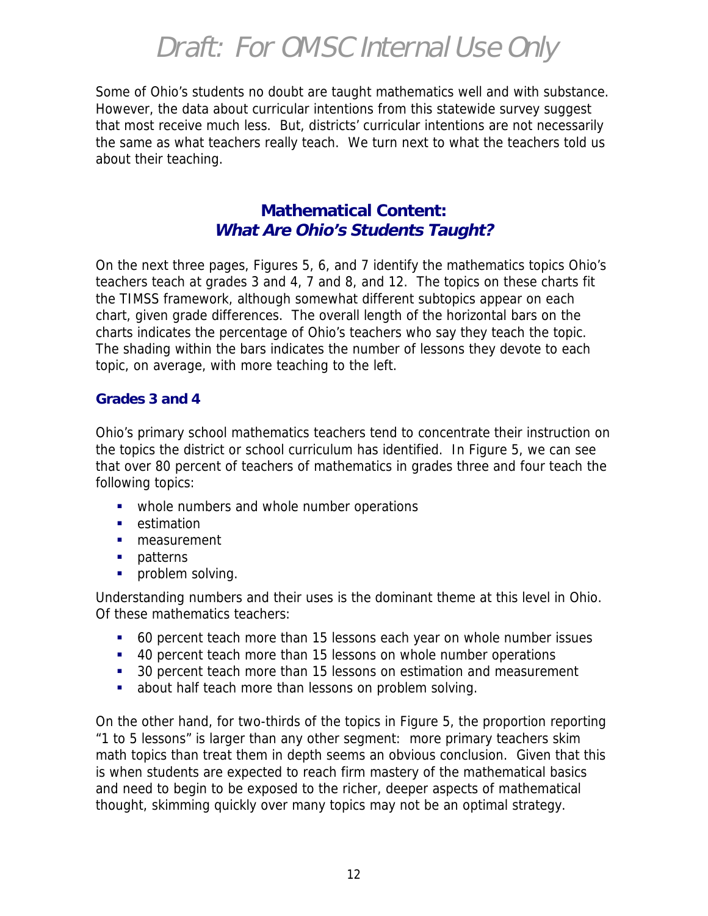Some of Ohio's students no doubt are taught mathematics well and with substance. However, the data about curricular intentions from this statewide survey suggest that most receive much less. But, districts' curricular intentions are not necessarily the same as what teachers really teach. We turn next to what the teachers told us about their teaching.

## Mathematical Content: *What Are Ohio's Students Taught?*

On the next three pages, Figures 5, 6, and 7 identify the mathematics topics Ohio's teachers teach at grades 3 and 4, 7 and 8, and 12. The topics on these charts fit the TIMSS framework, although somewhat different subtopics appear on each chart, given grade differences. The overall length of the horizontal bars on the charts indicates the percentage of Ohio's teachers who say they teach the topic. The shading within the bars indicates the number of lessons they devote to each topic, on average, with more teaching to the left.

### Grades 3 and 4

Ohio's primary school mathematics teachers tend to concentrate their instruction on the topics the district or school curriculum has identified. In Figure 5, we can see that over 80 percent of teachers of mathematics in grades three and four teach the following topics:

- whole numbers and whole number operations
- estimation
- measurement
- patterns
- problem solving.

Understanding numbers and their uses is the dominant theme at this level in Ohio. Of these mathematics teachers:

- 60 percent teach more than 15 lessons each year on whole number issues
- 40 percent teach more than 15 lessons on whole number operations
- 30 percent teach more than 15 lessons on estimation and measurement
- about half teach more than lessons on problem solving.

On the other hand, for two-thirds of the topics in Figure 5, the proportion reporting "1 to 5 lessons" is larger than any other segment: more primary teachers skim math topics than treat them in depth seems an obvious conclusion. Given that this is when students are expected to reach firm mastery of the mathematical basics and need to begin to be exposed to the richer, deeper aspects of mathematical thought, skimming quickly over many topics may not be an optimal strategy.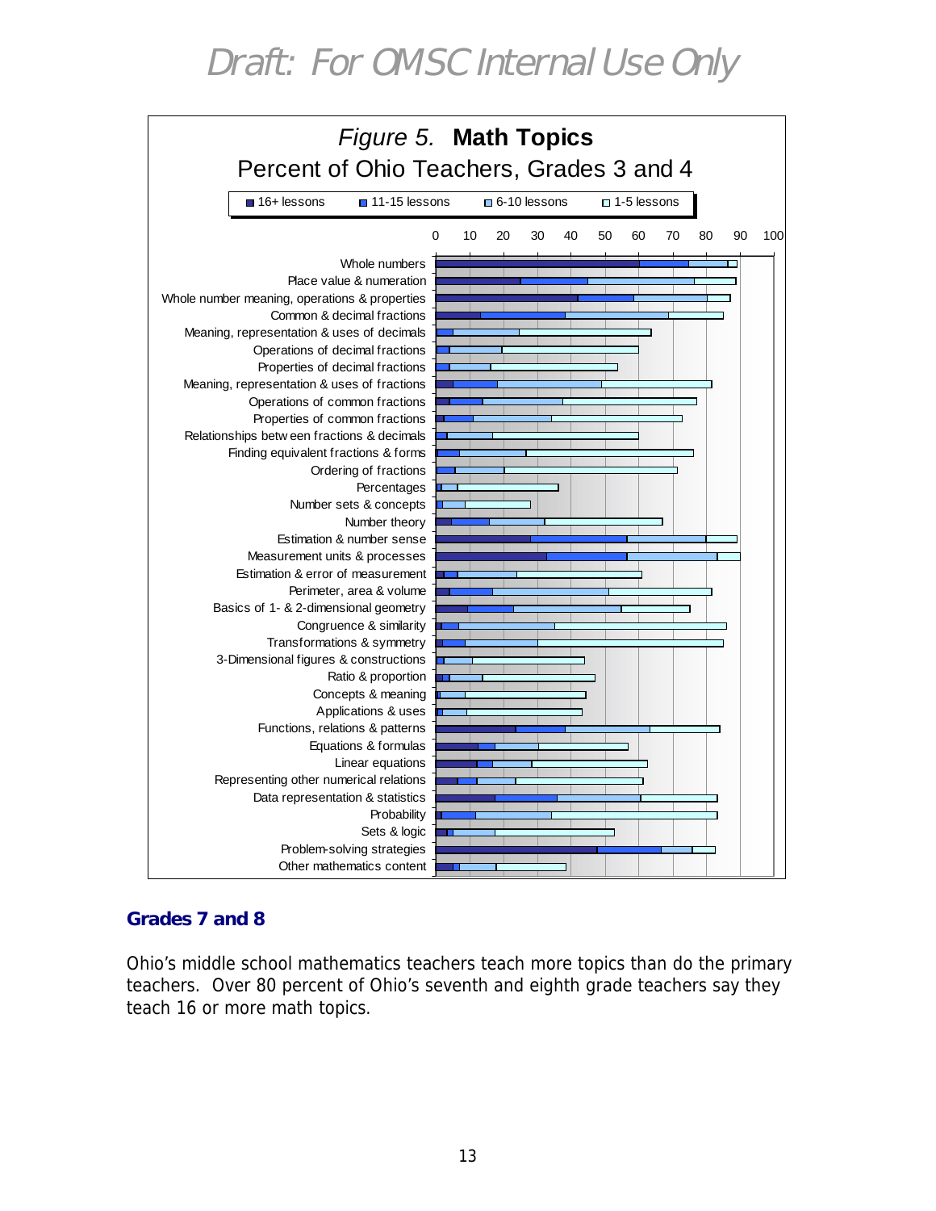Draft: For OMSC Internal Use Only

*Figure 5.* **Math Topics**

Percent of Ohio Teachers, Grades 3 and 4

■ 16+ lessons ■ 11-15 lessons ■ 6-10 lessons □ 1-5 lessons

Whole numbers
Place value & numeration
Whole number meaning, operations & properties
Common & decimal fractions
Meaning, representation & uses of decimals
Operations of decimal fractions
Properties of decimal fractions
Meaning, representation & uses of fractions
Operations of common fractions
Properties of common fractions
Relationships between fractions & decimals
Finding equivalent fractions & forms
Ordering of fractions
Percentages
Number sets & concepts
Number theory
Estimation & number sense
Measurement units & processes
Estimation & error of measurement
Perimeter, area & volume
Basics of 1- & 2-dimensional geometry
Congruence & similarity
Transformations & symmetry
3-Dimensional figures & constructions
Ratio & proportion
Concepts & meaning
Applications & uses
Functions, relations & patterns
Equations & formulas
Linear equations
Representing other numerical relations
Data representation & statistics
Probability
Sets & logic
Problem-solving strategies
Other mathematics content

## Grades 7 and 8

Ohio's middle school mathematics teachers teach more topics than do the primary teachers. Over 80 percent of Ohio's seventh and eighth grade teachers say they teach 16 or more math topics.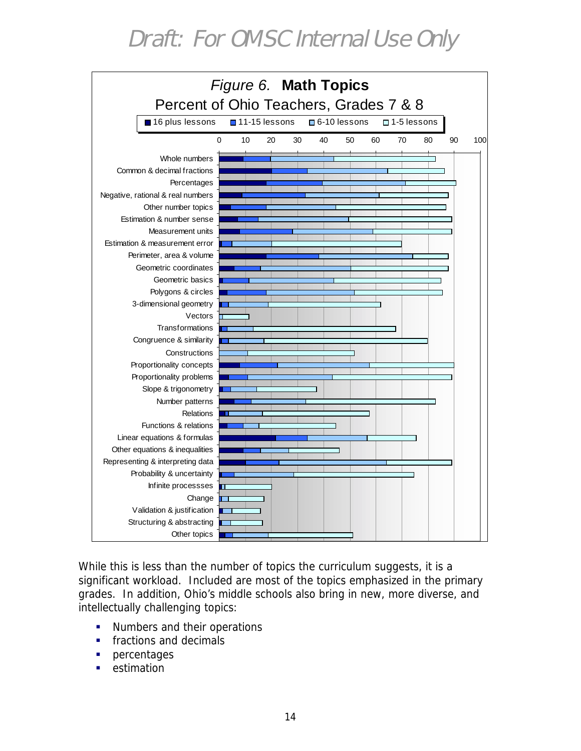Draft: For OMSC Internal Use Only

*Figure 6.* **Math Topics**

Percent of Ohio Teachers, Grades 7 & 8

While this is less than the number of topics the curriculum suggests, it is a significant workload. Included are most of the topics emphasized in the primary grades. In addition, Ohio's middle schools also bring in new, more diverse, and intellectually challenging topics:

- Numbers and their operations
- fractions and decimals
- percentages
- estimation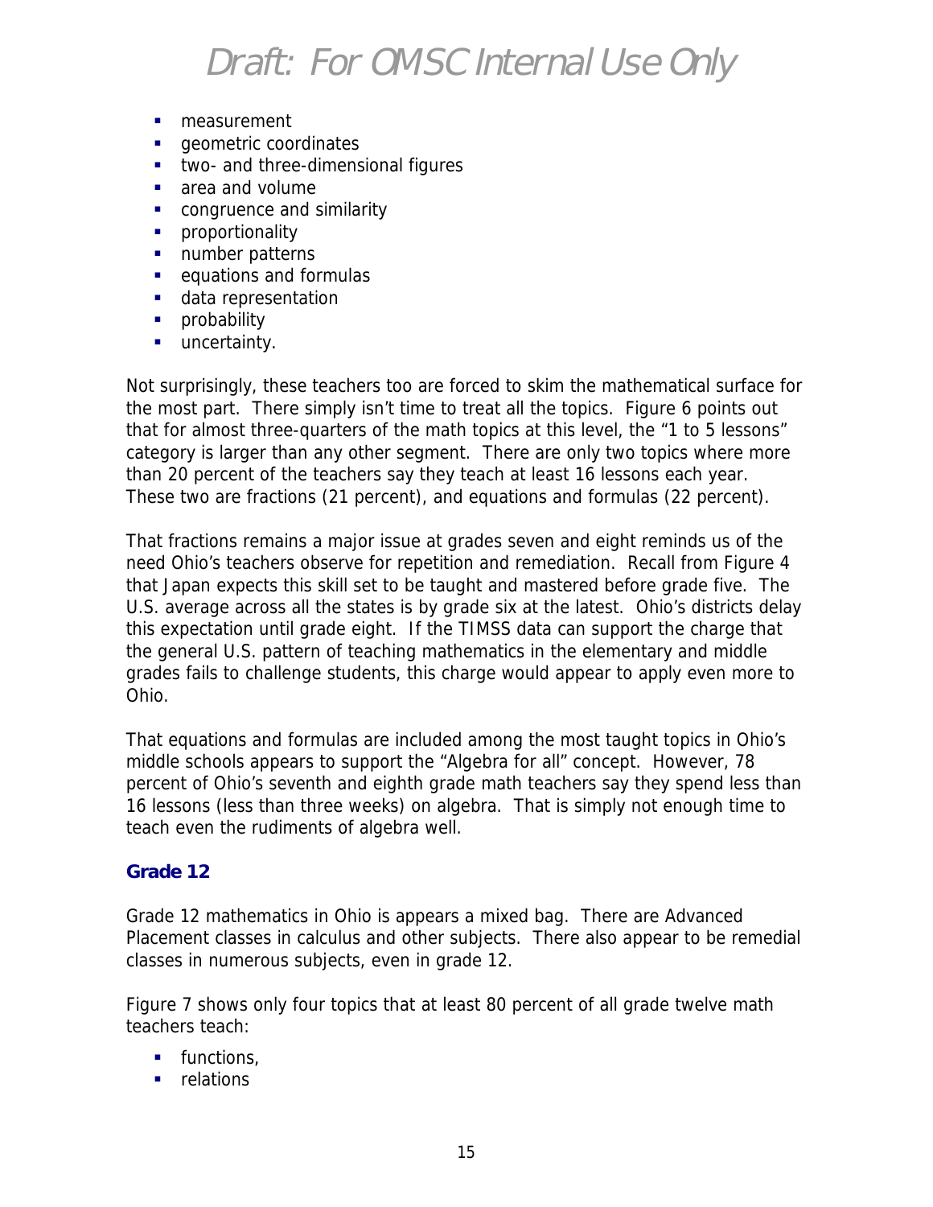- measurement
- geometric coordinates
- two- and three-dimensional figures
- area and volume
- congruence and similarity
- proportionality
- number patterns
- equations and formulas
- data representation
- probability
- uncertainty.

Not surprisingly, these teachers too are forced to skim the mathematical surface for the most part. There simply isn't time to treat all the topics. Figure 6 points out that for almost three-quarters of the math topics at this level, the "1 to 5 lessons" category is larger than any other segment. There are only two topics where more than 20 percent of the teachers say they teach at least 16 lessons each year. These two are fractions (21 percent), and equations and formulas (22 percent).

That fractions remains a major issue at grades seven and eight reminds us of the need Ohio's teachers observe for repetition and remediation. Recall from Figure 4 that Japan expects this skill set to be taught and mastered before grade five. The U.S. average across all the states is by grade six at the latest. Ohio's districts delay this expectation until grade eight. If the TIMSS data can support the charge that the general U.S. pattern of teaching mathematics in the elementary and middle grades fails to challenge students, this charge would appear to apply even more to Ohio.

That equations and formulas are included among the most taught topics in Ohio's middle schools appears to support the "Algebra for all" concept. However, 78 percent of Ohio's seventh and eighth grade math teachers say they spend less than 16 lessons (less than three weeks) on algebra. That is simply not enough time to teach even the rudiments of algebra well.

### Grade 12

Grade 12 mathematics in Ohio is appears a mixed bag. There are Advanced Placement classes in calculus and other subjects. There also appear to be remedial classes in numerous subjects, even in grade 12.

Figure 7 shows only four topics that at least 80 percent of all grade twelve math teachers teach:

- functions,
- relations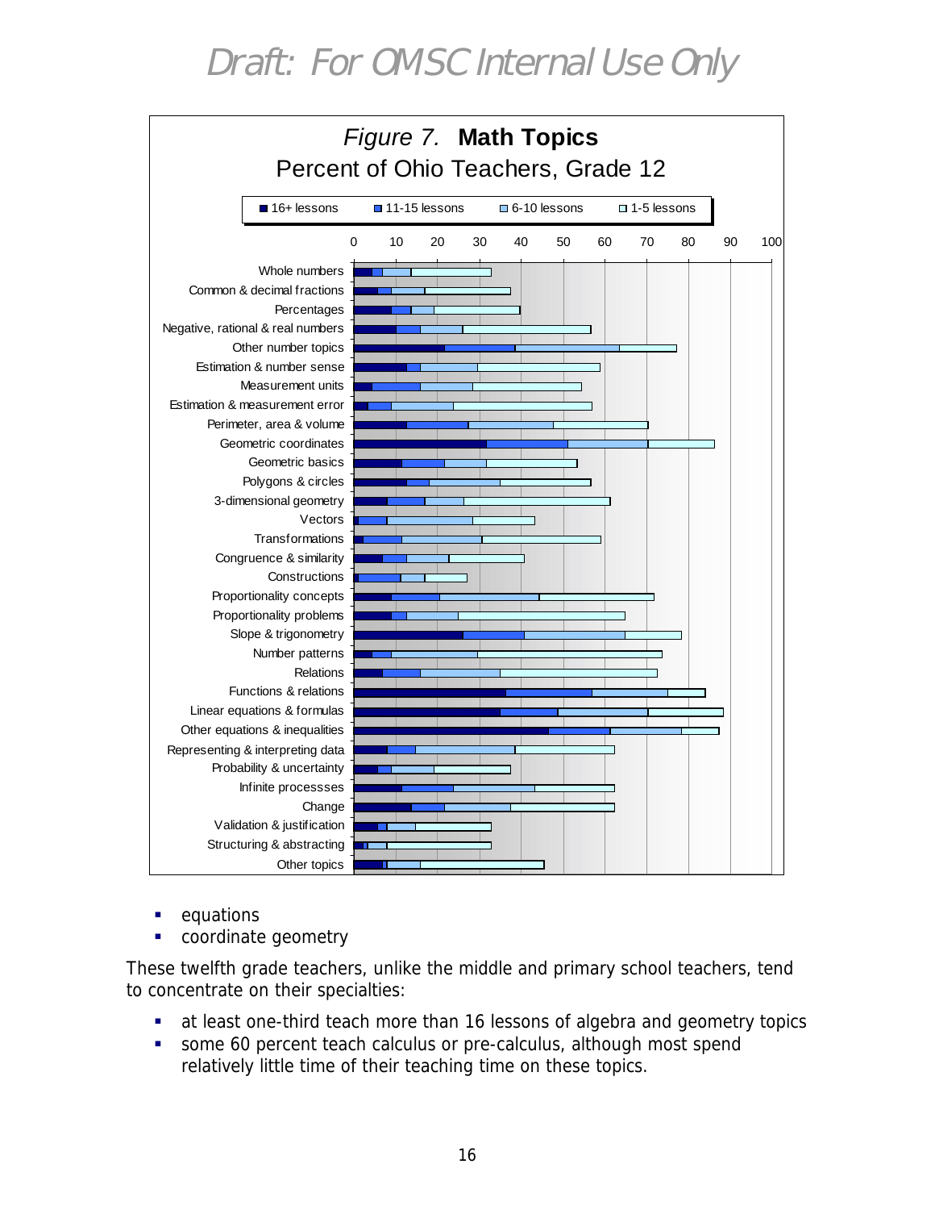Draft: For OMSC Internal Use Only

*Figure 7.* **Math Topics**
Percent of Ohio Teachers, Grade 12

- equations
- coordinate geometry

These twelfth grade teachers, unlike the middle and primary school teachers, tend to concentrate on their specialties:

- at least one-third teach more than 16 lessons of algebra and geometry topics
- some 60 percent teach calculus or pre-calculus, although most spend relatively little time of their teaching time on these topics.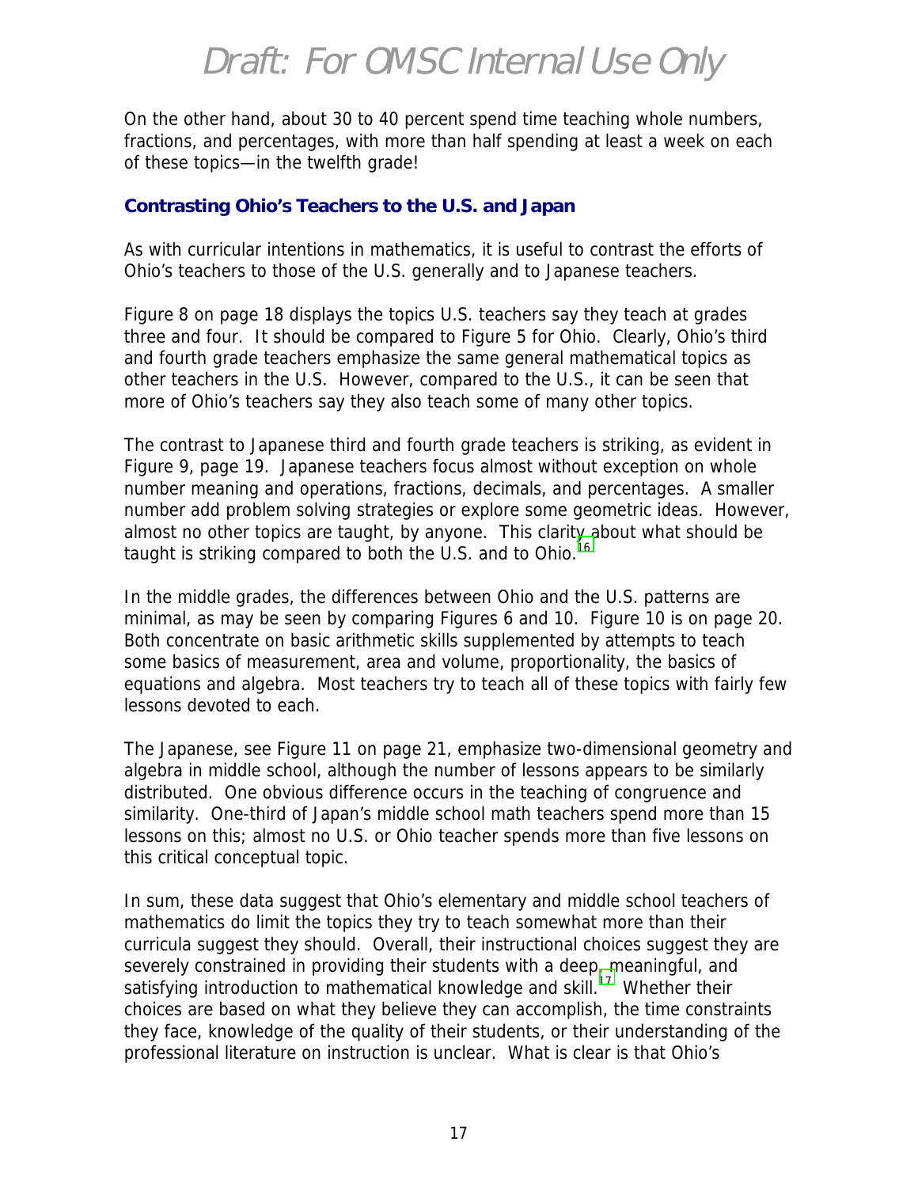On the other hand, about 30 to 40 percent spend time teaching whole numbers, fractions, and percentages, with more than half spending at least a week on each of these topics—in the twelfth grade!

### Contrasting Ohio's Teachers to the U.S. and Japan

As with curricular intentions in mathematics, it is useful to contrast the efforts of Ohio's teachers to those of the U.S. generally and to Japanese teachers.

Figure 8 on page 18 displays the topics U.S. teachers say they teach at grades three and four. It should be compared to Figure 5 for Ohio. Clearly, Ohio's third and fourth grade teachers emphasize the same general mathematical topics as other teachers in the U.S. However, compared to the U.S., it can be seen that more of Ohio's teachers say they also teach some of many other topics.

The contrast to Japanese third and fourth grade teachers is striking, as evident in Figure 9, page 19. Japanese teachers focus almost without exception on whole number meaning and operations, fractions, decimals, and percentages. A smaller number add problem solving strategies or explore some geometric ideas. However, almost no other topics are taught, by anyone. This clarity about what should be taught is striking compared to both the U.S. and to Ohio.[16]

In the middle grades, the differences between Ohio and the U.S. patterns are minimal, as may be seen by comparing Figures 6 and 10. Figure 10 is on page 20. Both concentrate on basic arithmetic skills supplemented by attempts to teach some basics of measurement, area and volume, proportionality, the basics of equations and algebra. Most teachers try to teach all of these topics with fairly few lessons devoted to each.

The Japanese, see Figure 11 on page 21, emphasize two-dimensional geometry and algebra in middle school, although the number of lessons appears to be similarly distributed. One obvious difference occurs in the teaching of congruence and similarity. One-third of Japan's middle school math teachers spend more than 15 lessons on this; almost no U.S. or Ohio teacher spends more than five lessons on this critical conceptual topic.

In sum, these data suggest that Ohio's elementary and middle school teachers of mathematics do limit the topics they try to teach somewhat more than their curricula suggest they should. Overall, their instructional choices suggest they are severely constrained in providing their students with a deep, meaningful, and satisfying introduction to mathematical knowledge and skill.[17] Whether their choices are based on what they believe they can accomplish, the time constraints they face, knowledge of the quality of their students, or their understanding of the professional literature on instruction is unclear. What is clear is that Ohio's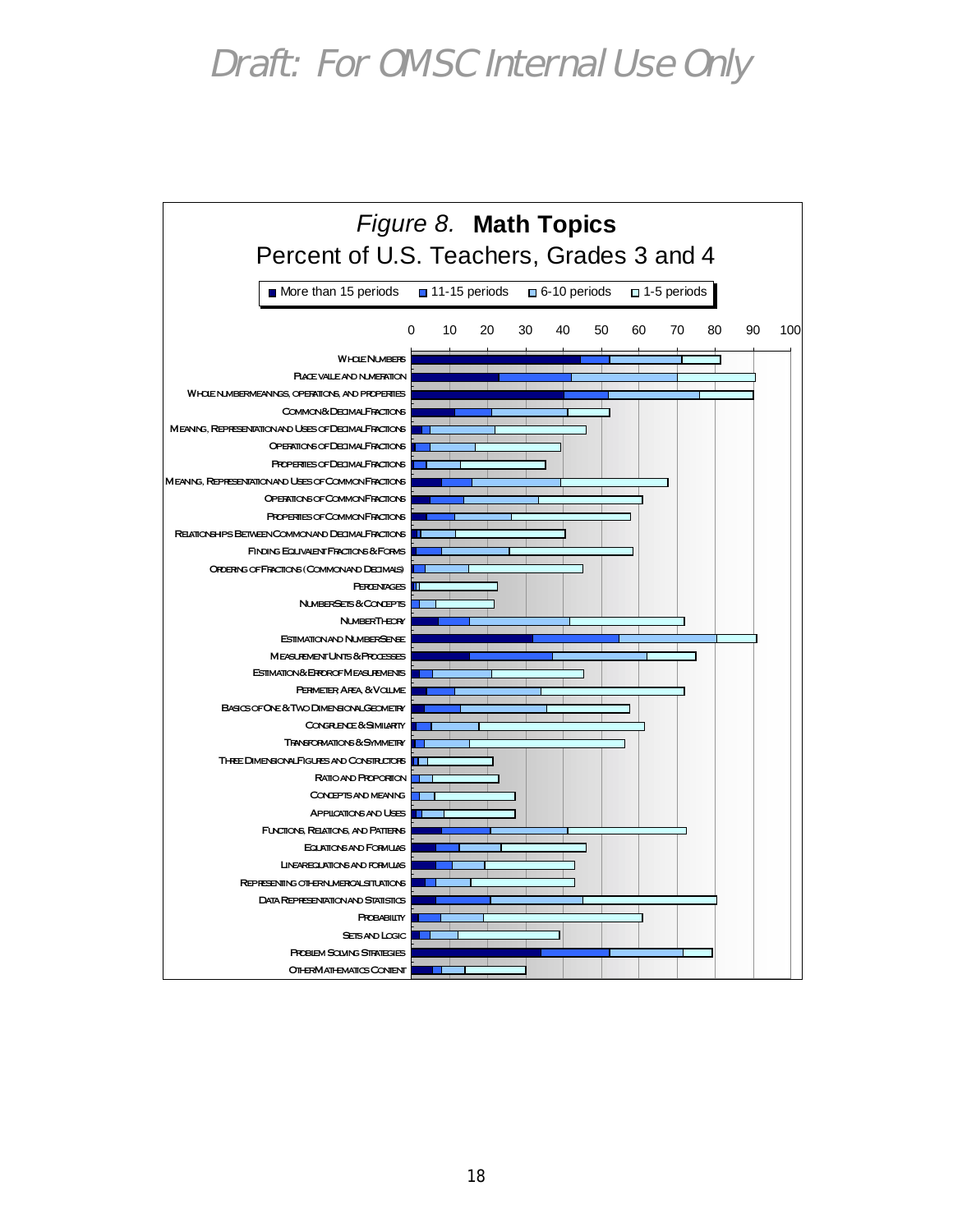Draft: For OMSC Internal Use Only

*Figure 8.* **Math Topics**

Percent of U.S. Teachers, Grades 3 and 4

Legend: More than 15 periods | 11-15 periods | 6-10 periods | 1-5 periods

Axis: 0 10 20 30 40 50 60 70 80 90 100

- Whole Numbers
- Place Value and Numeration
- Whole Number Meanings, Operations, and Properties
- Common & Decimal Fractions
- Meaning, Representation and Uses of Decimal Fractions
- Operations of Decimal Fractions
- Properties of Decimal Fractions
- Meaning, Representation and Uses of Common Fractions
- Operations of Common Fractions
- Properties of Common Fractions
- Relationships Between Common and Decimal Fractions
- Finding Equivalent Fractions & Forms
- Ordering of Fractions (Common and Decimals)
- Percentages
- Number Sets & Concepts
- Number Theory
- Estimation and Number Sense
- Measurement Units & Processes
- Estimation & Error of Measurements
- Perimeter Area, & Volume
- Basics of One & Two Dimensional Geometry
- Congruence & Similarity
- Transformations & Symmetry
- Three Dimensional Figures and Constructions
- Ratio and Proportion
- Concepts and Meaning
- Applications and Uses
- Functions, Relations, and Patterns
- Equations and Formulas
- Linear Equations and Formulas
- Representing Other Numerical Situations
- Data Representation and Statistics
- Probability
- Sets and Logic
- Problem Solving Strategies
- Other Mathematics Content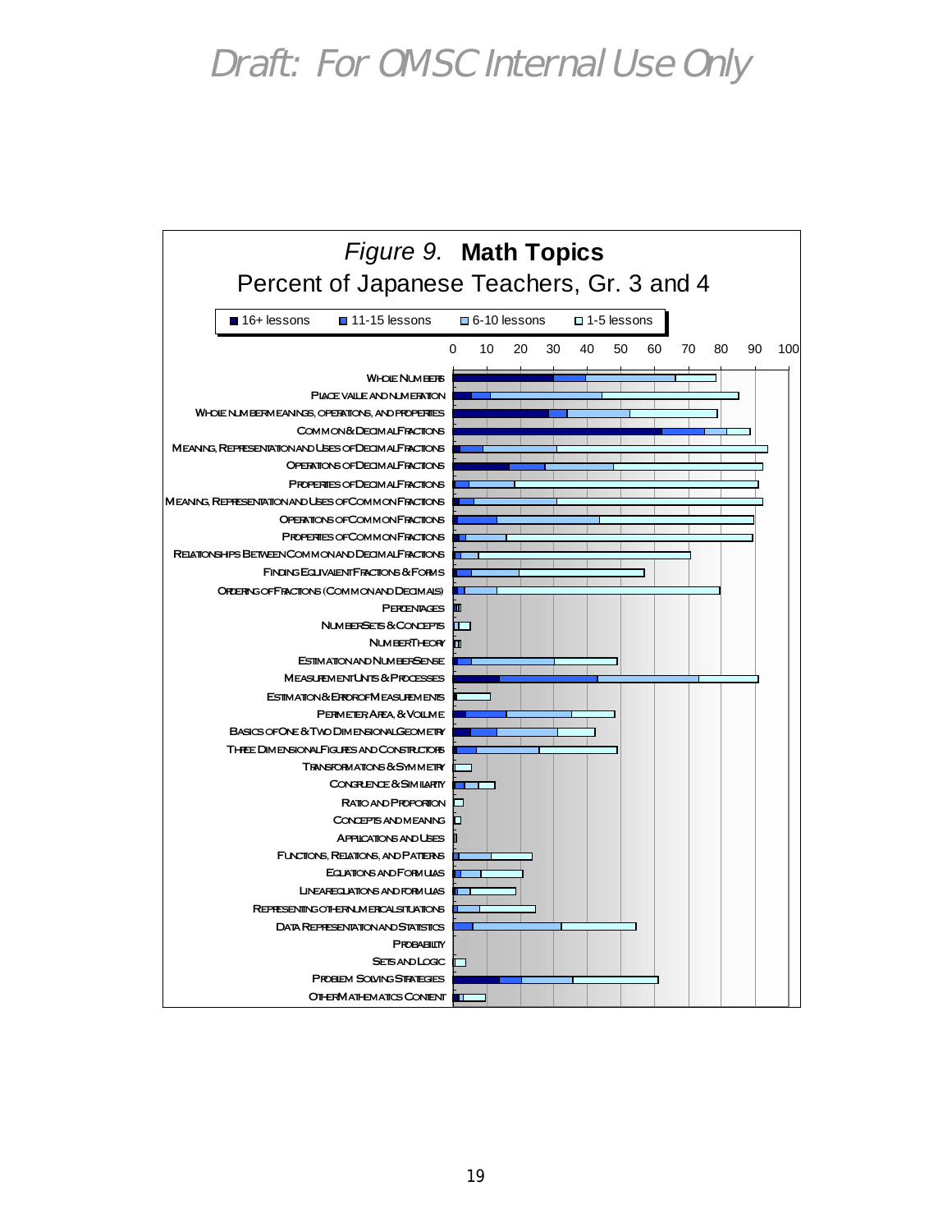*Figure 9.* **Math Topics**

Percent of Japanese Teachers, Gr. 3 and 4

Legend: 16+ lessons | 11-15 lessons | 6-10 lessons | 1-5 lessons

Axis: 0 10 20 30 40 50 60 70 80 90 100

- Whole Numbers
- Place value and numeration
- Whole number meanings, operations, and properties
- Common & Decimal Fractions
- Meaning, Representation and Uses of Decimal Fractions
- Operations of Decimal Fractions
- Properties of Decimal Fractions
- Meaning, Representation and Uses of Common Fractions
- Operations of Common Fractions
- Properties of Common Fractions
- Relationships Between Common and Decimal Fractions
- Finding Equivalent Fractions & Forms
- Ordering of Fractions (Common and Decimals)
- Percentages
- Number Sets & Concepts
- Number Theory
- Estimation and Number Sense
- Measurement Units & Processes
- Estimation & Error of Measurements
- Perimeter, Area, & Volume
- Basics of One & Two Dimensional Geometry
- Three Dimensional Figures and Constructions
- Transformations & Symmetry
- Congruence & Similarity
- Ratio and Proportion
- Concepts and Meaning
- Applications and Uses
- Functions, Relations, and Patterns
- Equations and Formulas
- Linear equations and formulas
- Representing other numerical situations
- Data Representation and Statistics
- Probability
- Sets and Logic
- Problem Solving Strategies
- Other Mathematics Content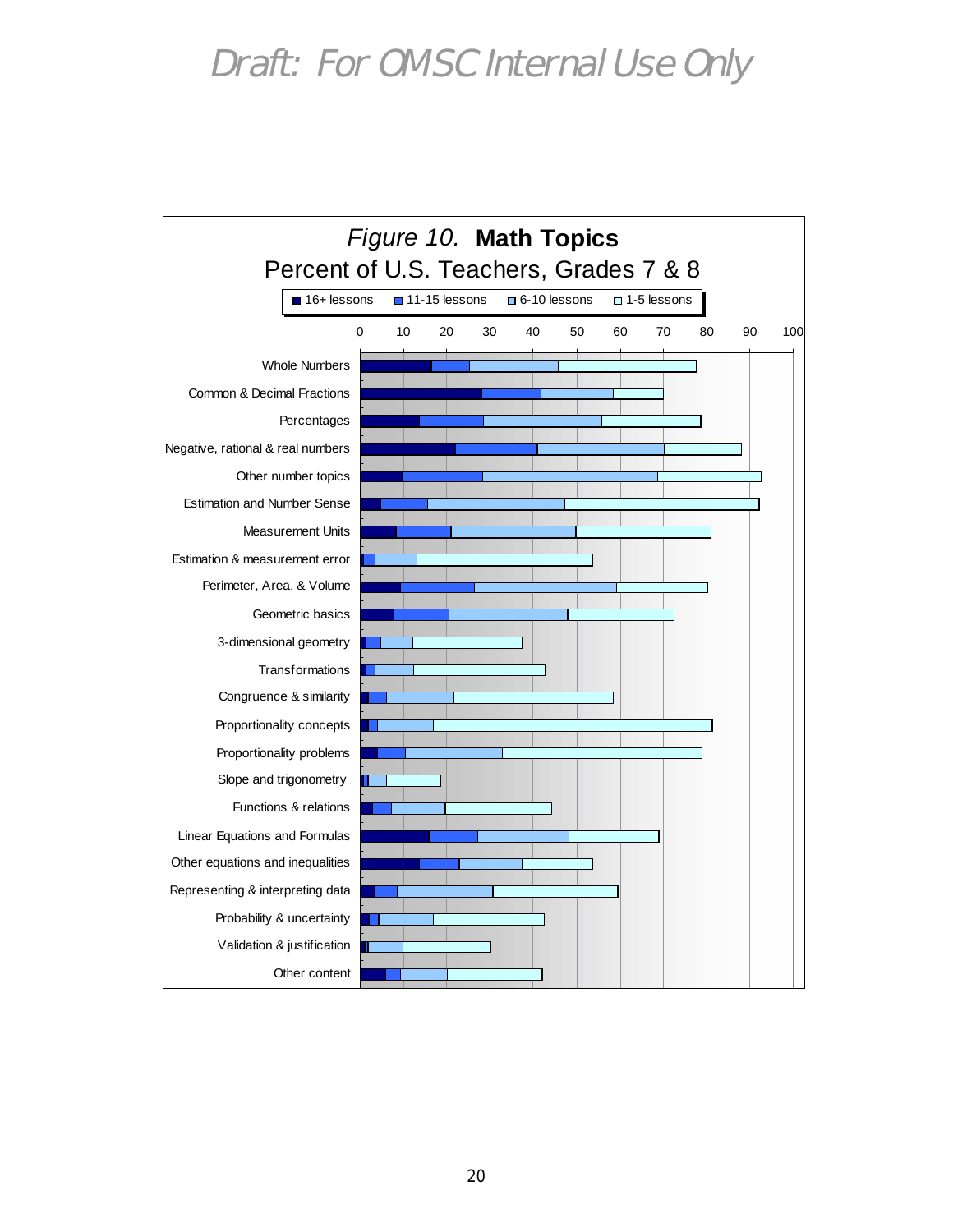# Draft: For OMSC Internal Use Only

*Figure 10.* **Math Topics**

Percent of U.S. Teachers, Grades 7 & 8

■ 16+ lessons ■ 11-15 lessons ■ 6-10 lessons □ 1-5 lessons

0 10 20 30 40 50 60 70 80 90 100

- Whole Numbers
- Common & Decimal Fractions
- Percentages
- Negative, rational & real numbers
- Other number topics
- Estimation and Number Sense
- Measurement Units
- Estimation & measurement error
- Perimeter, Area, & Volume
- Geometric basics
- 3-dimensional geometry
- Transformations
- Congruence & similarity
- Proportionality concepts
- Proportionality problems
- Slope and trigonometry
- Functions & relations
- Linear Equations and Formulas
- Other equations and inequalities
- Representing & interpreting data
- Probability & uncertainty
- Validation & justification
- Other content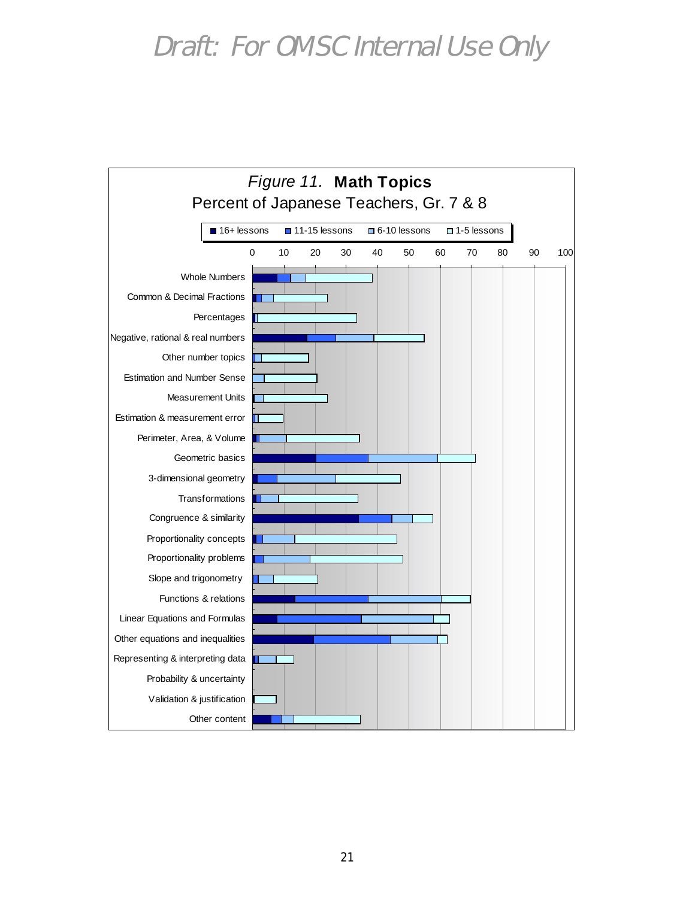*Draft: For OMSC Internal Use Only*

*Figure 11.* **Math Topics**

Percent of Japanese Teachers, Gr. 7 & 8

■ 16+ lessons ■ 11-15 lessons ■ 6-10 lessons □ 1-5 lessons

0 10 20 30 40 50 60 70 80 90 100

Whole Numbers

Common & Decimal Fractions

Percentages

Negative, rational & real numbers

Other number topics

Estimation and Number Sense

Measurement Units

Estimation & measurement error

Perimeter, Area, & Volume

Geometric basics

3-dimensional geometry

Transformations

Congruence & similarity

Proportionality concepts

Proportionality problems

Slope and trigonometry

Functions & relations

Linear Equations and Formulas

Other equations and inequalities

Representing & interpreting data

Probability & uncertainty

Validation & justification

Other content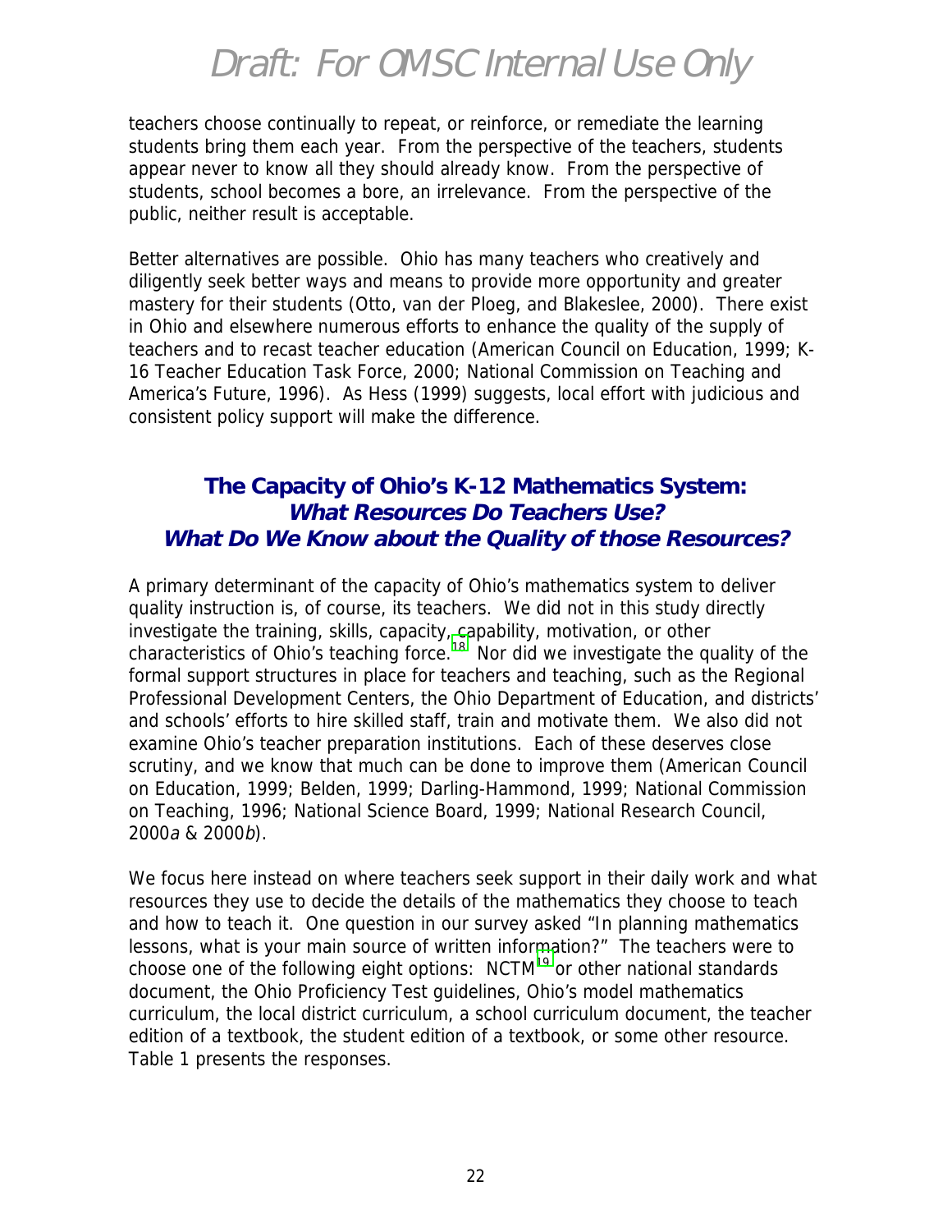teachers choose continually to repeat, or reinforce, or remediate the learning students bring them each year. From the perspective of the teachers, students appear never to know all they should already know. From the perspective of students, school becomes a bore, an irrelevance. From the perspective of the public, neither result is acceptable.

Better alternatives are possible. Ohio has many teachers who creatively and diligently seek better ways and means to provide more opportunity and greater mastery for their students (Otto, van der Ploeg, and Blakeslee, 2000). There exist in Ohio and elsewhere numerous efforts to enhance the quality of the supply of teachers and to recast teacher education (American Council on Education, 1999; K-16 Teacher Education Task Force, 2000; National Commission on Teaching and America's Future, 1996). As Hess (1999) suggests, local effort with judicious and consistent policy support will make the difference.

## The Capacity of Ohio's K-12 Mathematics System: *What Resources Do Teachers Use? What Do We Know about the Quality of those Resources?*

A primary determinant of the capacity of Ohio's mathematics system to deliver quality instruction is, of course, its teachers. We did not in this study directly investigate the training, skills, capacity, capability, motivation, or other characteristics of Ohio's teaching force.[18] Nor did we investigate the quality of the formal support structures in place for teachers and teaching, such as the Regional Professional Development Centers, the Ohio Department of Education, and districts' and schools' efforts to hire skilled staff, train and motivate them. We also did not examine Ohio's teacher preparation institutions. Each of these deserves close scrutiny, and we know that much can be done to improve them (American Council on Education, 1999; Belden, 1999; Darling-Hammond, 1999; National Commission on Teaching, 1996; National Science Board, 1999; National Research Council, 2000*a* & 2000*b*).

We focus here instead on where teachers seek support in their daily work and what resources they use to decide the details of the mathematics they choose to teach and how to teach it. One question in our survey asked "In planning mathematics lessons, what is your main source of written information?" The teachers were to choose one of the following eight options: NCTM[19] or other national standards document, the Ohio Proficiency Test guidelines, Ohio's model mathematics curriculum, the local district curriculum, a school curriculum document, the teacher edition of a textbook, the student edition of a textbook, or some other resource. Table 1 presents the responses.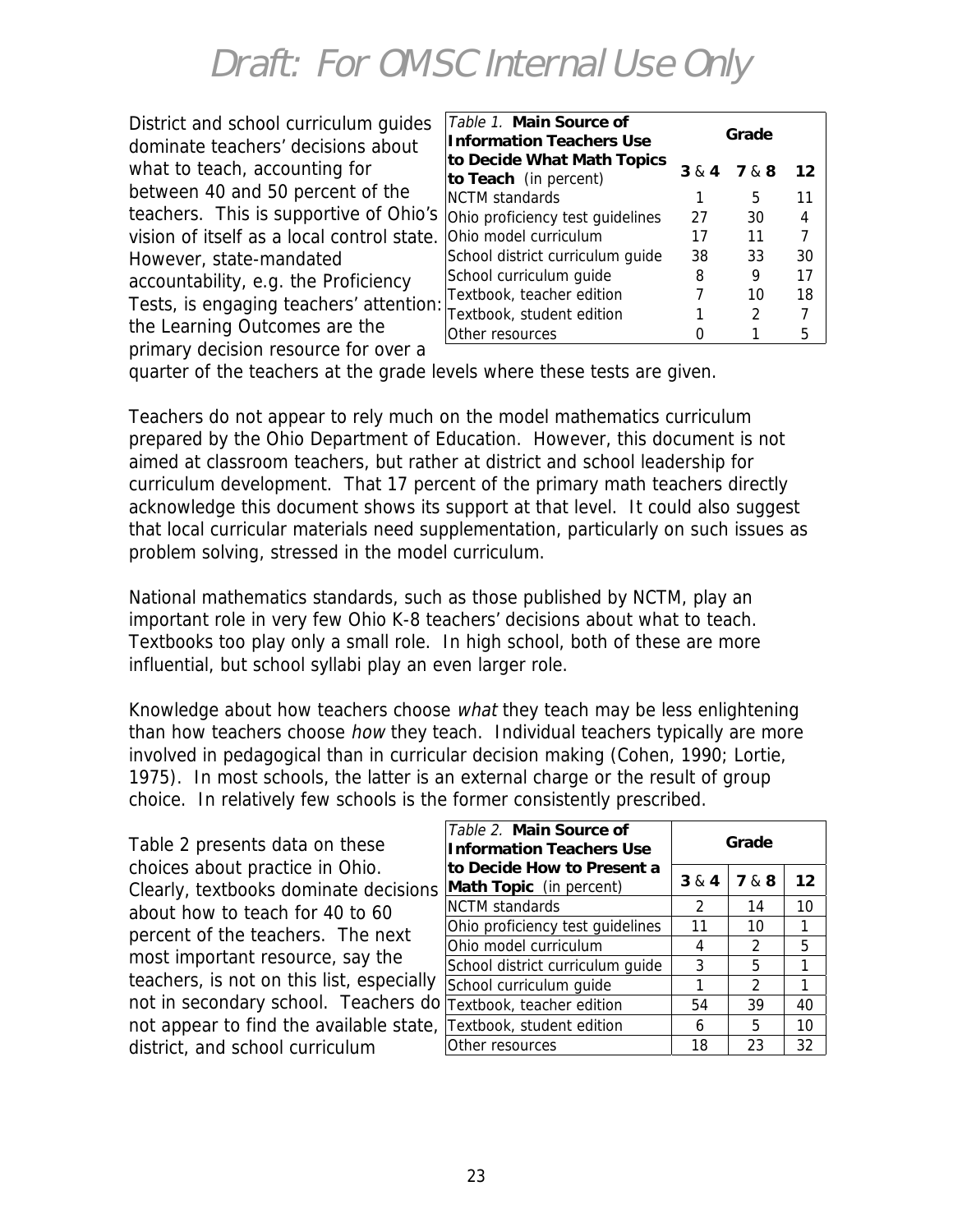Draft: For OMSC Internal Use Only

District and school curriculum guides dominate teachers' decisions about what to teach, accounting for between 40 and 50 percent of the teachers. This is supportive of Ohio's vision of itself as a local control state. However, state-mandated accountability, e.g. the Proficiency Tests, is engaging teachers' attention: the Learning Outcomes are the primary decision resource for over a quarter of the teachers at the grade levels where these tests are given.

| *Table 1.* **Main Source of Information Teachers Use to Decide What Math Topics to Teach** (in percent) | Grade | | |
|---|---|---|---|
| | **3** & **4** | **7** & **8** | **12** |
| NCTM standards | 1 | 5 | 11 |
| Ohio proficiency test guidelines | 27 | 30 | 4 |
| Ohio model curriculum | 17 | 11 | 7 |
| School district curriculum guide | 38 | 33 | 30 |
| School curriculum guide | 8 | 9 | 17 |
| Textbook, teacher edition | 7 | 10 | 18 |
| Textbook, student edition | 1 | 2 | 7 |
| Other resources | 0 | 1 | 5 |

Teachers do not appear to rely much on the model mathematics curriculum prepared by the Ohio Department of Education. However, this document is not aimed at classroom teachers, but rather at district and school leadership for curriculum development. That 17 percent of the primary math teachers directly acknowledge this document shows its support at that level. It could also suggest that local curricular materials need supplementation, particularly on such issues as problem solving, stressed in the model curriculum.

National mathematics standards, such as those published by NCTM, play an important role in very few Ohio K-8 teachers' decisions about what to teach. Textbooks too play only a small role. In high school, both of these are more influential, but school syllabi play an even larger role.

Knowledge about how teachers choose *what* they teach may be less enlightening than how teachers choose *how* they teach. Individual teachers typically are more involved in pedagogical than in curricular decision making (Cohen, 1990; Lortie, 1975). In most schools, the latter is an external charge or the result of group choice. In relatively few schools is the former consistently prescribed.

Table 2 presents data on these choices about practice in Ohio. Clearly, textbooks dominate decisions about how to teach for 40 to 60 percent of the teachers. The next most important resource, say the teachers, is not on this list, especially not in secondary school. Teachers do not appear to find the available state, district, and school curriculum

| *Table 2.* **Main Source of Information Teachers Use to Decide How to Present a Math Topic** (in percent) | Grade | | |
|---|---|---|---|
| | **3** & **4** | **7** & **8** | **12** |
| NCTM standards | 2 | 14 | 10 |
| Ohio proficiency test guidelines | 11 | 10 | 1 |
| Ohio model curriculum | 4 | 2 | 5 |
| School district curriculum guide | 3 | 5 | 1 |
| School curriculum guide | 1 | 2 | 1 |
| Textbook, teacher edition | 54 | 39 | 40 |
| Textbook, student edition | 6 | 5 | 10 |
| Other resources | 18 | 23 | 32 |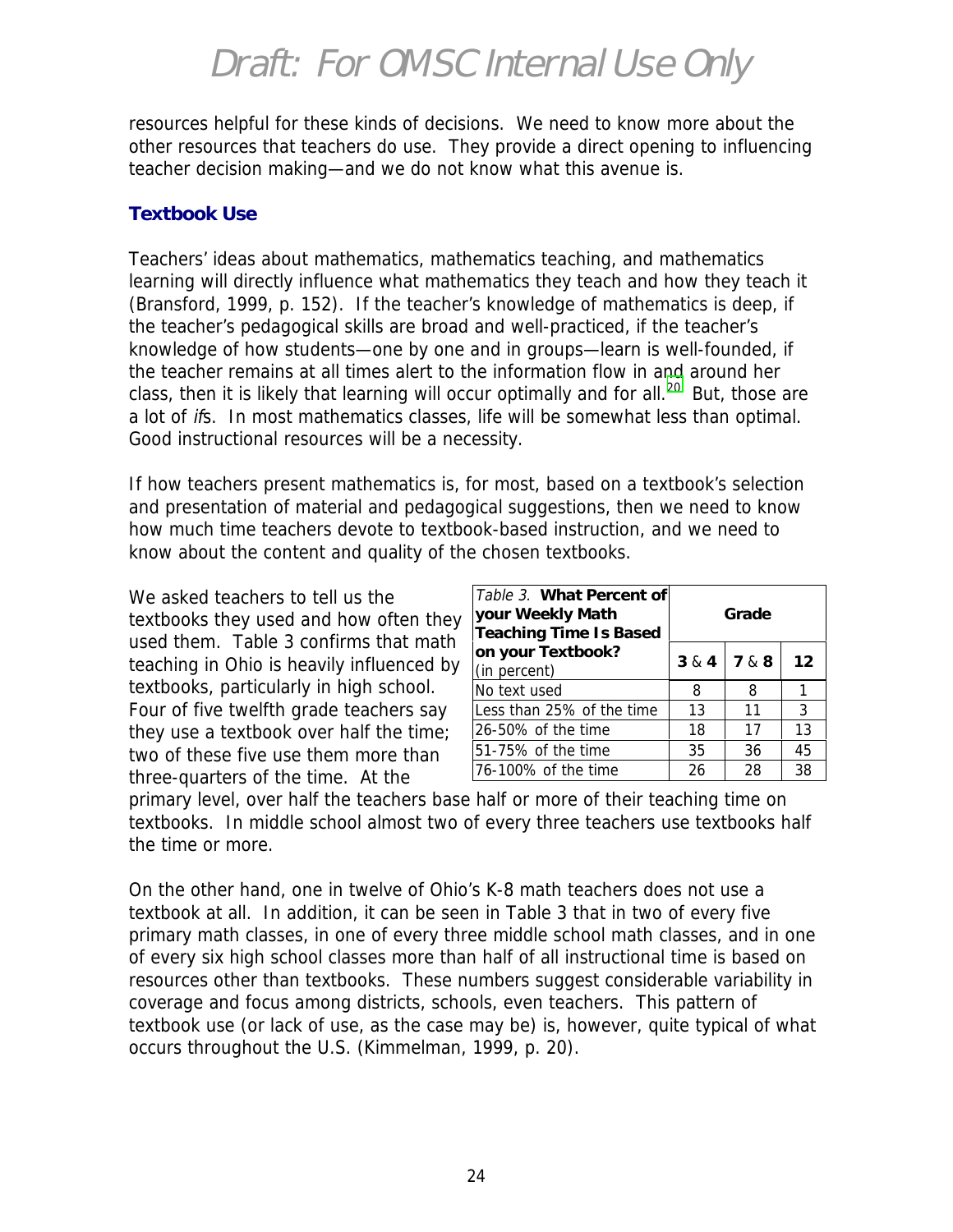resources helpful for these kinds of decisions. We need to know more about the other resources that teachers do use. They provide a direct opening to influencing teacher decision making—and we do not know what this avenue is.

## Textbook Use

Teachers' ideas about mathematics, mathematics teaching, and mathematics learning will directly influence what mathematics they teach and how they teach it (Bransford, 1999, p. 152). If the teacher's knowledge of mathematics is deep, if the teacher's pedagogical skills are broad and well-practiced, if the teacher's knowledge of how students—one by one and in groups—learn is well-founded, if the teacher remains at all times alert to the information flow in and around her class, then it is likely that learning will occur optimally and for all.[20] But, those are a lot of *if*s. In most mathematics classes, life will be somewhat less than optimal. Good instructional resources will be a necessity.

If how teachers present mathematics is, for most, based on a textbook's selection and presentation of material and pedagogical suggestions, then we need to know how much time teachers devote to textbook-based instruction, and we need to know about the content and quality of the chosen textbooks.

We asked teachers to tell us the textbooks they used and how often they used them. Table 3 confirms that math teaching in Ohio is heavily influenced by textbooks, particularly in high school. Four of five twelfth grade teachers say they use a textbook over half the time; two of these five use them more than three-quarters of the time. At the primary level, over half the teachers base half or more of their teaching time on textbooks. In middle school almost two of every three teachers use textbooks half the time or more.

| *Table 3.* **What Percent of your Weekly Math Teaching Time Is Based on your Textbook?** (in percent) | **Grade** | | |
|---|---|---|---|
| | **3 & 4** | **7 & 8** | **12** |
| No text used | 8 | 8 | 1 |
| Less than 25% of the time | 13 | 11 | 3 |
| 26-50% of the time | 18 | 17 | 13 |
| 51-75% of the time | 35 | 36 | 45 |
| 76-100% of the time | 26 | 28 | 38 |

On the other hand, one in twelve of Ohio's K-8 math teachers does not use a textbook at all. In addition, it can be seen in Table 3 that in two of every five primary math classes, in one of every three middle school math classes, and in one of every six high school classes more than half of all instructional time is based on resources other than textbooks. These numbers suggest considerable variability in coverage and focus among districts, schools, even teachers. This pattern of textbook use (or lack of use, as the case may be) is, however, quite typical of what occurs throughout the U.S. (Kimmelman, 1999, p. 20).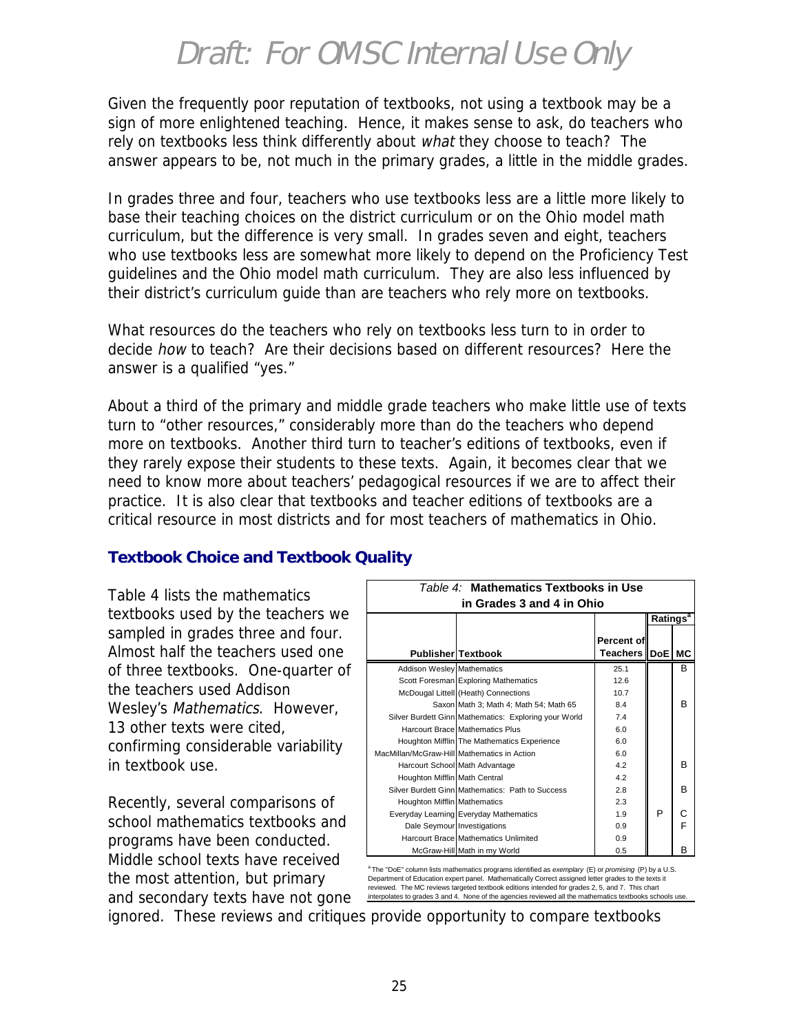Given the frequently poor reputation of textbooks, not using a textbook may be a sign of more enlightened teaching. Hence, it makes sense to ask, do teachers who rely on textbooks less think differently about *what* they choose to teach? The answer appears to be, not much in the primary grades, a little in the middle grades.

In grades three and four, teachers who use textbooks less are a little more likely to base their teaching choices on the district curriculum or on the Ohio model math curriculum, but the difference is very small. In grades seven and eight, teachers who use textbooks less are somewhat more likely to depend on the Proficiency Test guidelines and the Ohio model math curriculum. They are also less influenced by their district's curriculum guide than are teachers who rely more on textbooks.

What resources do the teachers who rely on textbooks less turn to in order to decide *how* to teach? Are their decisions based on different resources? Here the answer is a qualified "yes."

About a third of the primary and middle grade teachers who make little use of texts turn to "other resources," considerably more than do the teachers who depend more on textbooks. Another third turn to teacher's editions of textbooks, even if they rarely expose their students to these texts. Again, it becomes clear that we need to know more about teachers' pedagogical resources if we are to affect their practice. It is also clear that textbooks and teacher editions of textbooks are a critical resource in most districts and for most teachers of mathematics in Ohio.

## Textbook Choice and Textbook Quality

Table 4 lists the mathematics textbooks used by the teachers we sampled in grades three and four. Almost half the teachers used one of three textbooks. One-quarter of the teachers used Addison Wesley's *Mathematics*. However, 13 other texts were cited, confirming considerable variability in textbook use.

*Table 4:* **Mathematics Textbooks in Use in Grades 3 and 4 in Ohio**

| Publisher | Textbook | Percent of Teachers | Ratings[a] DoE | MC |
|---|---|---|---|---|
| Addison Wesley | Mathematics | 25.1 | | B |
| Scott Foresman | Exploring Mathematics | 12.6 | | |
| McDougal Littell | (Heath) Connections | 10.7 | | |
| Saxon | Math 3; Math 4; Math 54; Math 65 | 8.4 | | B |
| Silver Burdett Ginn | Mathematics: Exploring your World | 7.4 | | |
| Harcourt Brace | Mathematics Plus | 6.0 | | |
| Houghton Mifflin | The Mathematics Experience | 6.0 | | |
| MacMillan/McGraw-Hill | Mathematics in Action | 6.0 | | |
| Harcourt School | Math Advantage | 4.2 | | B |
| Houghton Mifflin | Math Central | 4.2 | | |
| Silver Burdett Ginn | Mathematics: Path to Success | 2.8 | | B |
| Houghton Mifflin | Mathematics | 2.3 | | |
| Everyday Learning | Everyday Mathematics | 1.9 | P | C |
| Dale Seymour | Investigations | 0.9 | | F |
| Harcourt Brace | Mathematics Unlimited | 0.9 | | |
| McGraw-Hill | Math in my World | 0.5 | | B |

[a] The "DoE" column lists mathematics programs identified as *exemplary* (E) or *promising* (P) by a U.S. Department of Education expert panel. Mathematically Correct assigned letter grades to the texts it reviewed. The MC reviews targeted textbook editions intended for grades 2, 5, and 7. This chart interpolates to grades 3 and 4. None of the agencies reviewed all the mathematics textbooks schools use.

Recently, several comparisons of school mathematics textbooks and programs have been conducted. Middle school texts have received the most attention, but primary and secondary texts have not gone ignored. These reviews and critiques provide opportunity to compare textbooks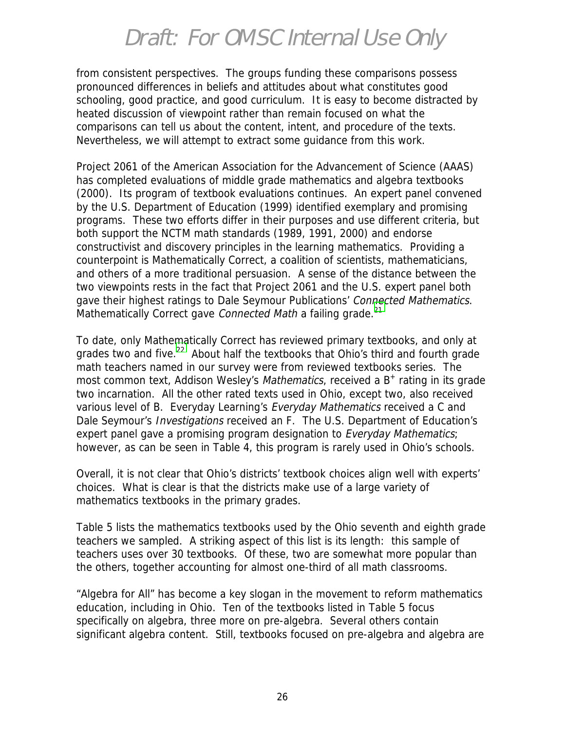from consistent perspectives. The groups funding these comparisons possess pronounced differences in beliefs and attitudes about what constitutes good schooling, good practice, and good curriculum. It is easy to become distracted by heated discussion of viewpoint rather than remain focused on what the comparisons can tell us about the content, intent, and procedure of the texts. Nevertheless, we will attempt to extract some guidance from this work.

Project 2061 of the American Association for the Advancement of Science (AAAS) has completed evaluations of middle grade mathematics and algebra textbooks (2000). Its program of textbook evaluations continues. An expert panel convened by the U.S. Department of Education (1999) identified exemplary and promising programs. These two efforts differ in their purposes and use different criteria, but both support the NCTM math standards (1989, 1991, 2000) and endorse constructivist and discovery principles in the learning mathematics. Providing a counterpoint is Mathematically Correct, a coalition of scientists, mathematicians, and others of a more traditional persuasion. A sense of the distance between the two viewpoints rests in the fact that Project 2061 and the U.S. expert panel both gave their highest ratings to Dale Seymour Publications' *Connected Mathematics*. Mathematically Correct gave *Connected Math* a failing grade.[21]

To date, only Mathematically Correct has reviewed primary textbooks, and only at grades two and five.[22] About half the textbooks that Ohio's third and fourth grade math teachers named in our survey were from reviewed textbooks series. The most common text, Addison Wesley's *Mathematics*, received a B+ rating in its grade two incarnation. All the other rated texts used in Ohio, except two, also received various level of B. Everyday Learning's *Everyday Mathematics* received a C and Dale Seymour's *Investigations* received an F. The U.S. Department of Education's expert panel gave a promising program designation to *Everyday Mathematics*; however, as can be seen in Table 4, this program is rarely used in Ohio's schools.

Overall, it is not clear that Ohio's districts' textbook choices align well with experts' choices. What is clear is that the districts make use of a large variety of mathematics textbooks in the primary grades.

Table 5 lists the mathematics textbooks used by the Ohio seventh and eighth grade teachers we sampled. A striking aspect of this list is its length: this sample of teachers uses over 30 textbooks. Of these, two are somewhat more popular than the others, together accounting for almost one-third of all math classrooms.

"Algebra for All" has become a key slogan in the movement to reform mathematics education, including in Ohio. Ten of the textbooks listed in Table 5 focus specifically on algebra, three more on pre-algebra. Several others contain significant algebra content. Still, textbooks focused on pre-algebra and algebra are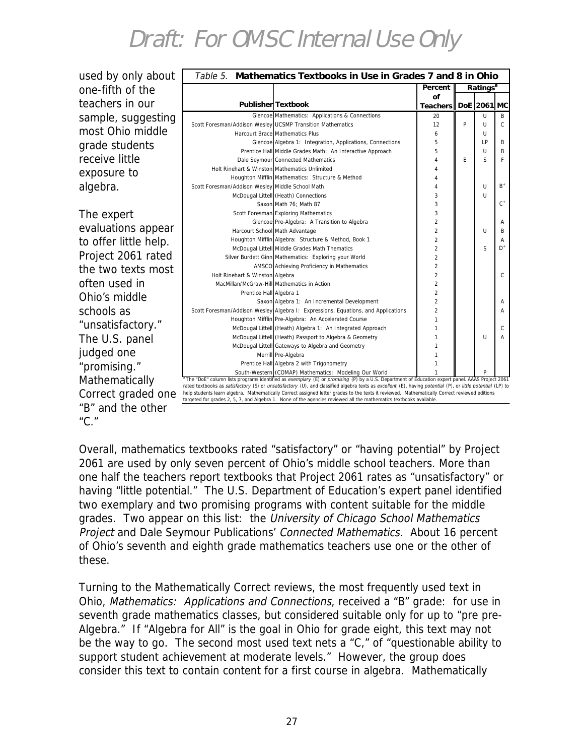# Draft: For OMSC Internal Use Only

used by only about one-fifth of the teachers in our sample, suggesting most Ohio middle grade students receive little exposure to algebra.

The expert evaluations appear to offer little help. Project 2061 rated the two texts most often used in Ohio's middle schools as "unsatisfactory." The U.S. panel judged one "promising." Mathematically Correct graded one "B" and the other "C."

*Table 5.* **Mathematics Textbooks in Use in Grades 7 and 8 in Ohio**

| Publisher | Textbook | Percent of Teachers | Ratings[a] | | |
|---|---|---|---|---|---|
| | | | DoE | 2061 | MC |
| Glencoe | Mathematics: Applications & Connections | 20 | | U | B |
| Scott Foresman/Addison Wesley | UCSMP Transition Mathematics | 12 | P | U | C |
| Harcourt Brace | Mathematics Plus | 6 | | U | |
| Glencoe | Algebra 1: Integration, Applications, Connections | 5 | | LP | B |
| Prentice Hall | Middle Grades Math: An Interactive Approach | 5 | | U | B |
| Dale Seymour | Connected Mathematics | 4 | E | S | F |
| Holt Rinehart & Winston | Mathematics Unlimited | 4 | | | |
| Houghton Mifflin | Mathematics: Structure & Method | 4 | | | |
| Scott Foresman/Addison Wesley | Middle School Math | 4 | | U | B+ |
| McDougal Littell | (Heath) Connections | 3 | | U | |
| Saxon | Math 76; Math 87 | 3 | | | C+ |
| Scott Foresman | Exploring Mathematics | 3 | | | |
| Glencoe | Pre-Algebra: A Transition to Algebra | 2 | | | A |
| Harcourt School | Math Advantage | 2 | | U | B |
| Houghton Mifflin | Algebra: Structure & Method, Book 1 | 2 | | | A |
| McDougal Littell | Middle Grades Math Thematics | 2 | | S | D+ |
| Silver Burdett Ginn | Mathematics: Exploring your World | 2 | | | |
| AMSCO | Achieving Proficiency in Mathematics | 2 | | | |
| Holt Rinehart & Winston | Algebra | 2 | | | C |
| MacMillan/McGraw-Hill | Mathematics in Action | 2 | | | |
| Prentice Hall | Algebra 1 | 2 | | | |
| Saxon | Algebra 1: An Incremental Development | 2 | | | A |
| Scott Foresman/Addison Wesley | Algebra I: Expressions, Equations, and Applications | 2 | | | A |
| Houghton Mifflin | Pre-Algebra: An Accelerated Course | 1 | | | |
| McDougal Littell | (Heath) Algebra 1: An Integrated Approach | 1 | | | C |
| McDougal Littell | (Heath) Passport to Algebra & Geometry | 1 | | U | A |
| McDougal Littell | Gateways to Algebra and Geometry | 1 | | | |
| Merrill | Pre-Algebra | 1 | | | |
| Prentice Hall | Algebra 2 with Trigonometry | 1 | | | |
| South-Western | (COMAP) Mathematics: Modeling Our World | 1 | | P | |

[a] The "DoE" column lists programs identified as *exemplary* (E) or *promising* (P) by a U.S. Department of Education expert panel. AAAS Project 2061 rated textbooks as *satisfactory* (S) or *unsatisfactory* (U), and classified algebra texts as *excellent* (E), having *potential* (P), or *little potential* (LP) to help students learn algebra. Mathematically Correct assigned letter grades to the texts it reviewed. Mathematically Correct reviewed editions targeted for grades 2, 5, 7, and Algebra 1. None of the agencies reviewed all the mathematics textbooks available.

Overall, mathematics textbooks rated "satisfactory" or "having potential" by Project 2061 are used by only seven percent of Ohio's middle school teachers. More than one half the teachers report textbooks that Project 2061 rates as "unsatisfactory" or having "little potential." The U.S. Department of Education's expert panel identified two exemplary and two promising programs with content suitable for the middle grades. Two appear on this list: the *University of Chicago School Mathematics Project* and Dale Seymour Publications' *Connected Mathematics*. About 16 percent of Ohio's seventh and eighth grade mathematics teachers use one or the other of these.

Turning to the Mathematically Correct reviews, the most frequently used text in Ohio, *Mathematics: Applications and Connections*, received a "B" grade: for use in seventh grade mathematics classes, but considered suitable only for up to "pre pre-Algebra." If "Algebra for All" is the goal in Ohio for grade eight, this text may not be the way to go. The second most used text nets a "C," of "questionable ability to support student achievement at moderate levels." However, the group does consider this text to contain content for a first course in algebra. Mathematically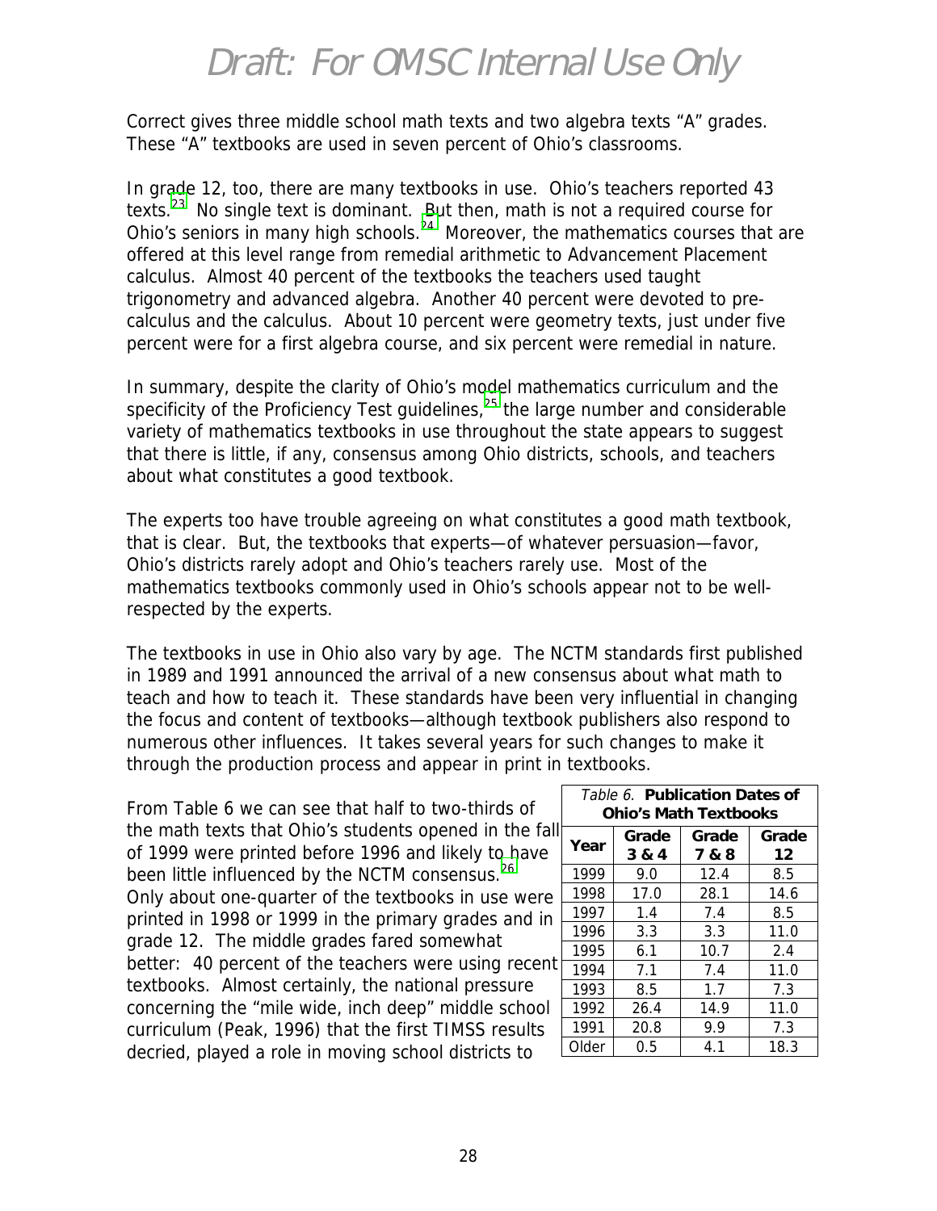Correct gives three middle school math texts and two algebra texts "A" grades. These "A" textbooks are used in seven percent of Ohio's classrooms.

In grade 12, too, there are many textbooks in use. Ohio's teachers reported 43 texts.[23] No single text is dominant. But then, math is not a required course for Ohio's seniors in many high schools.[24] Moreover, the mathematics courses that are offered at this level range from remedial arithmetic to Advancement Placement calculus. Almost 40 percent of the textbooks the teachers used taught trigonometry and advanced algebra. Another 40 percent were devoted to pre-calculus and the calculus. About 10 percent were geometry texts, just under five percent were for a first algebra course, and six percent were remedial in nature.

In summary, despite the clarity of Ohio's model mathematics curriculum and the specificity of the Proficiency Test guidelines,[25] the large number and considerable variety of mathematics textbooks in use throughout the state appears to suggest that there is little, if any, consensus among Ohio districts, schools, and teachers about what constitutes a good textbook.

The experts too have trouble agreeing on what constitutes a good math textbook, that is clear. But, the textbooks that experts—of whatever persuasion—favor, Ohio's districts rarely adopt and Ohio's teachers rarely use. Most of the mathematics textbooks commonly used in Ohio's schools appear not to be well-respected by the experts.

The textbooks in use in Ohio also vary by age. The NCTM standards first published in 1989 and 1991 announced the arrival of a new consensus about what math to teach and how to teach it. These standards have been very influential in changing the focus and content of textbooks—although textbook publishers also respond to numerous other influences. It takes several years for such changes to make it through the production process and appear in print in textbooks.

*Table 6.* **Publication Dates of Ohio's Math Textbooks**

| Year | Grade 3 & 4 | Grade 7 & 8 | Grade 12 |
|---|---|---|---|
| 1999 | 9.0 | 12.4 | 8.5 |
| 1998 | 17.0 | 28.1 | 14.6 |
| 1997 | 1.4 | 7.4 | 8.5 |
| 1996 | 3.3 | 3.3 | 11.0 |
| 1995 | 6.1 | 10.7 | 2.4 |
| 1994 | 7.1 | 7.4 | 11.0 |
| 1993 | 8.5 | 1.7 | 7.3 |
| 1992 | 26.4 | 14.9 | 11.0 |
| 1991 | 20.8 | 9.9 | 7.3 |
| Older | 0.5 | 4.1 | 18.3 |

From Table 6 we can see that half to two-thirds of the math texts that Ohio's students opened in the fall of 1999 were printed before 1996 and likely to have been little influenced by the NCTM consensus.[26] Only about one-quarter of the textbooks in use were printed in 1998 or 1999 in the primary grades and in grade 12. The middle grades fared somewhat better: 40 percent of the teachers were using recent textbooks. Almost certainly, the national pressure concerning the "mile wide, inch deep" middle school curriculum (Peak, 1996) that the first TIMSS results decried, played a role in moving school districts to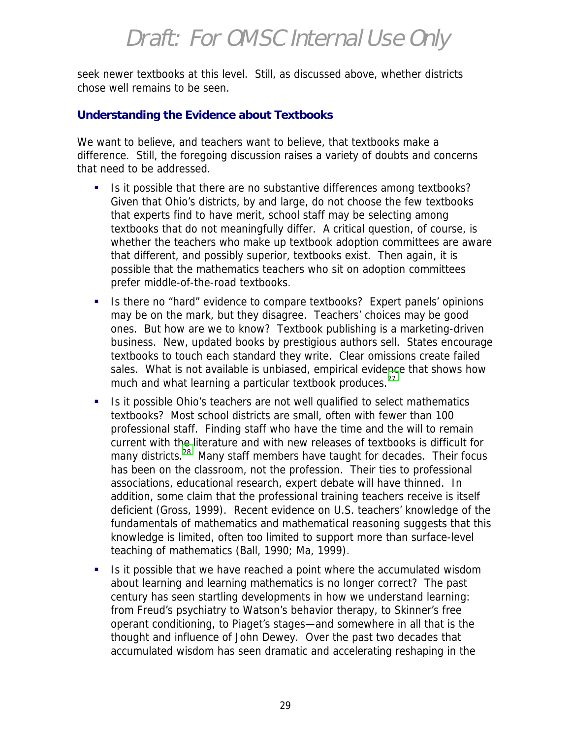seek newer textbooks at this level. Still, as discussed above, whether districts chose well remains to be seen.

### Understanding the Evidence about Textbooks

We want to believe, and teachers want to believe, that textbooks make a difference. Still, the foregoing discussion raises a variety of doubts and concerns that need to be addressed.

- Is it possible that there are no substantive differences among textbooks? Given that Ohio's districts, by and large, do not choose the few textbooks that experts find to have merit, school staff may be selecting among textbooks that do not meaningfully differ. A critical question, of course, is whether the teachers who make up textbook adoption committees are aware that different, and possibly superior, textbooks exist. Then again, it is possible that the mathematics teachers who sit on adoption committees prefer middle-of-the-road textbooks.
- Is there no "hard" evidence to compare textbooks? Expert panels' opinions may be on the mark, but they disagree. Teachers' choices may be good ones. But how are we to know? Textbook publishing is a marketing-driven business. New, updated books by prestigious authors sell. States encourage textbooks to touch each standard they write. Clear omissions create failed sales. What is not available is unbiased, empirical evidence that shows how much and what learning a particular textbook produces.[27]
- Is it possible Ohio's teachers are not well qualified to select mathematics textbooks? Most school districts are small, often with fewer than 100 professional staff. Finding staff who have the time and the will to remain current with the literature and with new releases of textbooks is difficult for many districts.[28] Many staff members have taught for decades. Their focus has been on the classroom, not the profession. Their ties to professional associations, educational research, expert debate will have thinned. In addition, some claim that the professional training teachers receive is itself deficient (Gross, 1999). Recent evidence on U.S. teachers' knowledge of the fundamentals of mathematics and mathematical reasoning suggests that this knowledge is limited, often too limited to support more than surface-level teaching of mathematics (Ball, 1990; Ma, 1999).
- Is it possible that we have reached a point where the accumulated wisdom about learning and learning mathematics is no longer correct? The past century has seen startling developments in how we understand learning: from Freud's psychiatry to Watson's behavior therapy, to Skinner's free operant conditioning, to Piaget's stages—and somewhere in all that is the thought and influence of John Dewey. Over the past two decades that accumulated wisdom has seen dramatic and accelerating reshaping in the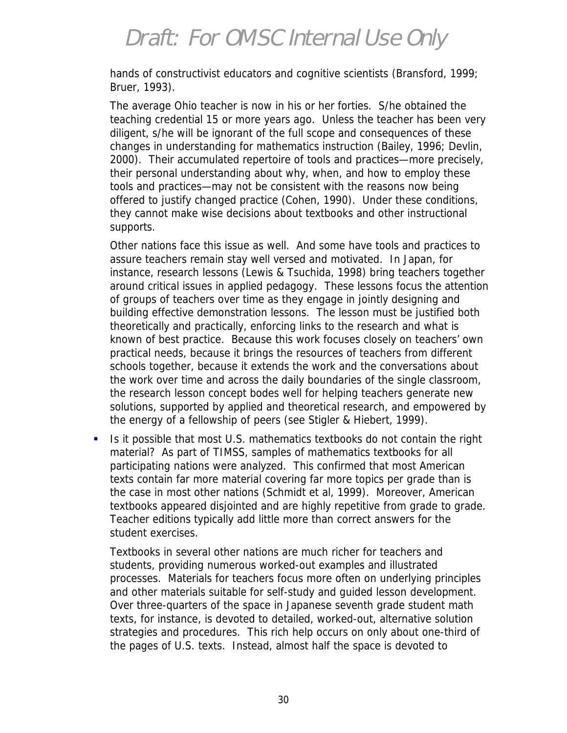hands of constructivist educators and cognitive scientists (Bransford, 1999; Bruer, 1993).

The average Ohio teacher is now in his or her forties. S/he obtained the teaching credential 15 or more years ago. Unless the teacher has been very diligent, s/he will be ignorant of the full scope and consequences of these changes in understanding for mathematics instruction (Bailey, 1996; Devlin, 2000). Their accumulated repertoire of tools and practices—more precisely, their personal understanding about why, when, and how to employ these tools and practices—may not be consistent with the reasons now being offered to justify changed practice (Cohen, 1990). Under these conditions, they cannot make wise decisions about textbooks and other instructional supports.

Other nations face this issue as well. And some have tools and practices to assure teachers remain stay well versed and motivated. In Japan, for instance, research lessons (Lewis & Tsuchida, 1998) bring teachers together around critical issues in applied pedagogy. These lessons focus the attention of groups of teachers over time as they engage in jointly designing and building effective demonstration lessons. The lesson must be justified both theoretically and practically, enforcing links to the research and what is known of best practice. Because this work focuses closely on teachers' own practical needs, because it brings the resources of teachers from different schools together, because it extends the work and the conversations about the work over time and across the daily boundaries of the single classroom, the research lesson concept bodes well for helping teachers generate new solutions, supported by applied and theoretical research, and empowered by the energy of a fellowship of peers (see Stigler & Hiebert, 1999).

- Is it possible that most U.S. mathematics textbooks do not contain the right material? As part of TIMSS, samples of mathematics textbooks for all participating nations were analyzed. This confirmed that most American texts contain far more material covering far more topics per grade than is the case in most other nations (Schmidt et al, 1999). Moreover, American textbooks appeared disjointed and are highly repetitive from grade to grade. Teacher editions typically add little more than correct answers for the student exercises.

  Textbooks in several other nations are much richer for teachers and students, providing numerous worked-out examples and illustrated processes. Materials for teachers focus more often on underlying principles and other materials suitable for self-study and guided lesson development. Over three-quarters of the space in Japanese seventh grade student math texts, for instance, is devoted to detailed, worked-out, alternative solution strategies and procedures. This rich help occurs on only about one-third of the pages of U.S. texts. Instead, almost half the space is devoted to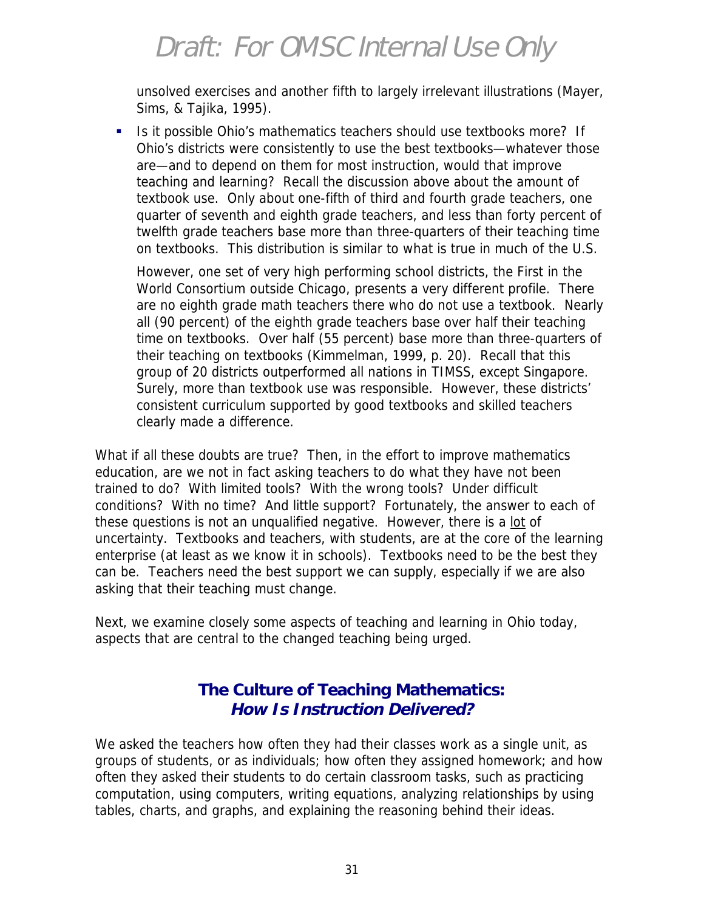unsolved exercises and another fifth to largely irrelevant illustrations (Mayer, Sims, & Tajika, 1995).

- Is it possible Ohio's mathematics teachers should use textbooks more? If Ohio's districts were consistently to use the best textbooks—whatever those are—and to depend on them for most instruction, would that improve teaching and learning? Recall the discussion above about the amount of textbook use. Only about one-fifth of third and fourth grade teachers, one quarter of seventh and eighth grade teachers, and less than forty percent of twelfth grade teachers base more than three-quarters of their teaching time on textbooks. This distribution is similar to what is true in much of the U.S.

  However, one set of very high performing school districts, the First in the World Consortium outside Chicago, presents a very different profile. There are no eighth grade math teachers there who do not use a textbook. Nearly all (90 percent) of the eighth grade teachers base over half their teaching time on textbooks. Over half (55 percent) base more than three-quarters of their teaching on textbooks (Kimmelman, 1999, p. 20). Recall that this group of 20 districts outperformed all nations in TIMSS, except Singapore. Surely, more than textbook use was responsible. However, these districts' consistent curriculum supported by good textbooks and skilled teachers clearly made a difference.

What if all these doubts are true? Then, in the effort to improve mathematics education, are we not in fact asking teachers to do what they have not been trained to do? With limited tools? With the wrong tools? Under difficult conditions? With no time? And little support? Fortunately, the answer to each of these questions is not an unqualified negative. However, there is a <u>lot</u> of uncertainty. Textbooks and teachers, with students, are at the core of the learning enterprise (at least as we know it in schools). Textbooks need to be the best they can be. Teachers need the best support we can supply, especially if we are also asking that their teaching must change.

Next, we examine closely some aspects of teaching and learning in Ohio today, aspects that are central to the changed teaching being urged.

## The Culture of Teaching Mathematics: *How Is Instruction Delivered?*

We asked the teachers how often they had their classes work as a single unit, as groups of students, or as individuals; how often they assigned homework; and how often they asked their students to do certain classroom tasks, such as practicing computation, using computers, writing equations, analyzing relationships by using tables, charts, and graphs, and explaining the reasoning behind their ideas.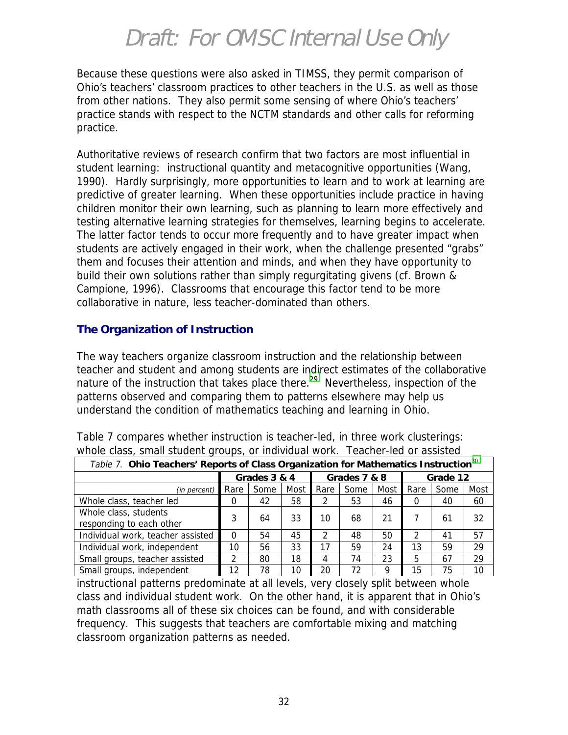# Draft: For OMSC Internal Use Only

Because these questions were also asked in TIMSS, they permit comparison of Ohio's teachers' classroom practices to other teachers in the U.S. as well as those from other nations. They also permit some sensing of where Ohio's teachers' practice stands with respect to the NCTM standards and other calls for reforming practice.

Authoritative reviews of research confirm that two factors are most influential in student learning: instructional quantity and metacognitive opportunities (Wang, 1990). Hardly surprisingly, more opportunities to learn and to work at learning are predictive of greater learning. When these opportunities include practice in having children monitor their own learning, such as planning to learn more effectively and testing alternative learning strategies for themselves, learning begins to accelerate. The latter factor tends to occur more frequently and to have greater impact when students are actively engaged in their work, when the challenge presented "grabs" them and focuses their attention and minds, and when they have opportunity to build their own solutions rather than simply regurgitating givens (cf. Brown & Campione, 1996). Classrooms that encourage this factor tend to be more collaborative in nature, less teacher-dominated than others.

## The Organization of Instruction

The way teachers organize classroom instruction and the relationship between teacher and student and among students are indirect estimates of the collaborative nature of the instruction that takes place there.[29] Nevertheless, inspection of the patterns observed and comparing them to patterns elsewhere may help us understand the condition of mathematics teaching and learning in Ohio.

Table 7 compares whether instruction is teacher-led, in three work clusterings: whole class, small student groups, or individual work. Teacher-led or assisted instructional patterns predominate at all levels, very closely split between whole class and individual student work. On the other hand, it is apparent that in Ohio's math classrooms all of these six choices can be found, and with considerable frequency. This suggests that teachers are comfortable mixing and matching classroom organization patterns as needed.

*Table 7.* **Ohio Teachers' Reports of Class Organization for Mathematics Instruction**[30]

| | Grades 3 & 4 | | | Grades 7 & 8 | | | Grade 12 | | |
|---|---|---|---|---|---|---|---|---|---|
| *(in percent)* | Rare | Some | Most | Rare | Some | Most | Rare | Some | Most |
| Whole class, teacher led | 0 | 42 | 58 | 2 | 53 | 46 | 0 | 40 | 60 |
| Whole class, students responding to each other | 3 | 64 | 33 | 10 | 68 | 21 | 7 | 61 | 32 |
| Individual work, teacher assisted | 0 | 54 | 45 | 2 | 48 | 50 | 2 | 41 | 57 |
| Individual work, independent | 10 | 56 | 33 | 17 | 59 | 24 | 13 | 59 | 29 |
| Small groups, teacher assisted | 2 | 80 | 18 | 4 | 74 | 23 | 5 | 67 | 29 |
| Small groups, independent | 12 | 78 | 10 | 20 | 72 | 9 | 15 | 75 | 10 |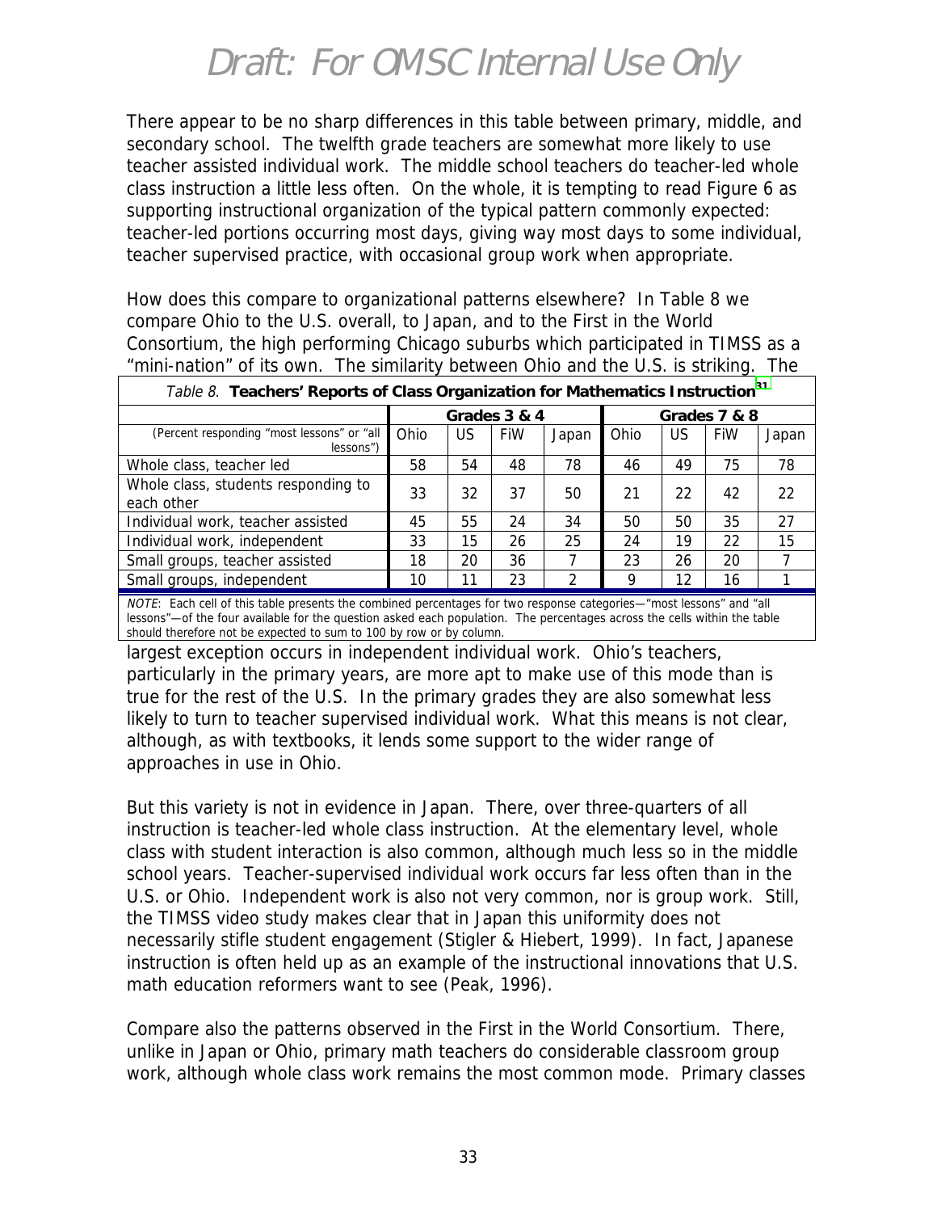# Draft: For OMSC Internal Use Only

There appear to be no sharp differences in this table between primary, middle, and secondary school. The twelfth grade teachers are somewhat more likely to use teacher assisted individual work. The middle school teachers do teacher-led whole class instruction a little less often. On the whole, it is tempting to read Figure 6 as supporting instructional organization of the typical pattern commonly expected: teacher-led portions occurring most days, giving way most days to some individual, teacher supervised practice, with occasional group work when appropriate.

How does this compare to organizational patterns elsewhere? In Table 8 we compare Ohio to the U.S. overall, to Japan, and to the First in the World Consortium, the high performing Chicago suburbs which participated in TIMSS as a "mini-nation" of its own. The similarity between Ohio and the U.S. is striking. The largest exception occurs in independent individual work. Ohio's teachers, particularly in the primary years, are more apt to make use of this mode than is true for the rest of the U.S. In the primary grades they are also somewhat less likely to turn to teacher supervised individual work. What this means is not clear, although, as with textbooks, it lends some support to the wider range of approaches in use in Ohio.

*Table 8.* **Teachers' Reports of Class Organization for Mathematics Instruction**[31]

| | Grades 3 & 4 | | | | Grades 7 & 8 | | | |
|---|---|---|---|---|---|---|---|---|
| (Percent responding "most lessons" or "all lessons") | Ohio | US | FiW | Japan | Ohio | US | FiW | Japan |
| Whole class, teacher led | 58 | 54 | 48 | 78 | 46 | 49 | 75 | 78 |
| Whole class, students responding to each other | 33 | 32 | 37 | 50 | 21 | 22 | 42 | 22 |
| Individual work, teacher assisted | 45 | 55 | 24 | 34 | 50 | 50 | 35 | 27 |
| Individual work, independent | 33 | 15 | 26 | 25 | 24 | 19 | 22 | 15 |
| Small groups, teacher assisted | 18 | 20 | 36 | 7 | 23 | 26 | 20 | 7 |
| Small groups, independent | 10 | 11 | 23 | 2 | 9 | 12 | 16 | 1 |

*NOTE*: Each cell of this table presents the combined percentages for two response categories—"most lessons" and "all lessons"—of the four available for the question asked each population. The percentages across the cells within the table should therefore not be expected to sum to 100 by row or by column.

But this variety is not in evidence in Japan. There, over three-quarters of all instruction is teacher-led whole class instruction. At the elementary level, whole class with student interaction is also common, although much less so in the middle school years. Teacher-supervised individual work occurs far less often than in the U.S. or Ohio. Independent work is also not very common, nor is group work. Still, the TIMSS video study makes clear that in Japan this uniformity does not necessarily stifle student engagement (Stigler & Hiebert, 1999). In fact, Japanese instruction is often held up as an example of the instructional innovations that U.S. math education reformers want to see (Peak, 1996).

Compare also the patterns observed in the First in the World Consortium. There, unlike in Japan or Ohio, primary math teachers do considerable classroom group work, although whole class work remains the most common mode. Primary classes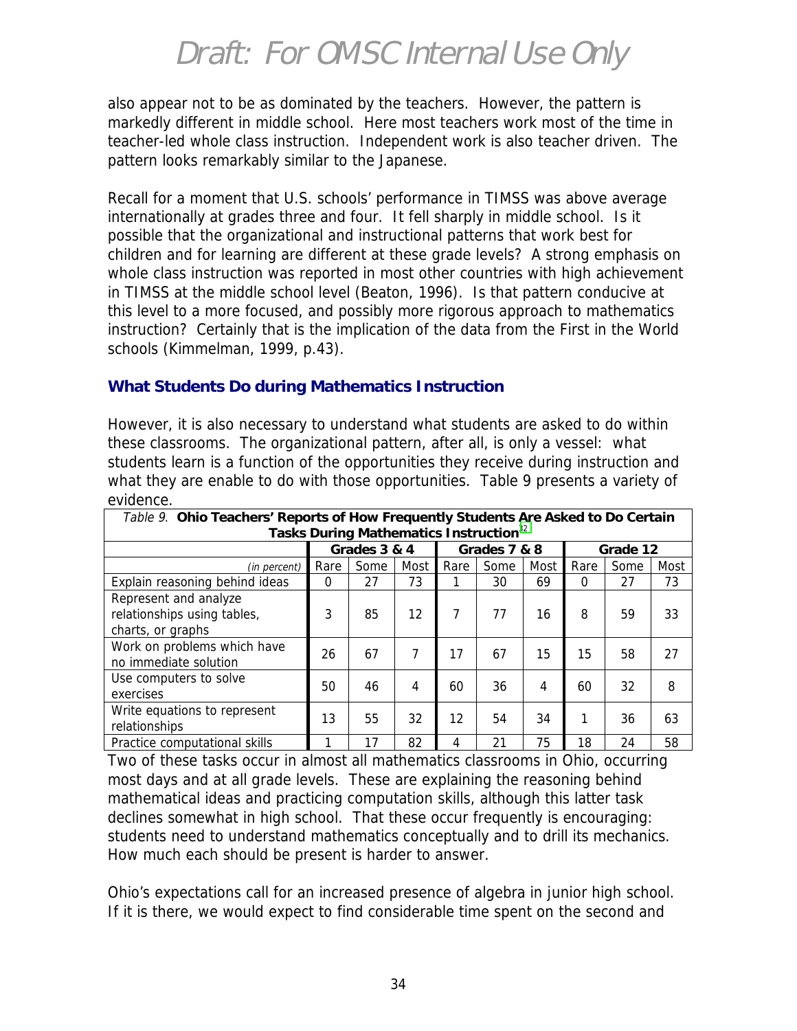also appear not to be as dominated by the teachers. However, the pattern is markedly different in middle school. Here most teachers work most of the time in teacher-led whole class instruction. Independent work is also teacher driven. The pattern looks remarkably similar to the Japanese.

Recall for a moment that U.S. schools' performance in TIMSS was above average internationally at grades three and four. It fell sharply in middle school. Is it possible that the organizational and instructional patterns that work best for children and for learning are different at these grade levels? A strong emphasis on whole class instruction was reported in most other countries with high achievement in TIMSS at the middle school level (Beaton, 1996). Is that pattern conducive at this level to a more focused, and possibly more rigorous approach to mathematics instruction? Certainly that is the implication of the data from the First in the World schools (Kimmelman, 1999, p.43).

### What Students Do during Mathematics Instruction

However, it is also necessary to understand what students are asked to do within these classrooms. The organizational pattern, after all, is only a vessel: what students learn is a function of the opportunities they receive during instruction and what they are enable to do with those opportunities. Table 9 presents a variety of evidence.

*Table 9.* **Ohio Teachers' Reports of How Frequently Students Are Asked to Do Certain Tasks During Mathematics Instruction**[32]

| | Grades 3 & 4 | | | Grades 7 & 8 | | | Grade 12 | | |
|---|---|---|---|---|---|---|---|---|---|
| *(in percent)* | Rare | Some | Most | Rare | Some | Most | Rare | Some | Most |
| Explain reasoning behind ideas | 0 | 27 | 73 | 1 | 30 | 69 | 0 | 27 | 73 |
| Represent and analyze relationships using tables, charts, or graphs | 3 | 85 | 12 | 7 | 77 | 16 | 8 | 59 | 33 |
| Work on problems which have no immediate solution | 26 | 67 | 7 | 17 | 67 | 15 | 15 | 58 | 27 |
| Use computers to solve exercises | 50 | 46 | 4 | 60 | 36 | 4 | 60 | 32 | 8 |
| Write equations to represent relationships | 13 | 55 | 32 | 12 | 54 | 34 | 1 | 36 | 63 |
| Practice computational skills | 1 | 17 | 82 | 4 | 21 | 75 | 18 | 24 | 58 |

Two of these tasks occur in almost all mathematics classrooms in Ohio, occurring most days and at all grade levels. These are explaining the reasoning behind mathematical ideas and practicing computation skills, although this latter task declines somewhat in high school. That these occur frequently is encouraging: students need to understand mathematics conceptually and to drill its mechanics. How much each should be present is harder to answer.

Ohio's expectations call for an increased presence of algebra in junior high school. If it is there, we would expect to find considerable time spent on the second and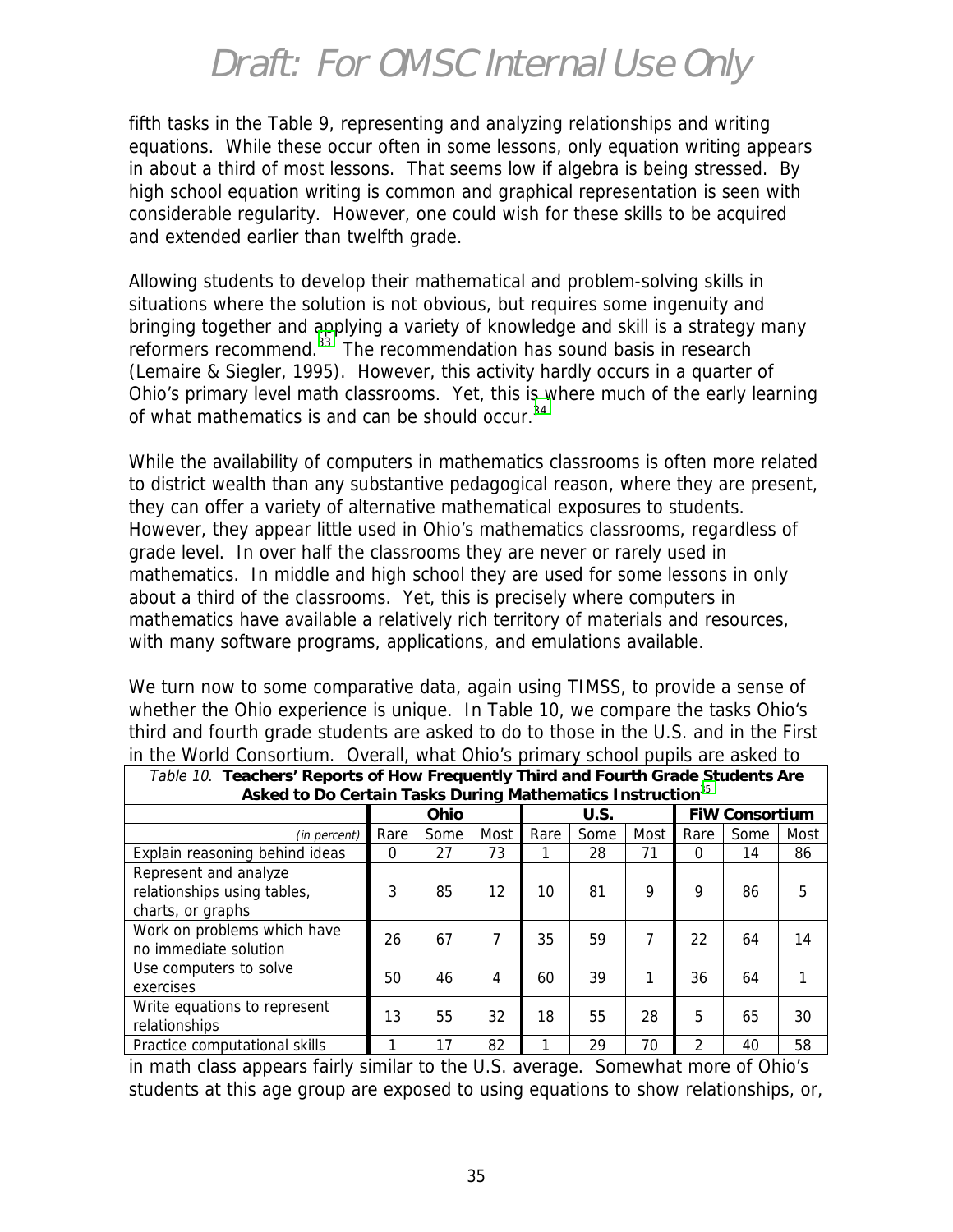fifth tasks in the Table 9, representing and analyzing relationships and writing equations. While these occur often in some lessons, only equation writing appears in about a third of most lessons. That seems low if algebra is being stressed. By high school equation writing is common and graphical representation is seen with considerable regularity. However, one could wish for these skills to be acquired and extended earlier than twelfth grade.

Allowing students to develop their mathematical and problem-solving skills in situations where the solution is not obvious, but requires some ingenuity and bringing together and applying a variety of knowledge and skill is a strategy many reformers recommend.[33] The recommendation has sound basis in research (Lemaire & Siegler, 1995). However, this activity hardly occurs in a quarter of Ohio's primary level math classrooms. Yet, this is where much of the early learning of what mathematics is and can be should occur.[34]

While the availability of computers in mathematics classrooms is often more related to district wealth than any substantive pedagogical reason, where they are present, they can offer a variety of alternative mathematical exposures to students. However, they appear little used in Ohio's mathematics classrooms, regardless of grade level. In over half the classrooms they are never or rarely used in mathematics. In middle and high school they are used for some lessons in only about a third of the classrooms. Yet, this is precisely where computers in mathematics have available a relatively rich territory of materials and resources, with many software programs, applications, and emulations available.

We turn now to some comparative data, again using TIMSS, to provide a sense of whether the Ohio experience is unique. In Table 10, we compare the tasks Ohio's third and fourth grade students are asked to do to those in the U.S. and in the First in the World Consortium. Overall, what Ohio's primary school pupils are asked to do in math class appears fairly similar to the U.S. average. Somewhat more of Ohio's students at this age group are exposed to using equations to show relationships, or,

*Table 10.* **Teachers' Reports of How Frequently Third and Fourth Grade Students Are Asked to Do Certain Tasks During Mathematics Instruction**[35]

| | **Ohio** | | | **U.S.** | | | **FiW Consortium** | | |
|---|---|---|---|---|---|---|---|---|---|
| *(in percent)* | Rare | Some | Most | Rare | Some | Most | Rare | Some | Most |
| Explain reasoning behind ideas | 0 | 27 | 73 | 1 | 28 | 71 | 0 | 14 | 86 |
| Represent and analyze relationships using tables, charts, or graphs | 3 | 85 | 12 | 10 | 81 | 9 | 9 | 86 | 5 |
| Work on problems which have no immediate solution | 26 | 67 | 7 | 35 | 59 | 7 | 22 | 64 | 14 |
| Use computers to solve exercises | 50 | 46 | 4 | 60 | 39 | 1 | 36 | 64 | 1 |
| Write equations to represent relationships | 13 | 55 | 32 | 18 | 55 | 28 | 5 | 65 | 30 |
| Practice computational skills | 1 | 17 | 82 | 1 | 29 | 70 | 2 | 40 | 58 |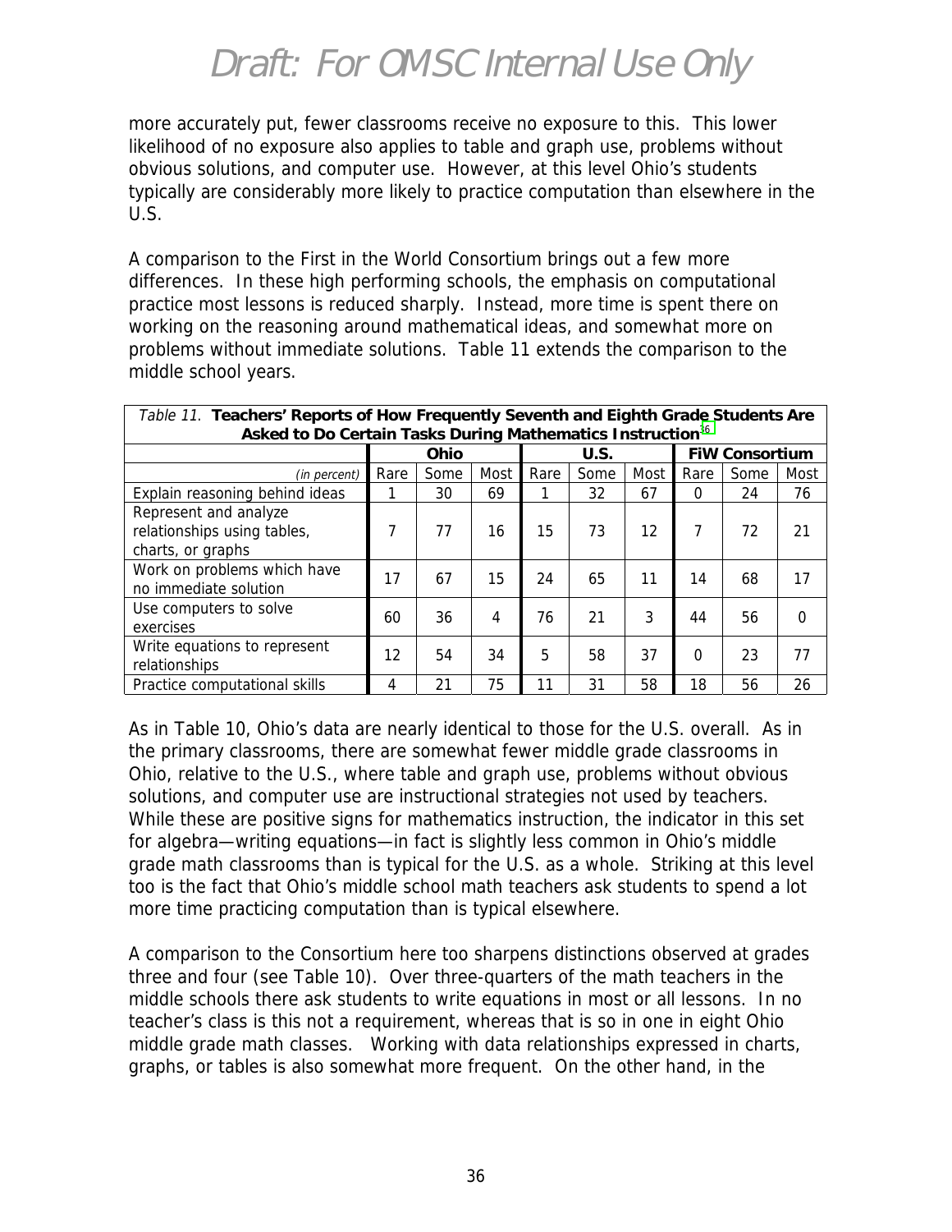more accurately put, fewer classrooms receive no exposure to this. This lower likelihood of no exposure also applies to table and graph use, problems without obvious solutions, and computer use. However, at this level Ohio's students typically are considerably more likely to practice computation than elsewhere in the U.S.

A comparison to the First in the World Consortium brings out a few more differences. In these high performing schools, the emphasis on computational practice most lessons is reduced sharply. Instead, more time is spent there on working on the reasoning around mathematical ideas, and somewhat more on problems without immediate solutions. Table 11 extends the comparison to the middle school years.

*Table 11.* **Teachers' Reports of How Frequently Seventh and Eighth Grade Students Are Asked to Do Certain Tasks During Mathematics Instruction**[36]

| | **Ohio** | | | **U.S.** | | | **FiW Consortium** | | |
|---|---|---|---|---|---|---|---|---|---|
| *(in percent)* | Rare | Some | Most | Rare | Some | Most | Rare | Some | Most |
| Explain reasoning behind ideas | 1 | 30 | 69 | 1 | 32 | 67 | 0 | 24 | 76 |
| Represent and analyze relationships using tables, charts, or graphs | 7 | 77 | 16 | 15 | 73 | 12 | 7 | 72 | 21 |
| Work on problems which have no immediate solution | 17 | 67 | 15 | 24 | 65 | 11 | 14 | 68 | 17 |
| Use computers to solve exercises | 60 | 36 | 4 | 76 | 21 | 3 | 44 | 56 | 0 |
| Write equations to represent relationships | 12 | 54 | 34 | 5 | 58 | 37 | 0 | 23 | 77 |
| Practice computational skills | 4 | 21 | 75 | 11 | 31 | 58 | 18 | 56 | 26 |

As in Table 10, Ohio's data are nearly identical to those for the U.S. overall. As in the primary classrooms, there are somewhat fewer middle grade classrooms in Ohio, relative to the U.S., where table and graph use, problems without obvious solutions, and computer use are instructional strategies not used by teachers. While these are positive signs for mathematics instruction, the indicator in this set for algebra—writing equations—in fact is slightly less common in Ohio's middle grade math classrooms than is typical for the U.S. as a whole. Striking at this level too is the fact that Ohio's middle school math teachers ask students to spend a lot more time practicing computation than is typical elsewhere.

A comparison to the Consortium here too sharpens distinctions observed at grades three and four (see Table 10). Over three-quarters of the math teachers in the middle schools there ask students to write equations in most or all lessons. In no teacher's class is this not a requirement, whereas that is so in one in eight Ohio middle grade math classes. Working with data relationships expressed in charts, graphs, or tables is also somewhat more frequent. On the other hand, in the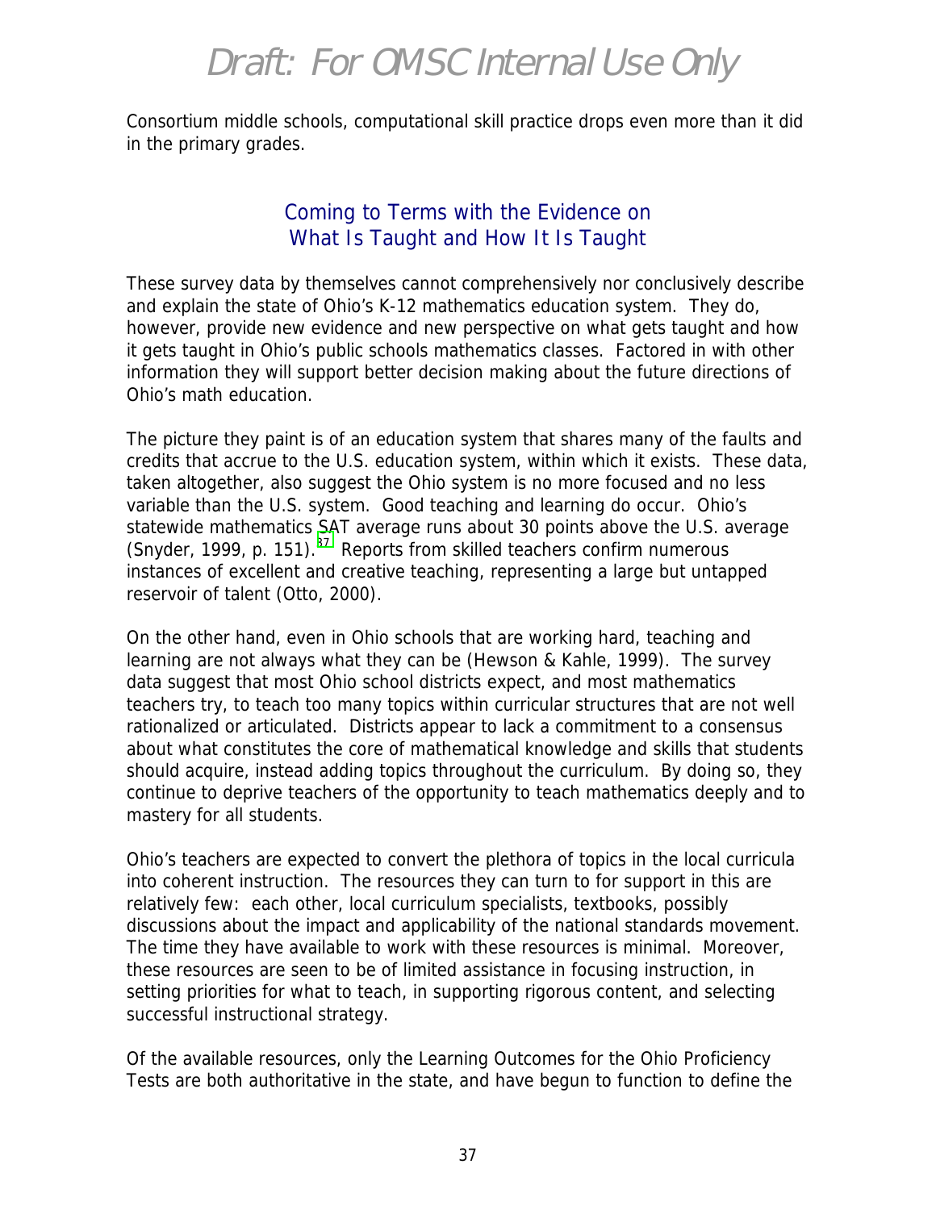Consortium middle schools, computational skill practice drops even more than it did in the primary grades.

## Coming to Terms with the Evidence on What Is Taught and How It Is Taught

These survey data by themselves cannot comprehensively nor conclusively describe and explain the state of Ohio's K-12 mathematics education system. They do, however, provide new evidence and new perspective on what gets taught and how it gets taught in Ohio's public schools mathematics classes. Factored in with other information they will support better decision making about the future directions of Ohio's math education.

The picture they paint is of an education system that shares many of the faults and credits that accrue to the U.S. education system, within which it exists. These data, taken altogether, also suggest the Ohio system is no more focused and no less variable than the U.S. system. Good teaching and learning do occur. Ohio's statewide mathematics SAT average runs about 30 points above the U.S. average (Snyder, 1999, p. 151).[37] Reports from skilled teachers confirm numerous instances of excellent and creative teaching, representing a large but untapped reservoir of talent (Otto, 2000).

On the other hand, even in Ohio schools that are working hard, teaching and learning are not always what they can be (Hewson & Kahle, 1999). The survey data suggest that most Ohio school districts expect, and most mathematics teachers try, to teach too many topics within curricular structures that are not well rationalized or articulated. Districts appear to lack a commitment to a consensus about what constitutes the core of mathematical knowledge and skills that students should acquire, instead adding topics throughout the curriculum. By doing so, they continue to deprive teachers of the opportunity to teach mathematics deeply and to mastery for all students.

Ohio's teachers are expected to convert the plethora of topics in the local curricula into coherent instruction. The resources they can turn to for support in this are relatively few: each other, local curriculum specialists, textbooks, possibly discussions about the impact and applicability of the national standards movement. The time they have available to work with these resources is minimal. Moreover, these resources are seen to be of limited assistance in focusing instruction, in setting priorities for what to teach, in supporting rigorous content, and selecting successful instructional strategy.

Of the available resources, only the Learning Outcomes for the Ohio Proficiency Tests are both authoritative in the state, and have begun to function to define the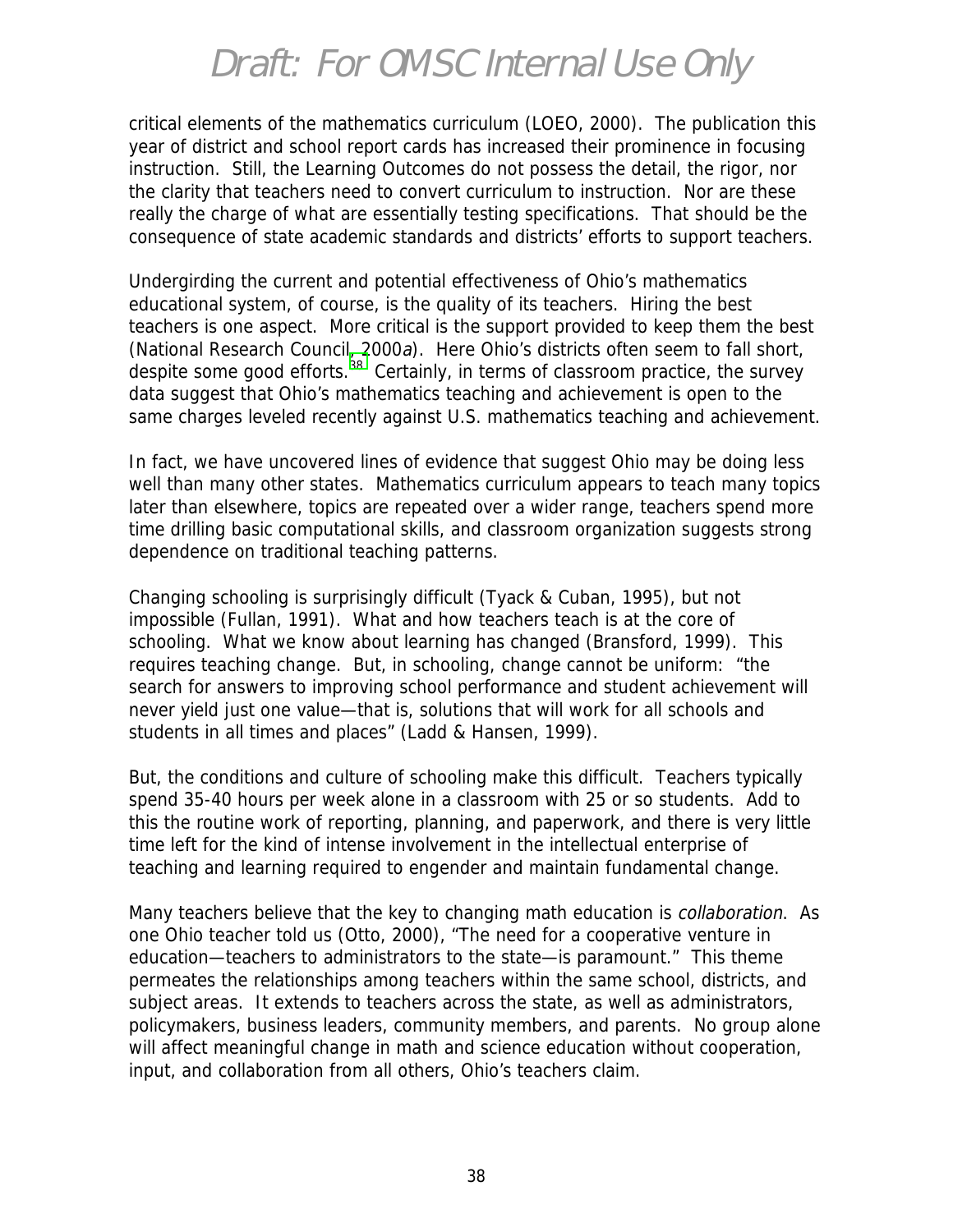critical elements of the mathematics curriculum (LOEO, 2000). The publication this year of district and school report cards has increased their prominence in focusing instruction. Still, the Learning Outcomes do not possess the detail, the rigor, nor the clarity that teachers need to convert curriculum to instruction. Nor are these really the charge of what are essentially testing specifications. That should be the consequence of state academic standards and districts' efforts to support teachers.

Undergirding the current and potential effectiveness of Ohio's mathematics educational system, of course, is the quality of its teachers. Hiring the best teachers is one aspect. More critical is the support provided to keep them the best (National Research Council, 2000*a*). Here Ohio's districts often seem to fall short, despite some good efforts.[38] Certainly, in terms of classroom practice, the survey data suggest that Ohio's mathematics teaching and achievement is open to the same charges leveled recently against U.S. mathematics teaching and achievement.

In fact, we have uncovered lines of evidence that suggest Ohio may be doing less well than many other states. Mathematics curriculum appears to teach many topics later than elsewhere, topics are repeated over a wider range, teachers spend more time drilling basic computational skills, and classroom organization suggests strong dependence on traditional teaching patterns.

Changing schooling is surprisingly difficult (Tyack & Cuban, 1995), but not impossible (Fullan, 1991). What and how teachers teach is at the core of schooling. What we know about learning has changed (Bransford, 1999). This requires teaching change. But, in schooling, change cannot be uniform: "the search for answers to improving school performance and student achievement will never yield just one value—that is, solutions that will work for all schools and students in all times and places" (Ladd & Hansen, 1999).

But, the conditions and culture of schooling make this difficult. Teachers typically spend 35-40 hours per week alone in a classroom with 25 or so students. Add to this the routine work of reporting, planning, and paperwork, and there is very little time left for the kind of intense involvement in the intellectual enterprise of teaching and learning required to engender and maintain fundamental change.

Many teachers believe that the key to changing math education is *collaboration*. As one Ohio teacher told us (Otto, 2000), "The need for a cooperative venture in education—teachers to administrators to the state—is paramount." This theme permeates the relationships among teachers within the same school, districts, and subject areas. It extends to teachers across the state, as well as administrators, policymakers, business leaders, community members, and parents. No group alone will affect meaningful change in math and science education without cooperation, input, and collaboration from all others, Ohio's teachers claim.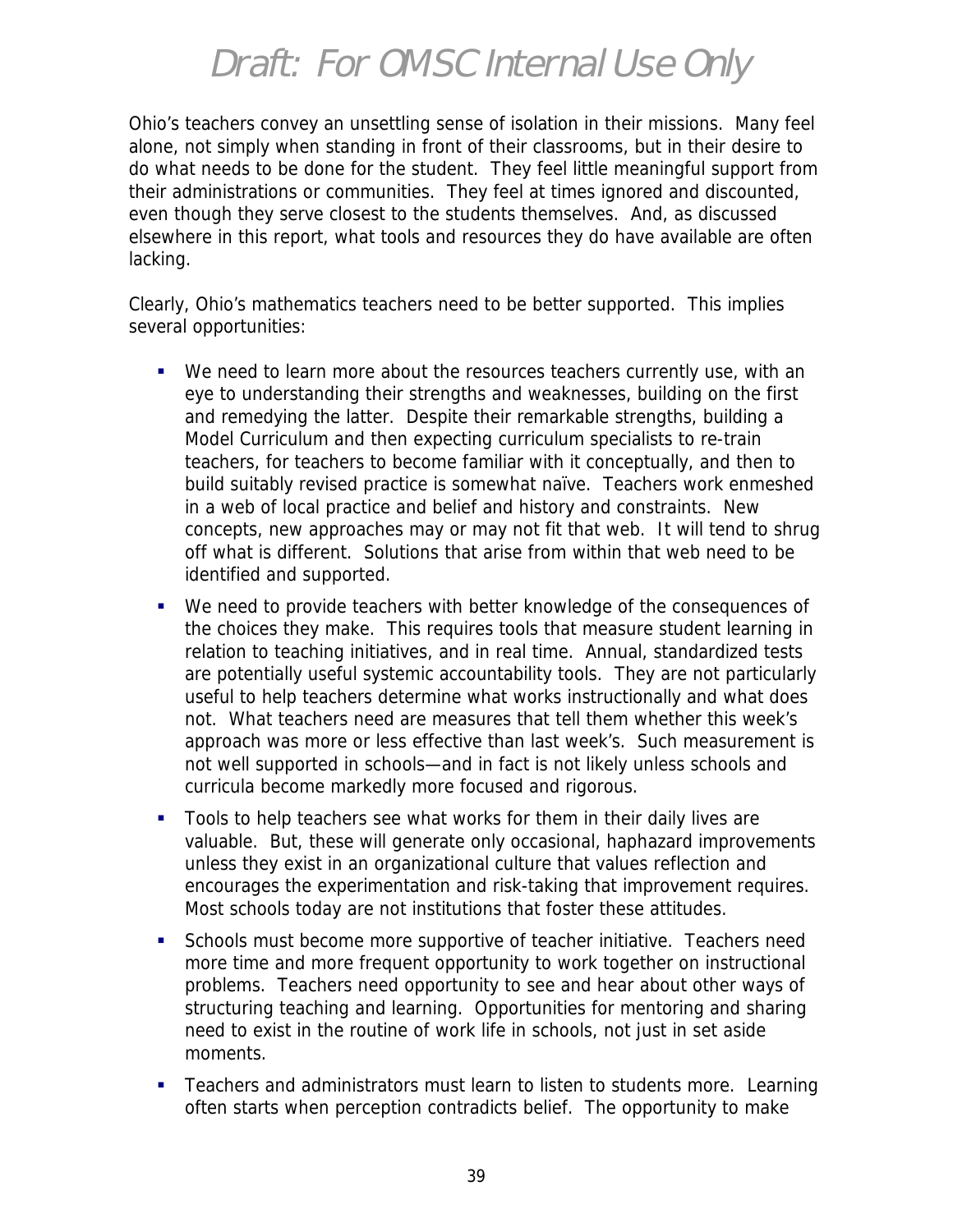Ohio's teachers convey an unsettling sense of isolation in their missions. Many feel alone, not simply when standing in front of their classrooms, but in their desire to do what needs to be done for the student. They feel little meaningful support from their administrations or communities. They feel at times ignored and discounted, even though they serve closest to the students themselves. And, as discussed elsewhere in this report, what tools and resources they do have available are often lacking.

Clearly, Ohio's mathematics teachers need to be better supported. This implies several opportunities:

- We need to learn more about the resources teachers currently use, with an eye to understanding their strengths and weaknesses, building on the first and remedying the latter. Despite their remarkable strengths, building a Model Curriculum and then expecting curriculum specialists to re-train teachers, for teachers to become familiar with it conceptually, and then to build suitably revised practice is somewhat naïve. Teachers work enmeshed in a web of local practice and belief and history and constraints. New concepts, new approaches may or may not fit that web. It will tend to shrug off what is different. Solutions that arise from within that web need to be identified and supported.
- We need to provide teachers with better knowledge of the consequences of the choices they make. This requires tools that measure student learning in relation to teaching initiatives, and in real time. Annual, standardized tests are potentially useful systemic accountability tools. They are not particularly useful to help teachers determine what works instructionally and what does not. What teachers need are measures that tell them whether this week's approach was more or less effective than last week's. Such measurement is not well supported in schools—and in fact is not likely unless schools and curricula become markedly more focused and rigorous.
- Tools to help teachers see what works for them in their daily lives are valuable. But, these will generate only occasional, haphazard improvements unless they exist in an organizational culture that values reflection and encourages the experimentation and risk-taking that improvement requires. Most schools today are not institutions that foster these attitudes.
- Schools must become more supportive of teacher initiative. Teachers need more time and more frequent opportunity to work together on instructional problems. Teachers need opportunity to see and hear about other ways of structuring teaching and learning. Opportunities for mentoring and sharing need to exist in the routine of work life in schools, not just in set aside moments.
- Teachers and administrators must learn to listen to students more. Learning often starts when perception contradicts belief. The opportunity to make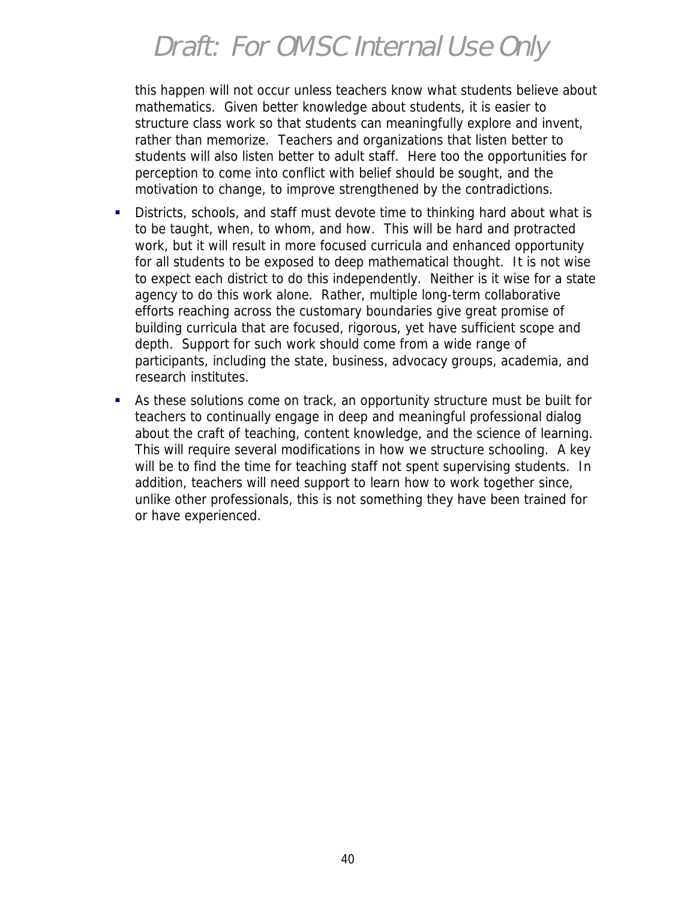this happen will not occur unless teachers know what students believe about mathematics. Given better knowledge about students, it is easier to structure class work so that students can meaningfully explore and invent, rather than memorize. Teachers and organizations that listen better to students will also listen better to adult staff. Here too the opportunities for perception to come into conflict with belief should be sought, and the motivation to change, to improve strengthened by the contradictions.

- Districts, schools, and staff must devote time to thinking hard about what is to be taught, when, to whom, and how. This will be hard and protracted work, but it will result in more focused curricula and enhanced opportunity for all students to be exposed to deep mathematical thought. It is not wise to expect each district to do this independently. Neither is it wise for a state agency to do this work alone. Rather, multiple long-term collaborative efforts reaching across the customary boundaries give great promise of building curricula that are focused, rigorous, yet have sufficient scope and depth. Support for such work should come from a wide range of participants, including the state, business, advocacy groups, academia, and research institutes.
- As these solutions come on track, an opportunity structure must be built for teachers to continually engage in deep and meaningful professional dialog about the craft of teaching, content knowledge, and the science of learning. This will require several modifications in how we structure schooling. A key will be to find the time for teaching staff not spent supervising students. In addition, teachers will need support to learn how to work together since, unlike other professionals, this is not something they have been trained for or have experienced.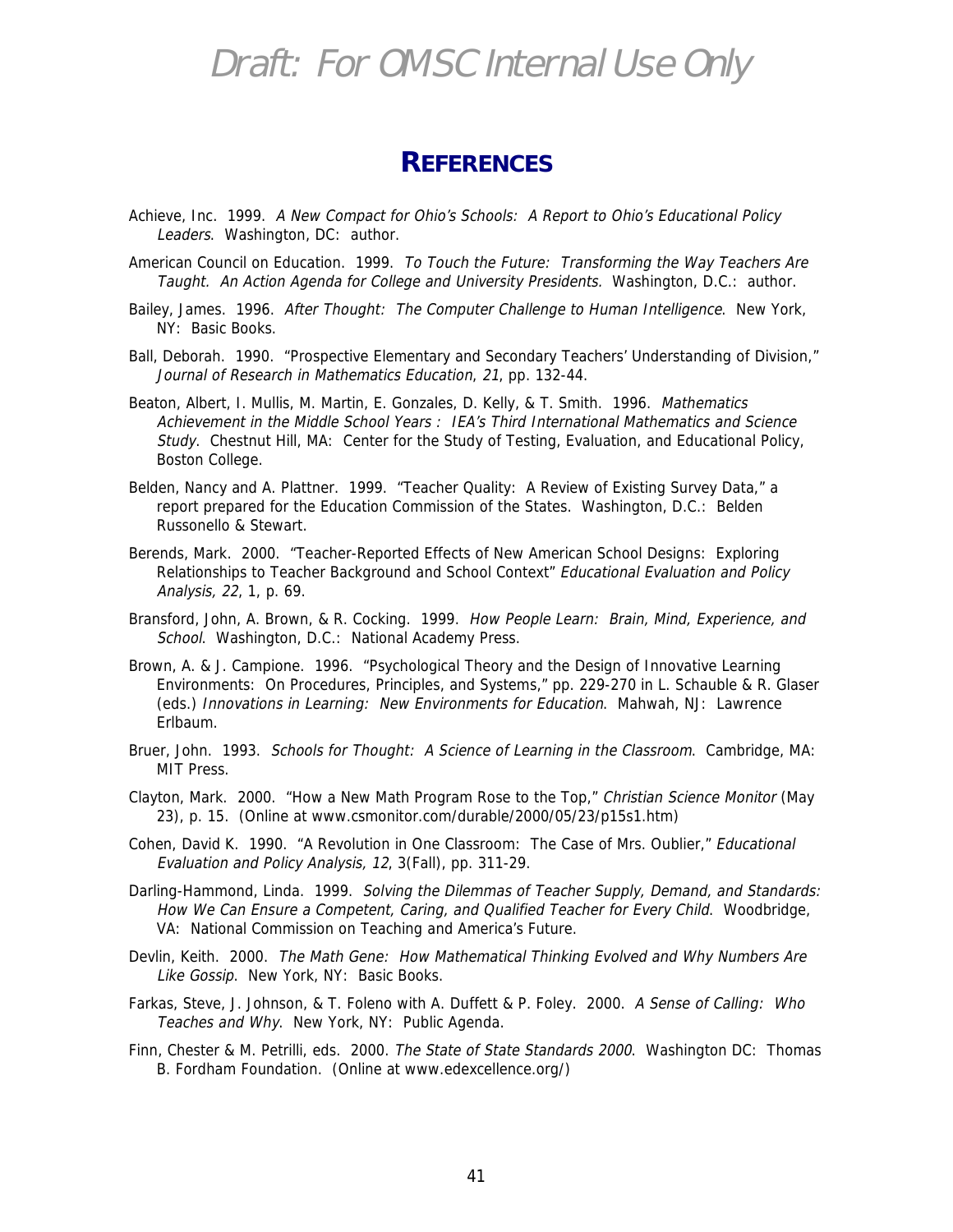# REFERENCES

Achieve, Inc. 1999. *A New Compact for Ohio's Schools: A Report to Ohio's Educational Policy Leaders*. Washington, DC: author.

American Council on Education. 1999. *To Touch the Future: Transforming the Way Teachers Are Taught. An Action Agenda for College and University Presidents.* Washington, D.C.: author.

Bailey, James. 1996. *After Thought: The Computer Challenge to Human Intelligence*. New York, NY: Basic Books.

Ball, Deborah. 1990. "Prospective Elementary and Secondary Teachers' Understanding of Division," *Journal of Research in Mathematics Education*, *21*, pp. 132-44.

Beaton, Albert, I. Mullis, M. Martin, E. Gonzales, D. Kelly, & T. Smith. 1996. *Mathematics Achievement in the Middle School Years : IEA's Third International Mathematics and Science Study*. Chestnut Hill, MA: Center for the Study of Testing, Evaluation, and Educational Policy, Boston College.

Belden, Nancy and A. Plattner. 1999. "Teacher Quality: A Review of Existing Survey Data," a report prepared for the Education Commission of the States. Washington, D.C.: Belden Russonello & Stewart.

Berends, Mark. 2000. "Teacher-Reported Effects of New American School Designs: Exploring Relationships to Teacher Background and School Context" *Educational Evaluation and Policy Analysis, 22*, 1, p. 69.

Bransford, John, A. Brown, & R. Cocking. 1999. *How People Learn: Brain, Mind, Experience, and School*. Washington, D.C.: National Academy Press.

Brown, A. & J. Campione. 1996. "Psychological Theory and the Design of Innovative Learning Environments: On Procedures, Principles, and Systems," pp. 229-270 in L. Schauble & R. Glaser (eds.) *Innovations in Learning: New Environments for Education*. Mahwah, NJ: Lawrence Erlbaum.

Bruer, John. 1993. *Schools for Thought: A Science of Learning in the Classroom*. Cambridge, MA: MIT Press.

Clayton, Mark. 2000. "How a New Math Program Rose to the Top," *Christian Science Monitor* (May 23), p. 15. (Online at www.csmonitor.com/durable/2000/05/23/p15s1.htm)

Cohen, David K. 1990. "A Revolution in One Classroom: The Case of Mrs. Oublier," *Educational Evaluation and Policy Analysis, 12*, 3(Fall), pp. 311-29.

Darling-Hammond, Linda. 1999. *Solving the Dilemmas of Teacher Supply, Demand, and Standards: How We Can Ensure a Competent, Caring, and Qualified Teacher for Every Child.* Woodbridge, VA: National Commission on Teaching and America's Future.

Devlin, Keith. 2000. *The Math Gene: How Mathematical Thinking Evolved and Why Numbers Are Like Gossip.* New York, NY: Basic Books.

Farkas, Steve, J. Johnson, & T. Foleno with A. Duffett & P. Foley. 2000. *A Sense of Calling: Who Teaches and Why*. New York, NY: Public Agenda.

Finn, Chester & M. Petrilli, eds. 2000. *The State of State Standards 2000*. Washington DC: Thomas B. Fordham Foundation. (Online at www.edexcellence.org/)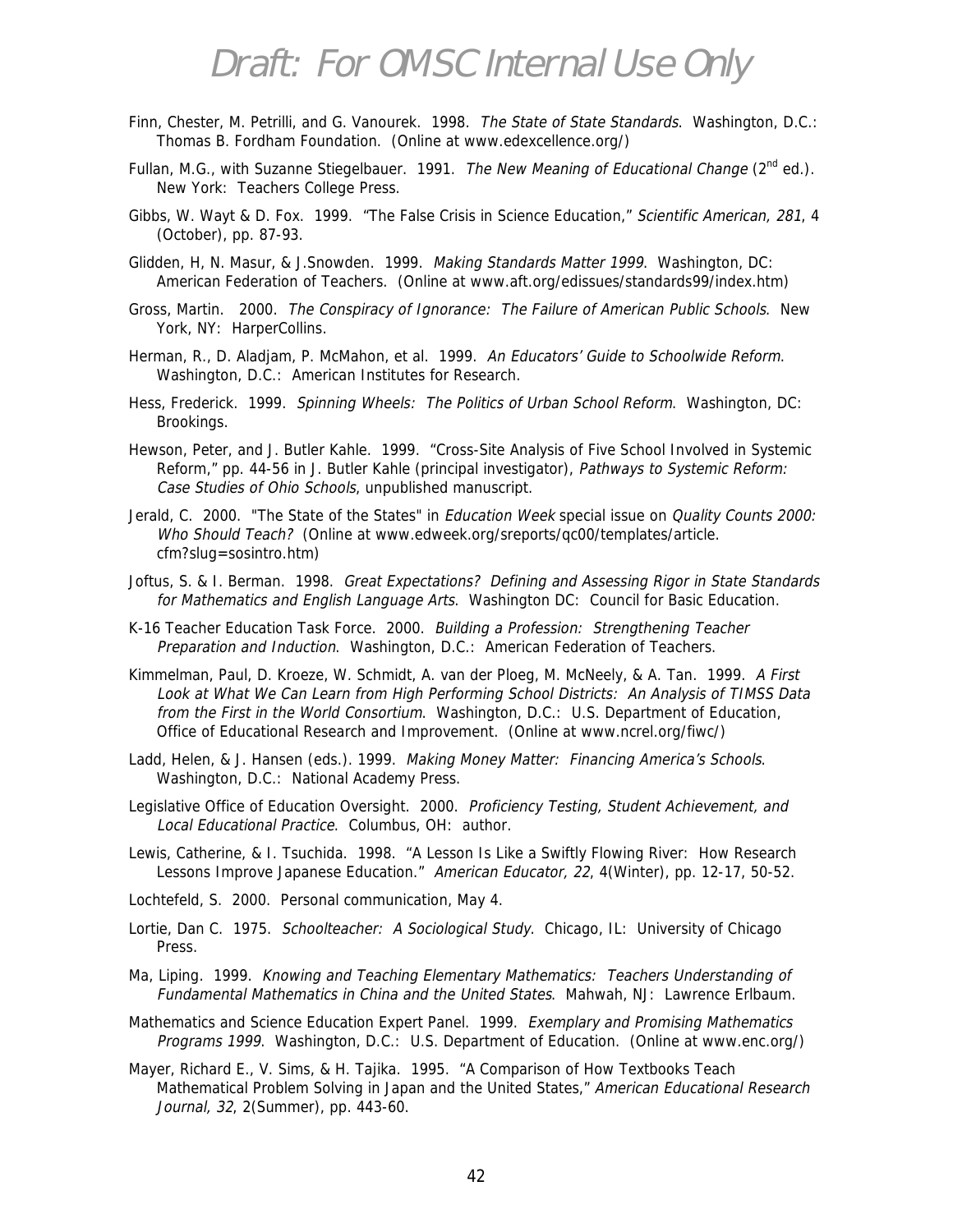Finn, Chester, M. Petrilli, and G. Vanourek. 1998. *The State of State Standards*. Washington, D.C.: Thomas B. Fordham Foundation. (Online at www.edexcellence.org/)

Fullan, M.G., with Suzanne Stiegelbauer. 1991. *The New Meaning of Educational Change* (2nd ed.). New York: Teachers College Press.

Gibbs, W. Wayt & D. Fox. 1999. "The False Crisis in Science Education," *Scientific American, 281*, 4 (October), pp. 87-93.

Glidden, H, N. Masur, & J.Snowden. 1999. *Making Standards Matter 1999*. Washington, DC: American Federation of Teachers. (Online at www.aft.org/edissues/standards99/index.htm)

Gross, Martin. 2000. *The Conspiracy of Ignorance: The Failure of American Public Schools*. New York, NY: HarperCollins.

Herman, R., D. Aladjam, P. McMahon, et al. 1999. *An Educators' Guide to Schoolwide Reform*. Washington, D.C.: American Institutes for Research.

Hess, Frederick. 1999. *Spinning Wheels: The Politics of Urban School Reform*. Washington, DC: Brookings.

Hewson, Peter, and J. Butler Kahle. 1999. "Cross-Site Analysis of Five School Involved in Systemic Reform," pp. 44-56 in J. Butler Kahle (principal investigator), *Pathways to Systemic Reform: Case Studies of Ohio Schools*, unpublished manuscript.

Jerald, C. 2000. "The State of the States" in *Education Week* special issue on *Quality Counts 2000: Who Should Teach?* (Online at www.edweek.org/sreports/qc00/templates/article.cfm?slug=sosintro.htm)

Joftus, S. & I. Berman. 1998. *Great Expectations? Defining and Assessing Rigor in State Standards for Mathematics and English Language Arts*. Washington DC: Council for Basic Education.

K-16 Teacher Education Task Force. 2000. *Building a Profession: Strengthening Teacher Preparation and Induction*. Washington, D.C.: American Federation of Teachers.

Kimmelman, Paul, D. Kroeze, W. Schmidt, A. van der Ploeg, M. McNeely, & A. Tan. 1999. *A First Look at What We Can Learn from High Performing School Districts: An Analysis of TIMSS Data from the First in the World Consortium*. Washington, D.C.: U.S. Department of Education, Office of Educational Research and Improvement. (Online at www.ncrel.org/fiwc/)

Ladd, Helen, & J. Hansen (eds.). 1999. *Making Money Matter: Financing America's Schools*. Washington, D.C.: National Academy Press.

Legislative Office of Education Oversight. 2000. *Proficiency Testing, Student Achievement, and Local Educational Practice*. Columbus, OH: author.

Lewis, Catherine, & I. Tsuchida. 1998. "A Lesson Is Like a Swiftly Flowing River: How Research Lessons Improve Japanese Education." *American Educator, 22*, 4(Winter), pp. 12-17, 50-52.

Lochtefeld, S. 2000. Personal communication, May 4.

Lortie, Dan C. 1975. *Schoolteacher: A Sociological Study*. Chicago, IL: University of Chicago Press.

Ma, Liping. 1999. *Knowing and Teaching Elementary Mathematics: Teachers Understanding of Fundamental Mathematics in China and the United States*. Mahwah, NJ: Lawrence Erlbaum.

Mathematics and Science Education Expert Panel. 1999. *Exemplary and Promising Mathematics Programs 1999*. Washington, D.C.: U.S. Department of Education. (Online at www.enc.org/)

Mayer, Richard E., V. Sims, & H. Tajika. 1995. "A Comparison of How Textbooks Teach Mathematical Problem Solving in Japan and the United States," *American Educational Research Journal, 32*, 2(Summer), pp. 443-60.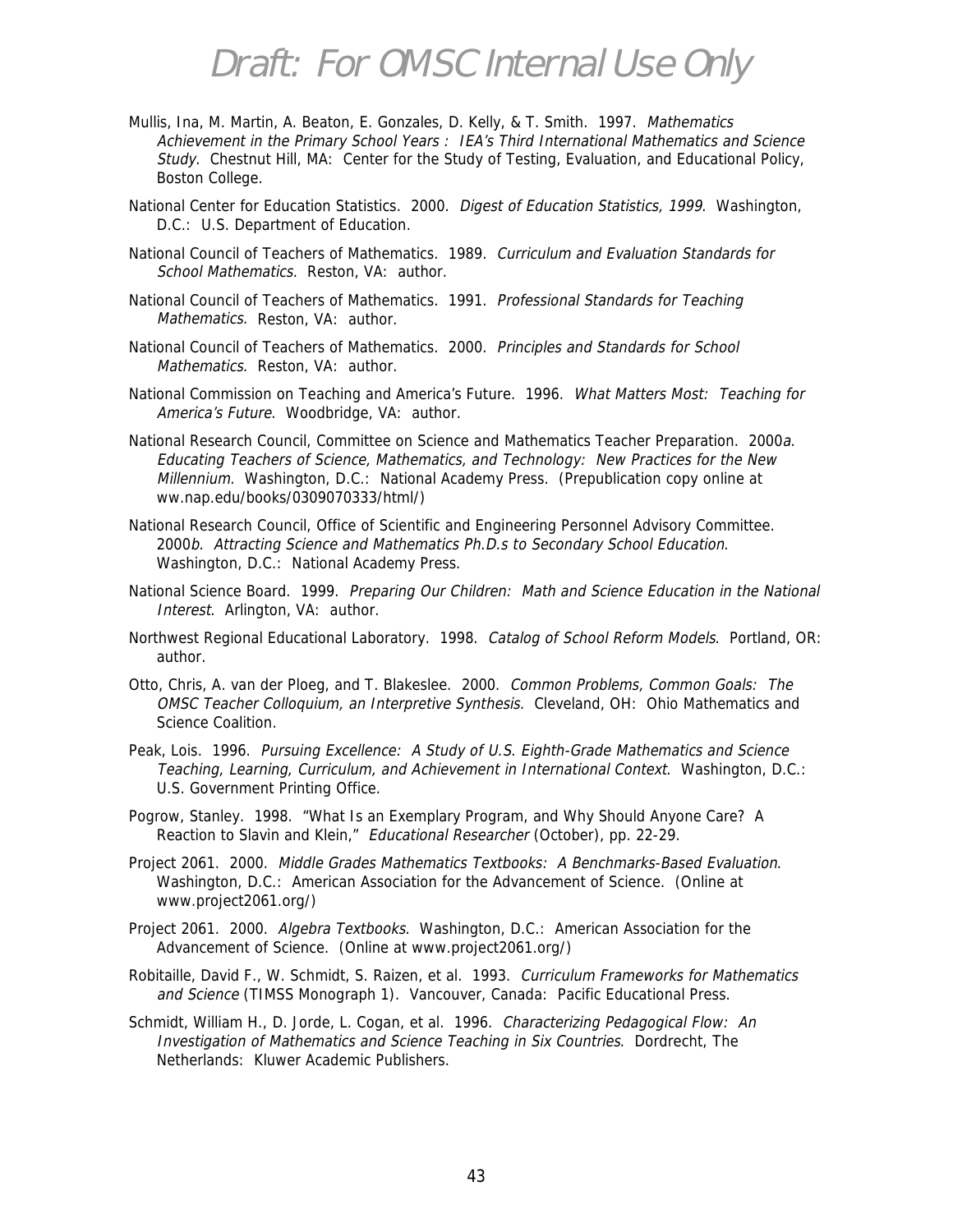Mullis, Ina, M. Martin, A. Beaton, E. Gonzales, D. Kelly, & T. Smith. 1997. *Mathematics Achievement in the Primary School Years : IEA's Third International Mathematics and Science Study*. Chestnut Hill, MA: Center for the Study of Testing, Evaluation, and Educational Policy, Boston College.

National Center for Education Statistics. 2000. *Digest of Education Statistics, 1999*. Washington, D.C.: U.S. Department of Education.

National Council of Teachers of Mathematics. 1989. *Curriculum and Evaluation Standards for School Mathematics.* Reston, VA: author.

National Council of Teachers of Mathematics. 1991. *Professional Standards for Teaching Mathematics.* Reston, VA: author.

National Council of Teachers of Mathematics. 2000. *Principles and Standards for School Mathematics*. Reston, VA: author.

National Commission on Teaching and America's Future. 1996. *What Matters Most: Teaching for America's Future*. Woodbridge, VA: author.

National Research Council, Committee on Science and Mathematics Teacher Preparation. 2000*a*. *Educating Teachers of Science, Mathematics, and Technology: New Practices for the New Millennium*. Washington, D.C.: National Academy Press. (Prepublication copy online at ww.nap.edu/books/0309070333/html/)

National Research Council, Office of Scientific and Engineering Personnel Advisory Committee. 2000*b*. *Attracting Science and Mathematics Ph.D.s to Secondary School Education*. Washington, D.C.: National Academy Press.

National Science Board. 1999. *Preparing Our Children: Math and Science Education in the National Interest*. Arlington, VA: author.

Northwest Regional Educational Laboratory. 1998. *Catalog of School Reform Models*. Portland, OR: author.

Otto, Chris, A. van der Ploeg, and T. Blakeslee. 2000. *Common Problems, Common Goals: The OMSC Teacher Colloquium, an Interpretive Synthesis.* Cleveland, OH: Ohio Mathematics and Science Coalition.

Peak, Lois. 1996. *Pursuing Excellence: A Study of U.S. Eighth-Grade Mathematics and Science Teaching, Learning, Curriculum, and Achievement in International Context*. Washington, D.C.: U.S. Government Printing Office.

Pogrow, Stanley. 1998. "What Is an Exemplary Program, and Why Should Anyone Care? A Reaction to Slavin and Klein," *Educational Researcher* (October), pp. 22-29.

Project 2061. 2000. *Middle Grades Mathematics Textbooks: A Benchmarks-Based Evaluation*. Washington, D.C.: American Association for the Advancement of Science. (Online at www.project2061.org/)

Project 2061. 2000. *Algebra Textbooks*. Washington, D.C.: American Association for the Advancement of Science. (Online at www.project2061.org/)

Robitaille, David F., W. Schmidt, S. Raizen, et al. 1993. *Curriculum Frameworks for Mathematics and Science* (TIMSS Monograph 1). Vancouver, Canada: Pacific Educational Press.

Schmidt, William H., D. Jorde, L. Cogan, et al. 1996. *Characterizing Pedagogical Flow: An Investigation of Mathematics and Science Teaching in Six Countries*. Dordrecht, The Netherlands: Kluwer Academic Publishers.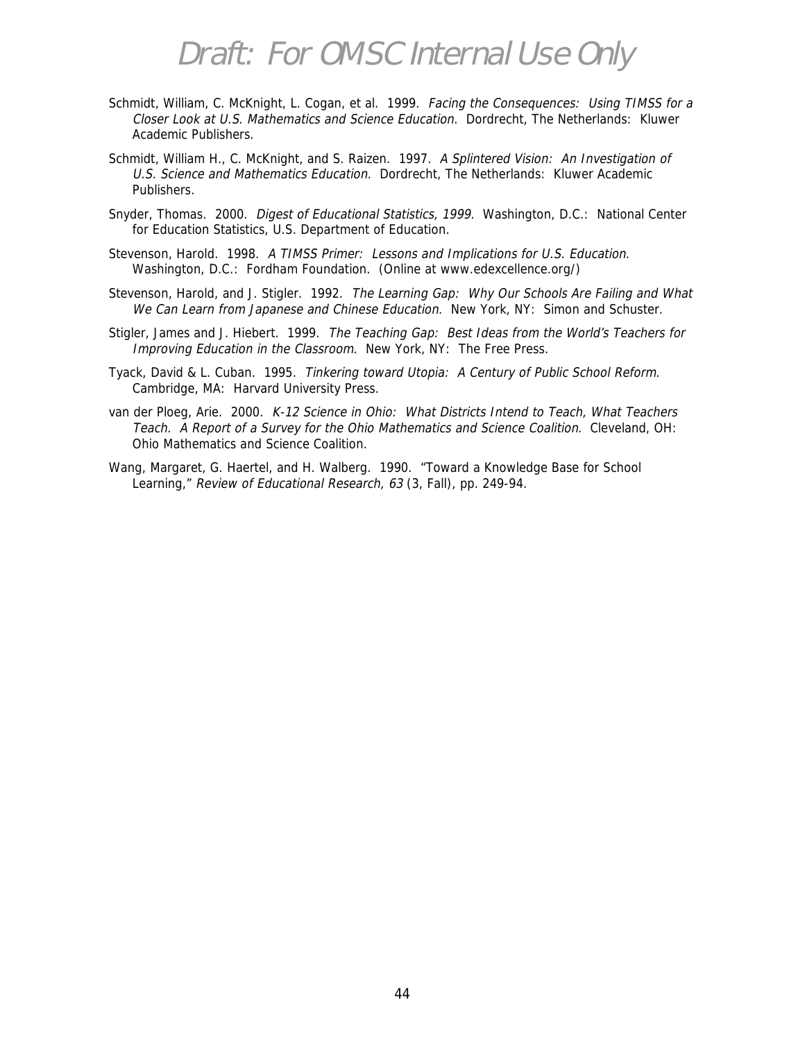Draft: For OMSC Internal Use Only

Schmidt, William, C. McKnight, L. Cogan, et al. 1999. *Facing the Consequences: Using TIMSS for a Closer Look at U.S. Mathematics and Science Education*. Dordrecht, The Netherlands: Kluwer Academic Publishers.

Schmidt, William H., C. McKnight, and S. Raizen. 1997. *A Splintered Vision: An Investigation of U.S. Science and Mathematics Education.* Dordrecht, The Netherlands: Kluwer Academic Publishers.

Snyder, Thomas. 2000. *Digest of Educational Statistics, 1999*. Washington, D.C.: National Center for Education Statistics, U.S. Department of Education.

Stevenson, Harold. 1998. *A TIMSS Primer: Lessons and Implications for U.S. Education*. Washington, D.C.: Fordham Foundation. (Online at www.edexcellence.org/)

Stevenson, Harold, and J. Stigler. 1992. *The Learning Gap: Why Our Schools Are Failing and What We Can Learn from Japanese and Chinese Education*. New York, NY: Simon and Schuster.

Stigler, James and J. Hiebert. 1999. *The Teaching Gap: Best Ideas from the World's Teachers for Improving Education in the Classroom*. New York, NY: The Free Press.

Tyack, David & L. Cuban. 1995. *Tinkering toward Utopia: A Century of Public School Reform*. Cambridge, MA: Harvard University Press.

van der Ploeg, Arie. 2000. *K-12 Science in Ohio: What Districts Intend to Teach, What Teachers Teach. A Report of a Survey for the Ohio Mathematics and Science Coalition*. Cleveland, OH: Ohio Mathematics and Science Coalition.

Wang, Margaret, G. Haertel, and H. Walberg. 1990. "Toward a Knowledge Base for School Learning," *Review of Educational Research, 63* (3, Fall), pp. 249-94.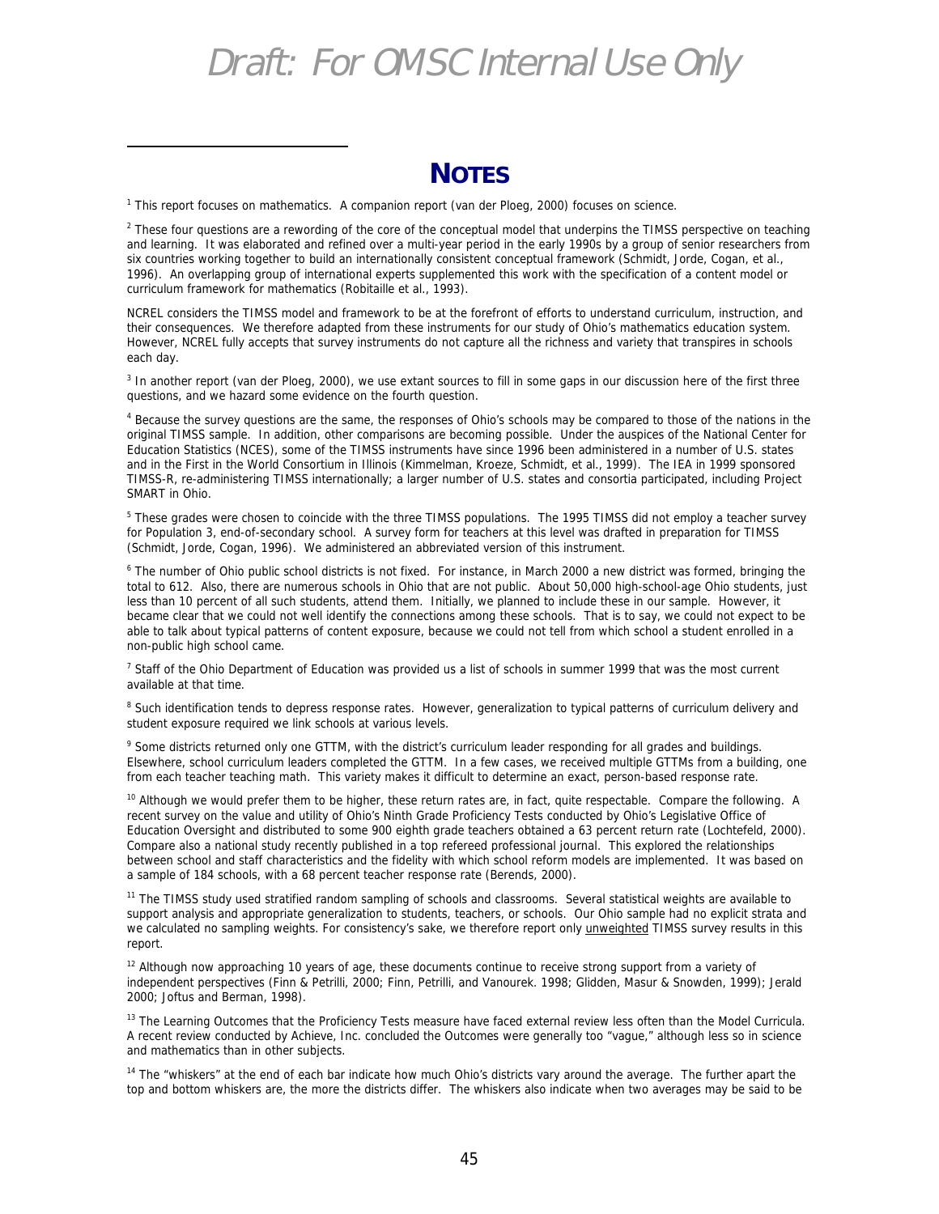# NOTES

[1] This report focuses on mathematics. A companion report (van der Ploeg, 2000) focuses on science.

[2] These four questions are a rewording of the core of the conceptual model that underpins the TIMSS perspective on teaching and learning. It was elaborated and refined over a multi-year period in the early 1990s by a group of senior researchers from six countries working together to build an internationally consistent conceptual framework (Schmidt, Jorde, Cogan, et al., 1996). An overlapping group of international experts supplemented this work with the specification of a content model or curriculum framework for mathematics (Robitaille et al., 1993).

NCREL considers the TIMSS model and framework to be at the forefront of efforts to understand curriculum, instruction, and their consequences. We therefore adapted from these instruments for our study of Ohio's mathematics education system. However, NCREL fully accepts that survey instruments do not capture all the richness and variety that transpires in schools each day.

[3] In another report (van der Ploeg, 2000), we use extant sources to fill in some gaps in our discussion here of the first three questions, and we hazard some evidence on the fourth question.

[4] Because the survey questions are the same, the responses of Ohio's schools may be compared to those of the nations in the original TIMSS sample. In addition, other comparisons are becoming possible. Under the auspices of the National Center for Education Statistics (NCES), some of the TIMSS instruments have since 1996 been administered in a number of U.S. states and in the First in the World Consortium in Illinois (Kimmelman, Kroeze, Schmidt, et al., 1999). The IEA in 1999 sponsored TIMSS-R, re-administering TIMSS internationally; a larger number of U.S. states and consortia participated, including Project SMART in Ohio.

[5] These grades were chosen to coincide with the three TIMSS populations. The 1995 TIMSS did not employ a teacher survey for Population 3, end-of-secondary school. A survey form for teachers at this level was drafted in preparation for TIMSS (Schmidt, Jorde, Cogan, 1996). We administered an abbreviated version of this instrument.

[6] The number of Ohio public school districts is not fixed. For instance, in March 2000 a new district was formed, bringing the total to 612. Also, there are numerous schools in Ohio that are not public. About 50,000 high-school-age Ohio students, just less than 10 percent of all such students, attend them. Initially, we planned to include these in our sample. However, it became clear that we could not well identify the connections among these schools. That is to say, we could not expect to be able to talk about typical patterns of content exposure, because we could not tell from which school a student enrolled in a non-public high school came.

[7] Staff of the Ohio Department of Education was provided us a list of schools in summer 1999 that was the most current available at that time.

[8] Such identification tends to depress response rates. However, generalization to typical patterns of curriculum delivery and student exposure required we link schools at various levels.

[9] Some districts returned only one GTTM, with the district's curriculum leader responding for all grades and buildings. Elsewhere, school curriculum leaders completed the GTTM. In a few cases, we received multiple GTTMs from a building, one from each teacher teaching math. This variety makes it difficult to determine an exact, person-based response rate.

[10] Although we would prefer them to be higher, these return rates are, in fact, quite respectable. Compare the following. A recent survey on the value and utility of Ohio's Ninth Grade Proficiency Tests conducted by Ohio's Legislative Office of Education Oversight and distributed to some 900 eighth grade teachers obtained a 63 percent return rate (Lochtefeld, 2000). Compare also a national study recently published in a top refereed professional journal. This explored the relationships between school and staff characteristics and the fidelity with which school reform models are implemented. It was based on a sample of 184 schools, with a 68 percent teacher response rate (Berends, 2000).

[11] The TIMSS study used stratified random sampling of schools and classrooms. Several statistical weights are available to support analysis and appropriate generalization to students, teachers, or schools. Our Ohio sample had no explicit strata and we calculated no sampling weights. For consistency's sake, we therefore report only unweighted TIMSS survey results in this report.

[12] Although now approaching 10 years of age, these documents continue to receive strong support from a variety of independent perspectives (Finn & Petrilli, 2000; Finn, Petrilli, and Vanourek. 1998; Glidden, Masur & Snowden, 1999); Jerald 2000; Joftus and Berman, 1998).

[13] The Learning Outcomes that the Proficiency Tests measure have faced external review less often than the Model Curricula. A recent review conducted by Achieve, Inc. concluded the Outcomes were generally too "vague," although less so in science and mathematics than in other subjects.

[14] The "whiskers" at the end of each bar indicate how much Ohio's districts vary around the average. The further apart the top and bottom whiskers are, the more the districts differ. The whiskers also indicate when two averages may be said to be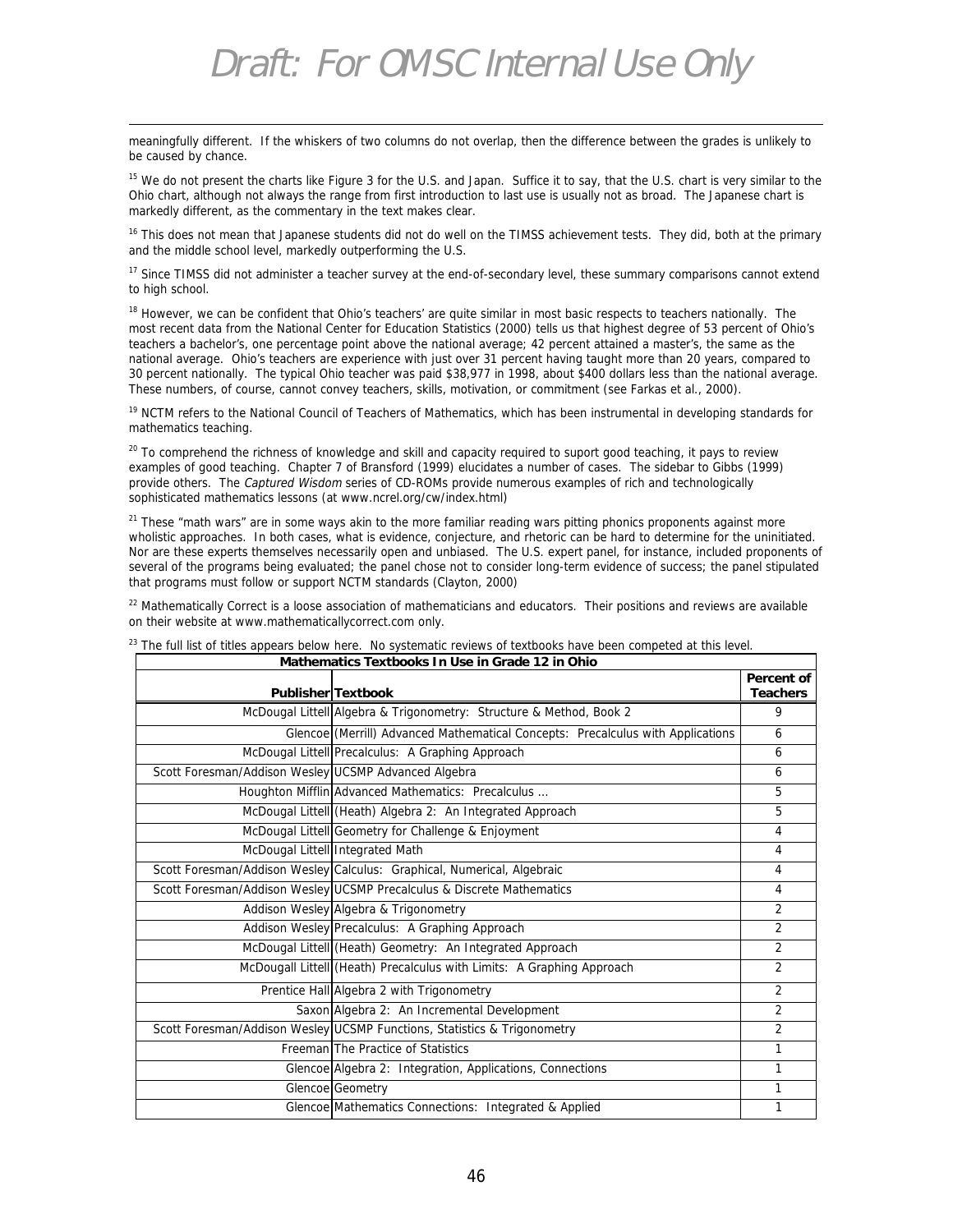meaningfully different. If the whiskers of two columns do not overlap, then the difference between the grades is unlikely to be caused by chance.

[15] We do not present the charts like Figure 3 for the U.S. and Japan. Suffice it to say, that the U.S. chart is very similar to the Ohio chart, although not always the range from first introduction to last use is usually not as broad. The Japanese chart is markedly different, as the commentary in the text makes clear.

[16] This does not mean that Japanese students did not do well on the TIMSS achievement tests. They did, both at the primary and the middle school level, markedly outperforming the U.S.

[17] Since TIMSS did not administer a teacher survey at the end-of-secondary level, these summary comparisons cannot extend to high school.

[18] However, we can be confident that Ohio's teachers' are quite similar in most basic respects to teachers nationally. The most recent data from the National Center for Education Statistics (2000) tells us that highest degree of 53 percent of Ohio's teachers a bachelor's, one percentage point above the national average; 42 percent attained a master's, the same as the national average. Ohio's teachers are experience with just over 31 percent having taught more than 20 years, compared to 30 percent nationally. The typical Ohio teacher was paid $38,977 in 1998, about $400 dollars less than the national average. These numbers, of course, cannot convey teachers, skills, motivation, or commitment (see Farkas et al., 2000).

[19] NCTM refers to the National Council of Teachers of Mathematics, which has been instrumental in developing standards for mathematics teaching.

[20] To comprehend the richness of knowledge and skill and capacity required to suport good teaching, it pays to review examples of good teaching. Chapter 7 of Bransford (1999) elucidates a number of cases. The sidebar to Gibbs (1999) provide others. The *Captured Wisdom* series of CD-ROMs provide numerous examples of rich and technologically sophisticated mathematics lessons (at www.ncrel.org/cw/index.html)

[21] These "math wars" are in some ways akin to the more familiar reading wars pitting phonics proponents against more wholistic approaches. In both cases, what is evidence, conjecture, and rhetoric can be hard to determine for the uninitiated. Nor are these experts themselves necessarily open and unbiased. The U.S. expert panel, for instance, included proponents of several of the programs being evaluated; the panel chose not to consider long-term evidence of success; the panel stipulated that programs must follow or support NCTM standards (Clayton, 2000)

[22] Mathematically Correct is a loose association of mathematicians and educators. Their positions and reviews are available on their website at www.mathematicallycorrect.com only.

[23] The full list of titles appears below here. No systematic reviews of textbooks have been competed at this level.

| Mathematics Textbooks In Use in Grade 12 in Ohio | | |
|---|---|---|
| **Publisher** | **Textbook** | **Percent of Teachers** |
| McDougal Littell | Algebra & Trigonometry: Structure & Method, Book 2 | 9 |
| Glencoe | (Merrill) Advanced Mathematical Concepts: Precalculus with Applications | 6 |
| McDougal Littell | Precalculus: A Graphing Approach | 6 |
| Scott Foresman/Addison Wesley | UCSMP Advanced Algebra | 6 |
| Houghton Mifflin | Advanced Mathematics: Precalculus ... | 5 |
| McDougal Littell | (Heath) Algebra 2: An Integrated Approach | 5 |
| McDougal Littell | Geometry for Challenge & Enjoyment | 4 |
| McDougal Littell | Integrated Math | 4 |
| Scott Foresman/Addison Wesley | Calculus: Graphical, Numerical, Algebraic | 4 |
| Scott Foresman/Addison Wesley | UCSMP Precalculus & Discrete Mathematics | 4 |
| Addison Wesley | Algebra & Trigonometry | 2 |
| Addison Wesley | Precalculus: A Graphing Approach | 2 |
| McDougal Littell | (Heath) Geometry: An Integrated Approach | 2 |
| McDougall Littell | (Heath) Precalculus with Limits: A Graphing Approach | 2 |
| Prentice Hall | Algebra 2 with Trigonometry | 2 |
| Saxon | Algebra 2: An Incremental Development | 2 |
| Scott Foresman/Addison Wesley | UCSMP Functions, Statistics & Trigonometry | 2 |
| Freeman | The Practice of Statistics | 1 |
| Glencoe | Algebra 2: Integration, Applications, Connections | 1 |
| Glencoe | Geometry | 1 |
| Glencoe | Mathematics Connections: Integrated & Applied | 1 |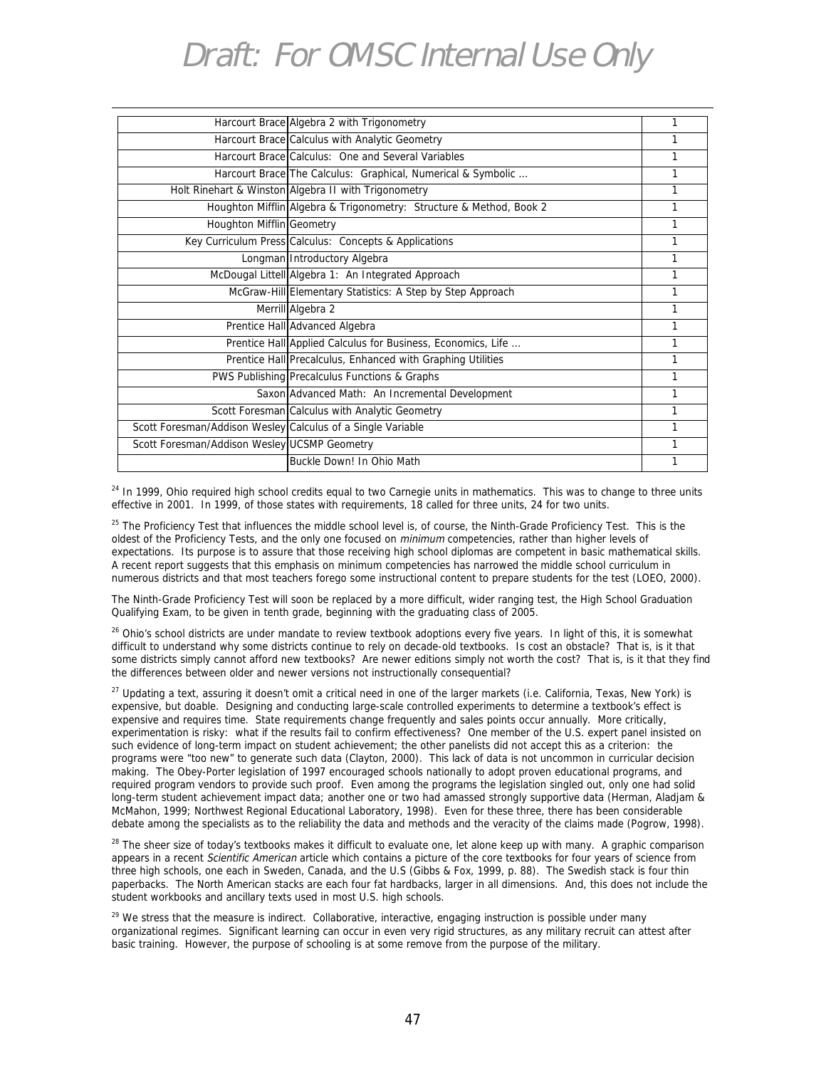| | | |
|---|---|---|
| Harcourt Brace | Algebra 2 with Trigonometry | 1 |
| Harcourt Brace | Calculus with Analytic Geometry | 1 |
| Harcourt Brace | Calculus:  One and Several Variables | 1 |
| Harcourt Brace | The Calculus:  Graphical, Numerical & Symbolic … | 1 |
| Holt Rinehart & Winston | Algebra II with Trigonometry | 1 |
| Houghton Mifflin | Algebra & Trigonometry:  Structure & Method, Book 2 | 1 |
| Houghton Mifflin | Geometry | 1 |
| Key Curriculum Press | Calculus:  Concepts & Applications | 1 |
| Longman | Introductory Algebra | 1 |
| McDougal Littell | Algebra 1:  An Integrated Approach | 1 |
| McGraw-Hill | Elementary Statistics: A Step by Step Approach | 1 |
| Merrill | Algebra 2 | 1 |
| Prentice Hall | Advanced Algebra | 1 |
| Prentice Hall | Applied Calculus for Business, Economics, Life … | 1 |
| Prentice Hall | Precalculus, Enhanced with Graphing Utilities | 1 |
| PWS Publishing | Precalculus Functions & Graphs | 1 |
| Saxon | Advanced Math:  An Incremental Development | 1 |
| Scott Foresman | Calculus with Analytic Geometry | 1 |
| Scott Foresman/Addison Wesley | Calculus of a Single Variable | 1 |
| Scott Foresman/Addison Wesley | UCSMP Geometry | 1 |
| | Buckle Down! In Ohio Math | 1 |

[24] In 1999, Ohio required high school credits equal to two Carnegie units in mathematics.  This was to change to three units effective in 2001.  In 1999, of those states with requirements, 18 called for three units, 24 for two units.

[25] The Proficiency Test that influences the middle school level is, of course, the Ninth-Grade Proficiency Test.  This is the oldest of the Proficiency Tests, and the only one focused on *minimum* competencies, rather than higher levels of expectations.  Its purpose is to assure that those receiving high school diplomas are competent in basic mathematical skills.  A recent report suggests that this emphasis on minimum competencies has narrowed the middle school curriculum in numerous districts and that most teachers forego some instructional content to prepare students for the test (LOEO, 2000).

The Ninth-Grade Proficiency Test will soon be replaced by a more difficult, wider ranging test, the High School Graduation Qualifying Exam, to be given in tenth grade, beginning with the graduating class of 2005.

[26] Ohio's school districts are under mandate to review textbook adoptions every five years.  In light of this, it is somewhat difficult to understand why some districts continue to rely on decade-old textbooks.  Is cost an obstacle?  That is, is it that some districts simply cannot afford new textbooks?  Are newer editions simply not worth the cost?  That is, is it that they find the differences between older and newer versions not instructionally consequential?

[27] Updating a text, assuring it doesn't omit a critical need in one of the larger markets (i.e. California, Texas, New York) is expensive, but doable.  Designing and conducting large-scale controlled experiments to determine a textbook's effect is expensive and requires time.  State requirements change frequently and sales points occur annually.  More critically, experimentation is risky:  what if the results fail to confirm effectiveness?  One member of the U.S. expert panel insisted on such evidence of long-term impact on student achievement; the other panelists did not accept this as a criterion:  the programs were "too new" to generate such data (Clayton, 2000).  This lack of data is not uncommon in curricular decision making.  The Obey-Porter legislation of 1997 encouraged schools nationally to adopt proven educational programs, and required program vendors to provide such proof.  Even among the programs the legislation singled out, only one had solid long-term student achievement impact data; another one or two had amassed strongly supportive data (Herman, Aladjam & McMahon, 1999; Northwest Regional Educational Laboratory, 1998).  Even for these three, there has been considerable debate among the specialists as to the reliability the data and methods and the veracity of the claims made (Pogrow, 1998).

[28] The sheer size of today's textbooks makes it difficult to evaluate one, let alone keep up with many.  A graphic comparison appears in a recent *Scientific American* article which contains a picture of the core textbooks for four years of science from three high schools, one each in Sweden, Canada, and the U.S (Gibbs & Fox, 1999, p. 88).  The Swedish stack is four thin paperbacks.  The North American stacks are each four fat hardbacks, larger in all dimensions.  And, this does not include the student workbooks and ancillary texts used in most U.S. high schools.

[29] We stress that the measure is indirect.  Collaborative, interactive, engaging instruction is possible under many organizational regimes.  Significant learning can occur in even very rigid structures, as any military recruit can attest after basic training.  However, the purpose of schooling is at some remove from the purpose of the military.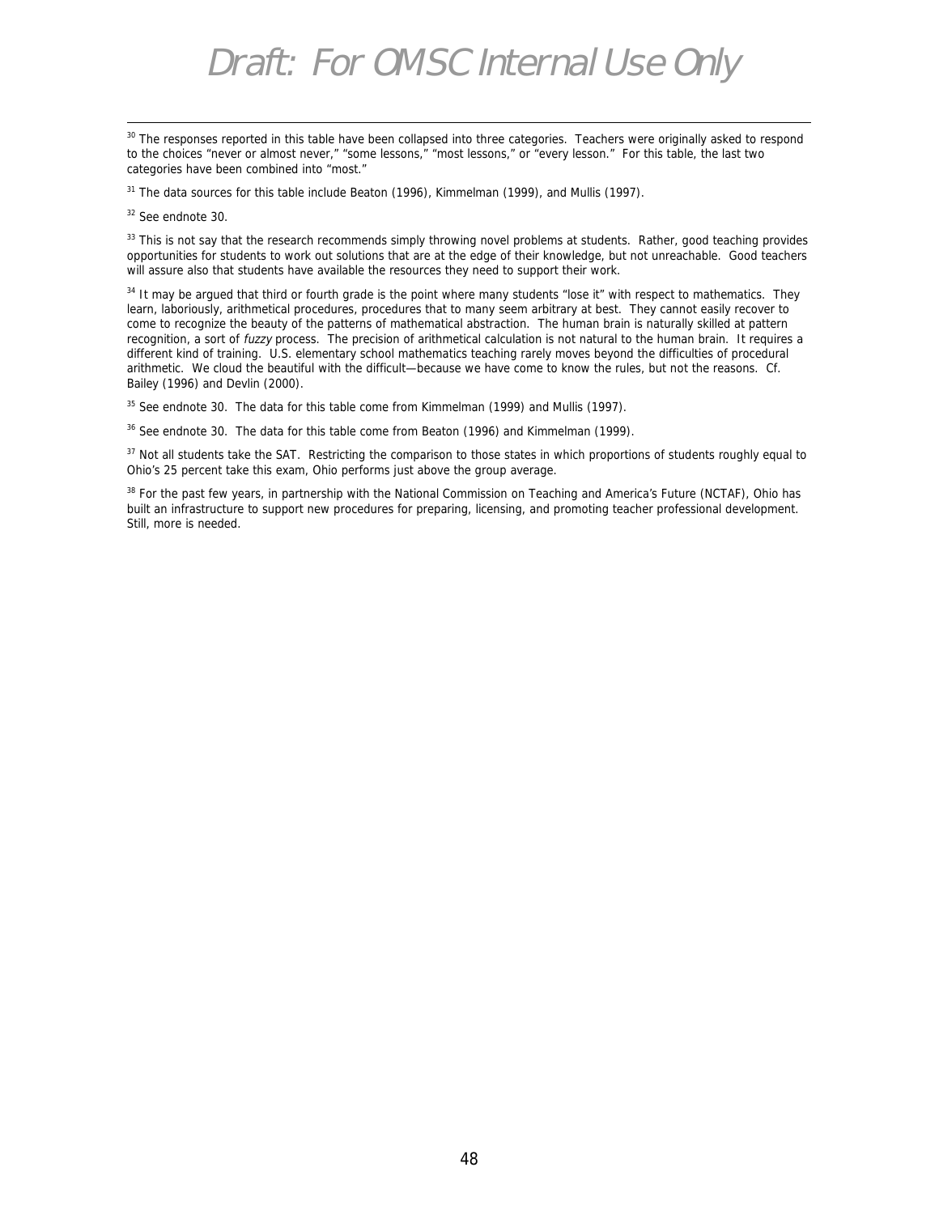[30] The responses reported in this table have been collapsed into three categories. Teachers were originally asked to respond to the choices "never or almost never," "some lessons," "most lessons," or "every lesson." For this table, the last two categories have been combined into "most."

[31] The data sources for this table include Beaton (1996), Kimmelman (1999), and Mullis (1997).

[32] See endnote 30.

[33] This is not say that the research recommends simply throwing novel problems at students. Rather, good teaching provides opportunities for students to work out solutions that are at the edge of their knowledge, but not unreachable. Good teachers will assure also that students have available the resources they need to support their work.

[34] It may be argued that third or fourth grade is the point where many students "lose it" with respect to mathematics. They learn, laboriously, arithmetical procedures, procedures that to many seem arbitrary at best. They cannot easily recover to come to recognize the beauty of the patterns of mathematical abstraction. The human brain is naturally skilled at pattern recognition, a sort of *fuzzy* process. The precision of arithmetical calculation is not natural to the human brain. It requires a different kind of training. U.S. elementary school mathematics teaching rarely moves beyond the difficulties of procedural arithmetic. We cloud the beautiful with the difficult—because we have come to know the rules, but not the reasons. Cf. Bailey (1996) and Devlin (2000).

[35] See endnote 30. The data for this table come from Kimmelman (1999) and Mullis (1997).

[36] See endnote 30. The data for this table come from Beaton (1996) and Kimmelman (1999).

[37] Not all students take the SAT. Restricting the comparison to those states in which proportions of students roughly equal to Ohio's 25 percent take this exam, Ohio performs just above the group average.

[38] For the past few years, in partnership with the National Commission on Teaching and America's Future (NCTAF), Ohio has built an infrastructure to support new procedures for preparing, licensing, and promoting teacher professional development. Still, more is needed.